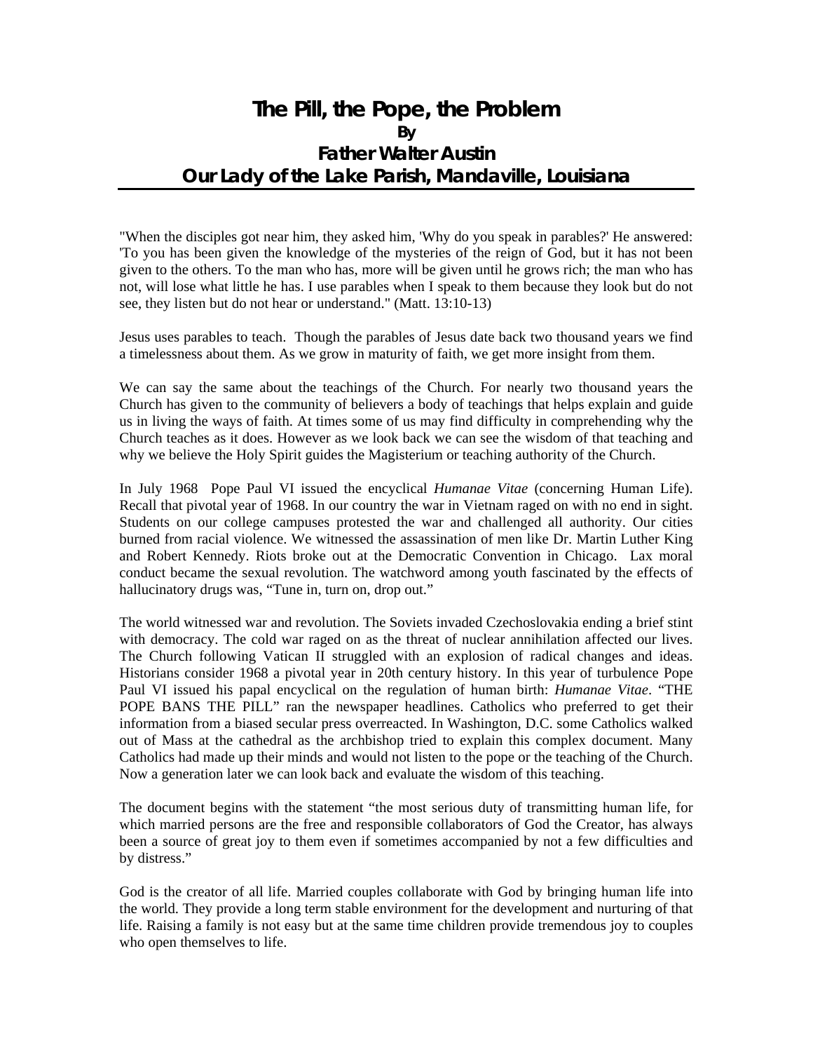# The Pill, the Pope, the Problem

**By**

**Father Walter Austin**

**Our Lady of the Lake Parish, Mandaville, Louisiana**

"When the disciples got near him, they asked him, 'Why do you speak in parables?' He answered: 'To you has been given the knowledge of the mysteries of the reign of God, but it has not been given to the others. To the man who has, more will be given until he grows rich; the man who has not, will lose what little he has. I use parables when I speak to them because they look but do not see, they listen but do not hear or understand." (Matt. 13:10-13)

Jesus uses parables to teach. Though the parables of Jesus date back two thousand years we find a timelessness about them. As we grow in maturity of faith, we get more insight from them.

We can say the same about the teachings of the Church. For nearly two thousand years the Church has given to the community of believers a body of teachings that helps explain and guide us in living the ways of faith. At times some of us may find difficulty in comprehending why the Church teaches as it does. However as we look back we can see the wisdom of that teaching and why we believe the Holy Spirit guides the Magisterium or teaching authority of the Church.

In July 1968 Pope Paul VI issued the encyclical *Humanae Vitae* (concerning Human Life). Recall that pivotal year of 1968. In our country the war in Vietnam raged on with no end in sight. Students on our college campuses protested the war and challenged all authority. Our cities burned from racial violence. We witnessed the assassination of men like Dr. Martin Luther King and Robert Kennedy. Riots broke out at the Democratic Convention in Chicago. Lax moral conduct became the sexual revolution. The watchword among youth fascinated by the effects of hallucinatory drugs was, "Tune in, turn on, drop out."

The world witnessed war and revolution. The Soviets invaded Czechoslovakia ending a brief stint with democracy. The cold war raged on as the threat of nuclear annihilation affected our lives. The Church following Vatican II struggled with an explosion of radical changes and ideas. Historians consider 1968 a pivotal year in 20th century history. In this year of turbulence Pope Paul VI issued his papal encyclical on the regulation of human birth: *Humanae Vitae*. "THE POPE BANS THE PILL" ran the newspaper headlines. Catholics who preferred to get their information from a biased secular press overreacted. In Washington, D.C. some Catholics walked out of Mass at the cathedral as the archbishop tried to explain this complex document. Many Catholics had made up their minds and would not listen to the pope or the teaching of the Church. Now a generation later we can look back and evaluate the wisdom of this teaching.

The document begins with the statement "the most serious duty of transmitting human life, for which married persons are the free and responsible collaborators of God the Creator, has always been a source of great joy to them even if sometimes accompanied by not a few difficulties and by distress."

God is the creator of all life. Married couples collaborate with God by bringing human life into the world. They provide a long term stable environment for the development and nurturing of that life. Raising a family is not easy but at the same time children provide tremendous joy to couples who open themselves to life.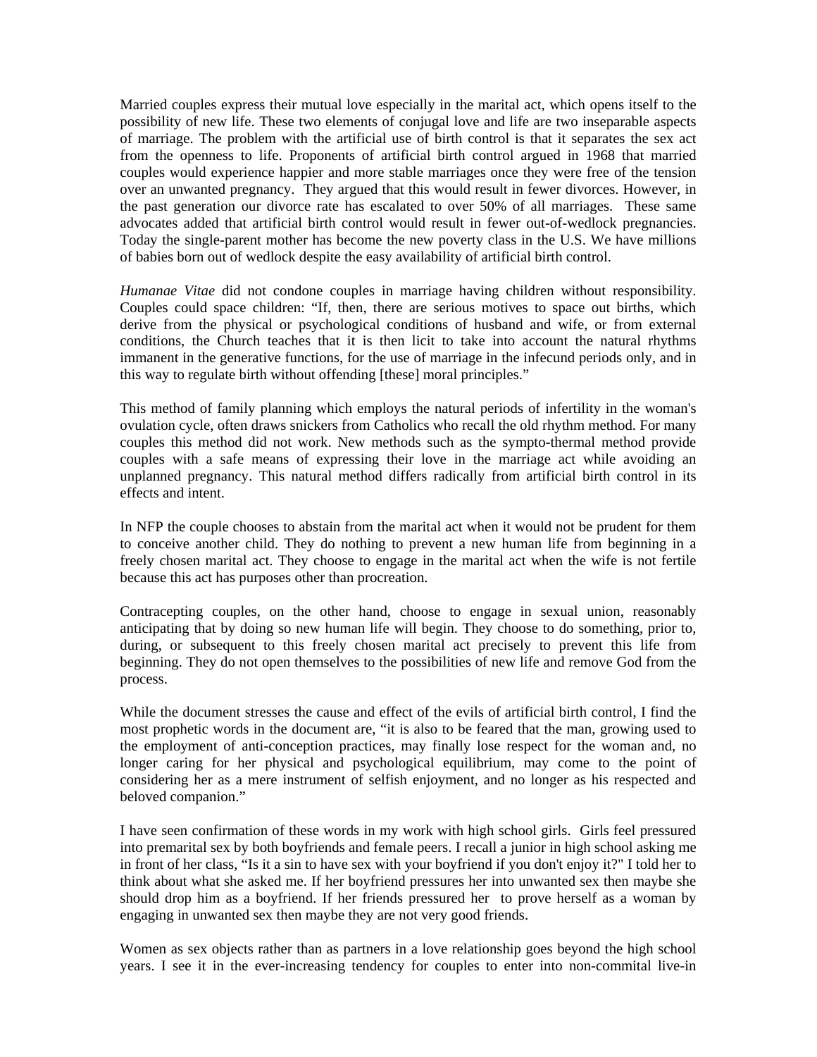Married couples express their mutual love especially in the marital act, which opens itself to the possibility of new life. These two elements of conjugal love and life are two inseparable aspects of marriage. The problem with the artificial use of birth control is that it separates the sex act from the openness to life. Proponents of artificial birth control argued in 1968 that married couples would experience happier and more stable marriages once they were free of the tension over an unwanted pregnancy. They argued that this would result in fewer divorces. However, in the past generation our divorce rate has escalated to over 50% of all marriages. These same advocates added that artificial birth control would result in fewer out-of-wedlock pregnancies. Today the single-parent mother has become the new poverty class in the U.S. We have millions of babies born out of wedlock despite the easy availability of artificial birth control.

*Humanae Vitae* did not condone couples in marriage having children without responsibility. Couples could space children: "If, then, there are serious motives to space out births, which derive from the physical or psychological conditions of husband and wife, or from external conditions, the Church teaches that it is then licit to take into account the natural rhythms immanent in the generative functions, for the use of marriage in the infecund periods only, and in this way to regulate birth without offending [these] moral principles."

This method of family planning which employs the natural periods of infertility in the woman's ovulation cycle, often draws snickers from Catholics who recall the old rhythm method. For many couples this method did not work. New methods such as the sympto-thermal method provide couples with a safe means of expressing their love in the marriage act while avoiding an unplanned pregnancy. This natural method differs radically from artificial birth control in its effects and intent.

In NFP the couple chooses to abstain from the marital act when it would not be prudent for them to conceive another child. They do nothing to prevent a new human life from beginning in a freely chosen marital act. They choose to engage in the marital act when the wife is not fertile because this act has purposes other than procreation.

Contracepting couples, on the other hand, choose to engage in sexual union, reasonably anticipating that by doing so new human life will begin. They choose to do something, prior to, during, or subsequent to this freely chosen marital act precisely to prevent this life from beginning. They do not open themselves to the possibilities of new life and remove God from the process.

While the document stresses the cause and effect of the evils of artificial birth control, I find the most prophetic words in the document are, "it is also to be feared that the man, growing used to the employment of anti-conception practices, may finally lose respect for the woman and, no longer caring for her physical and psychological equilibrium, may come to the point of considering her as a mere instrument of selfish enjoyment, and no longer as his respected and beloved companion."

I have seen confirmation of these words in my work with high school girls. Girls feel pressured into premarital sex by both boyfriends and female peers. I recall a junior in high school asking me in front of her class, "Is it a sin to have sex with your boyfriend if you don't enjoy it?" I told her to think about what she asked me. If her boyfriend pressures her into unwanted sex then maybe she should drop him as a boyfriend. If her friends pressured her to prove herself as a woman by engaging in unwanted sex then maybe they are not very good friends.

Women as sex objects rather than as partners in a love relationship goes beyond the high school years. I see it in the ever-increasing tendency for couples to enter into non-commital live-in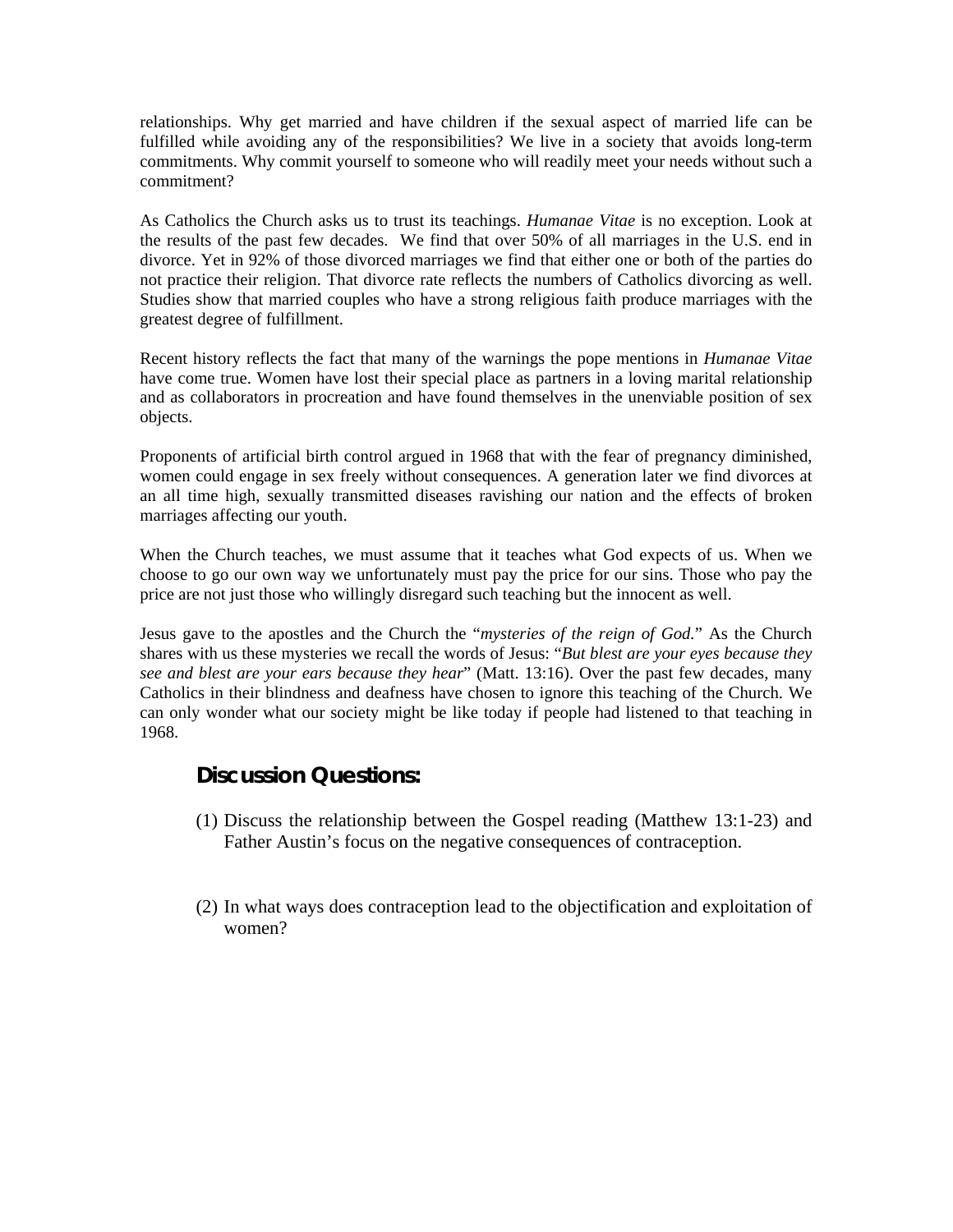relationships. Why get married and have children if the sexual aspect of married life can be fulfilled while avoiding any of the responsibilities? We live in a society that avoids long-term commitments. Why commit yourself to someone who will readily meet your needs without such a commitment?

As Catholics the Church asks us to trust its teachings. *Humanae Vitae* is no exception. Look at the results of the past few decades. We find that over 50% of all marriages in the U.S. end in divorce. Yet in 92% of those divorced marriages we find that either one or both of the parties do not practice their religion. That divorce rate reflects the numbers of Catholics divorcing as well. Studies show that married couples who have a strong religious faith produce marriages with the greatest degree of fulfillment.

Recent history reflects the fact that many of the warnings the pope mentions in *Humanae Vitae* have come true. Women have lost their special place as partners in a loving marital relationship and as collaborators in procreation and have found themselves in the unenviable position of sex objects.

Proponents of artificial birth control argued in 1968 that with the fear of pregnancy diminished, women could engage in sex freely without consequences. A generation later we find divorces at an all time high, sexually transmitted diseases ravishing our nation and the effects of broken marriages affecting our youth.

When the Church teaches, we must assume that it teaches what God expects of us. When we choose to go our own way we unfortunately must pay the price for our sins. Those who pay the price are not just those who willingly disregard such teaching but the innocent as well.

Jesus gave to the apostles and the Church the "*mysteries of the reign of God*." As the Church shares with us these mysteries we recall the words of Jesus: "*But blest are your eyes because they see and blest are your ears because they hear*" (Matt. 13:16). Over the past few decades, many Catholics in their blindness and deafness have chosen to ignore this teaching of the Church. We can only wonder what our society might be like today if people had listened to that teaching in 1968.

## Discussion Questions:

(1) Discuss the relationship between the Gospel reading (Matthew 13:1-23) and Father Austin's focus on the negative consequences of contraception.

(2) In what ways does contraception lead to the objectification and exploitation of women?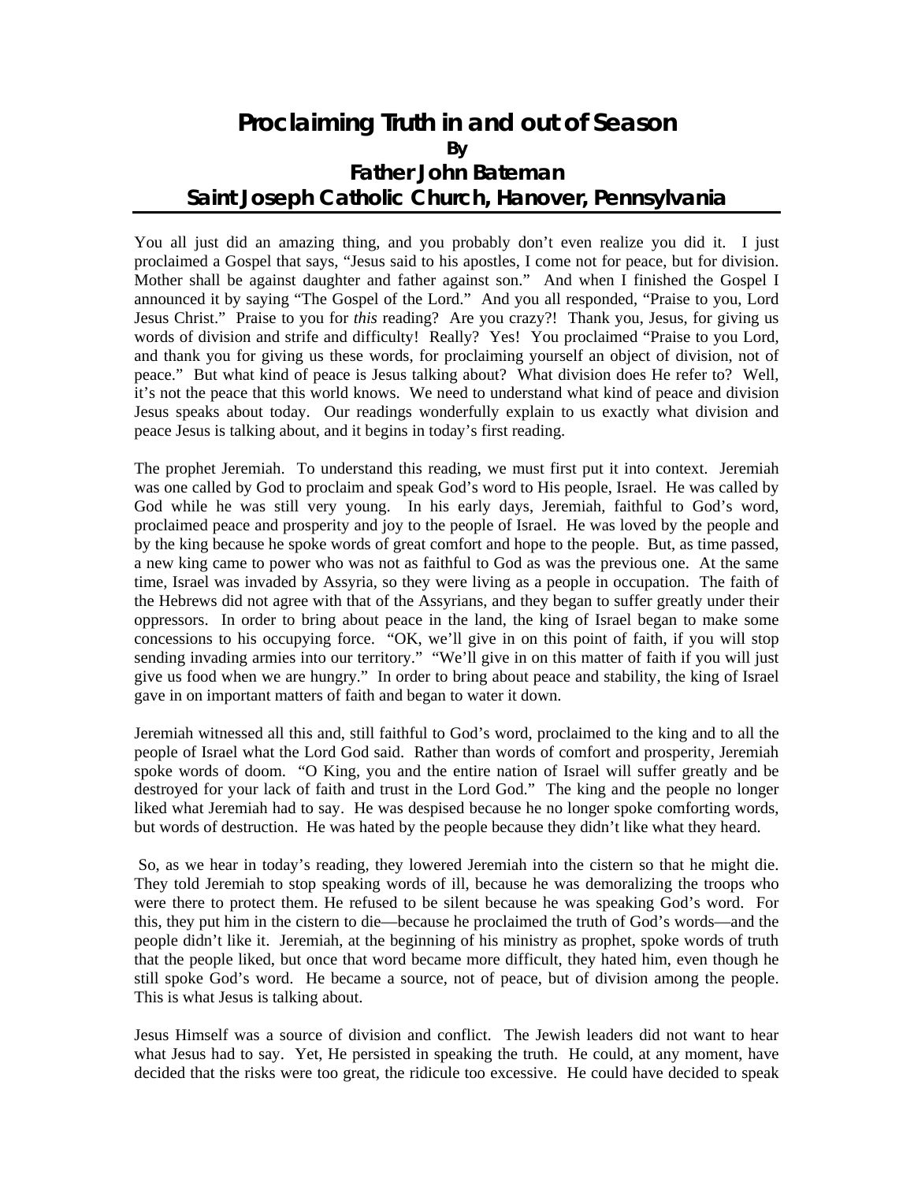# Proclaiming Truth in and out of Season

**By**

**Father John Bateman**

**Saint Joseph Catholic Church, Hanover, Pennsylvania**

You all just did an amazing thing, and you probably don't even realize you did it. I just proclaimed a Gospel that says, "Jesus said to his apostles, I come not for peace, but for division. Mother shall be against daughter and father against son." And when I finished the Gospel I announced it by saying "The Gospel of the Lord." And you all responded, "Praise to you, Lord Jesus Christ." Praise to you for *this* reading? Are you crazy?! Thank you, Jesus, for giving us words of division and strife and difficulty! Really? Yes! You proclaimed "Praise to you Lord, and thank you for giving us these words, for proclaiming yourself an object of division, not of peace." But what kind of peace is Jesus talking about? What division does He refer to? Well, it's not the peace that this world knows. We need to understand what kind of peace and division Jesus speaks about today. Our readings wonderfully explain to us exactly what division and peace Jesus is talking about, and it begins in today's first reading.

The prophet Jeremiah. To understand this reading, we must first put it into context. Jeremiah was one called by God to proclaim and speak God's word to His people, Israel. He was called by God while he was still very young. In his early days, Jeremiah, faithful to God's word, proclaimed peace and prosperity and joy to the people of Israel. He was loved by the people and by the king because he spoke words of great comfort and hope to the people. But, as time passed, a new king came to power who was not as faithful to God as was the previous one. At the same time, Israel was invaded by Assyria, so they were living as a people in occupation. The faith of the Hebrews did not agree with that of the Assyrians, and they began to suffer greatly under their oppressors. In order to bring about peace in the land, the king of Israel began to make some concessions to his occupying force. "OK, we'll give in on this point of faith, if you will stop sending invading armies into our territory." "We'll give in on this matter of faith if you will just give us food when we are hungry." In order to bring about peace and stability, the king of Israel gave in on important matters of faith and began to water it down.

Jeremiah witnessed all this and, still faithful to God's word, proclaimed to the king and to all the people of Israel what the Lord God said. Rather than words of comfort and prosperity, Jeremiah spoke words of doom. "O King, you and the entire nation of Israel will suffer greatly and be destroyed for your lack of faith and trust in the Lord God." The king and the people no longer liked what Jeremiah had to say. He was despised because he no longer spoke comforting words, but words of destruction. He was hated by the people because they didn't like what they heard.

So, as we hear in today's reading, they lowered Jeremiah into the cistern so that he might die. They told Jeremiah to stop speaking words of ill, because he was demoralizing the troops who were there to protect them. He refused to be silent because he was speaking God's word. For this, they put him in the cistern to die—because he proclaimed the truth of God's words—and the people didn't like it. Jeremiah, at the beginning of his ministry as prophet, spoke words of truth that the people liked, but once that word became more difficult, they hated him, even though he still spoke God's word. He became a source, not of peace, but of division among the people. This is what Jesus is talking about.

Jesus Himself was a source of division and conflict. The Jewish leaders did not want to hear what Jesus had to say. Yet, He persisted in speaking the truth. He could, at any moment, have decided that the risks were too great, the ridicule too excessive. He could have decided to speak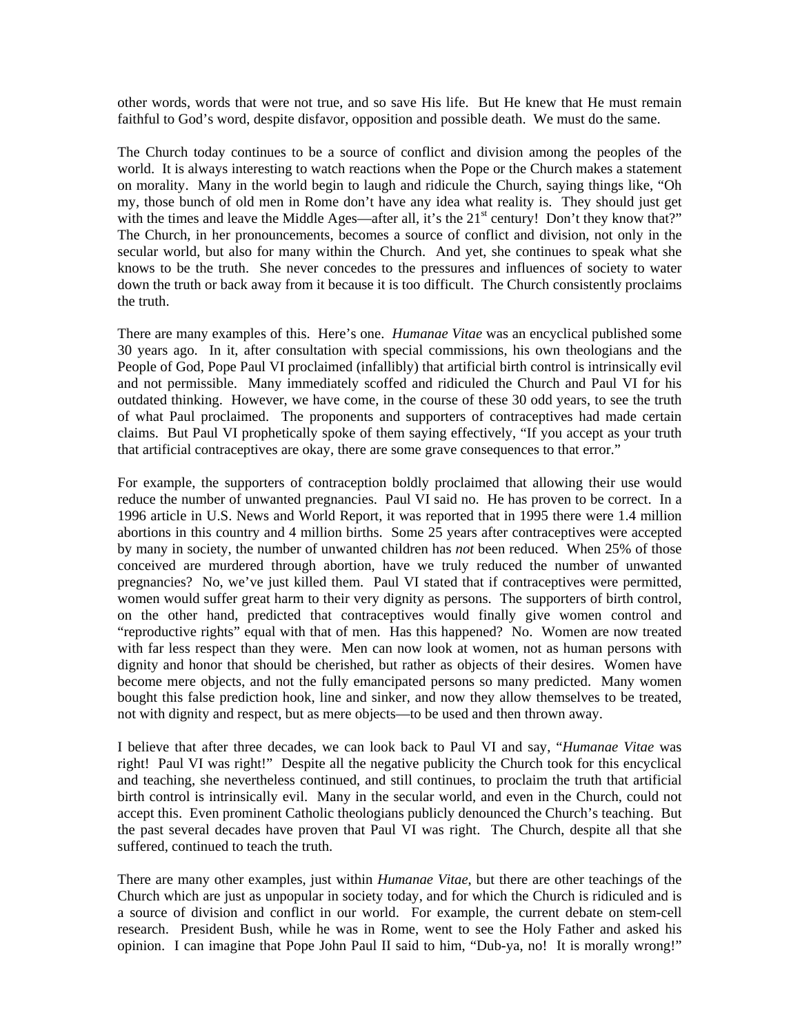other words, words that were not true, and so save His life. But He knew that He must remain faithful to God's word, despite disfavor, opposition and possible death. We must do the same.

The Church today continues to be a source of conflict and division among the peoples of the world. It is always interesting to watch reactions when the Pope or the Church makes a statement on morality. Many in the world begin to laugh and ridicule the Church, saying things like, "Oh my, those bunch of old men in Rome don't have any idea what reality is. They should just get with the times and leave the Middle Ages—after all, it's the 21st century! Don't they know that?" The Church, in her pronouncements, becomes a source of conflict and division, not only in the secular world, but also for many within the Church. And yet, she continues to speak what she knows to be the truth. She never concedes to the pressures and influences of society to water down the truth or back away from it because it is too difficult. The Church consistently proclaims the truth.

There are many examples of this. Here's one. *Humanae Vitae* was an encyclical published some 30 years ago. In it, after consultation with special commissions, his own theologians and the People of God, Pope Paul VI proclaimed (infallibly) that artificial birth control is intrinsically evil and not permissible. Many immediately scoffed and ridiculed the Church and Paul VI for his outdated thinking. However, we have come, in the course of these 30 odd years, to see the truth of what Paul proclaimed. The proponents and supporters of contraceptives had made certain claims. But Paul VI prophetically spoke of them saying effectively, "If you accept as your truth that artificial contraceptives are okay, there are some grave consequences to that error."

For example, the supporters of contraception boldly proclaimed that allowing their use would reduce the number of unwanted pregnancies. Paul VI said no. He has proven to be correct. In a 1996 article in U.S. News and World Report, it was reported that in 1995 there were 1.4 million abortions in this country and 4 million births. Some 25 years after contraceptives were accepted by many in society, the number of unwanted children has *not* been reduced. When 25% of those conceived are murdered through abortion, have we truly reduced the number of unwanted pregnancies? No, we've just killed them. Paul VI stated that if contraceptives were permitted, women would suffer great harm to their very dignity as persons. The supporters of birth control, on the other hand, predicted that contraceptives would finally give women control and "reproductive rights" equal with that of men. Has this happened? No. Women are now treated with far less respect than they were. Men can now look at women, not as human persons with dignity and honor that should be cherished, but rather as objects of their desires. Women have become mere objects, and not the fully emancipated persons so many predicted. Many women bought this false prediction hook, line and sinker, and now they allow themselves to be treated, not with dignity and respect, but as mere objects—to be used and then thrown away.

I believe that after three decades, we can look back to Paul VI and say, "*Humanae Vitae* was right! Paul VI was right!" Despite all the negative publicity the Church took for this encyclical and teaching, she nevertheless continued, and still continues, to proclaim the truth that artificial birth control is intrinsically evil. Many in the secular world, and even in the Church, could not accept this. Even prominent Catholic theologians publicly denounced the Church's teaching. But the past several decades have proven that Paul VI was right. The Church, despite all that she suffered, continued to teach the truth.

There are many other examples, just within *Humanae Vitae*, but there are other teachings of the Church which are just as unpopular in society today, and for which the Church is ridiculed and is a source of division and conflict in our world. For example, the current debate on stem-cell research. President Bush, while he was in Rome, went to see the Holy Father and asked his opinion. I can imagine that Pope John Paul II said to him, "Dub-ya, no! It is morally wrong!"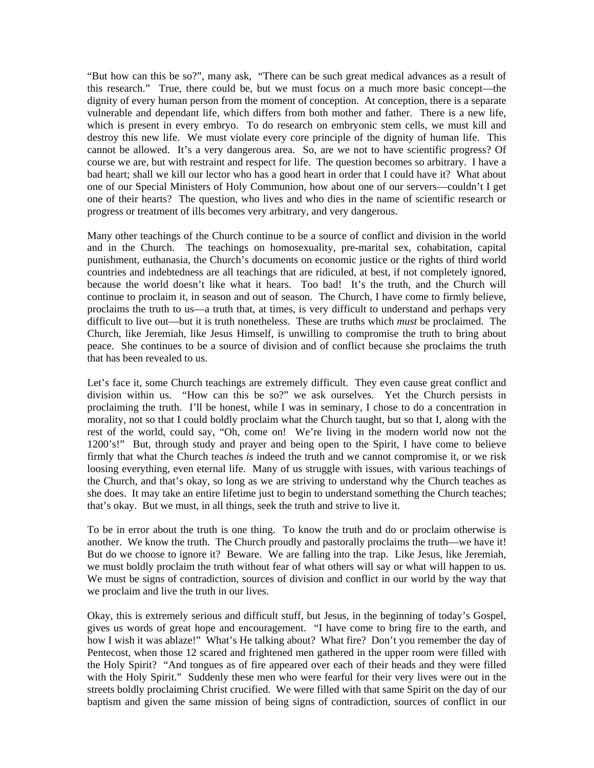"But how can this be so?", many ask, "There can be such great medical advances as a result of this research." True, there could be, but we must focus on a much more basic concept—the dignity of every human person from the moment of conception. At conception, there is a separate vulnerable and dependant life, which differs from both mother and father. There is a new life, which is present in every embryo. To do research on embryonic stem cells, we must kill and destroy this new life. We must violate every core principle of the dignity of human life. This cannot be allowed. It's a very dangerous area. So, are we not to have scientific progress? Of course we are, but with restraint and respect for life. The question becomes so arbitrary. I have a bad heart; shall we kill our lector who has a good heart in order that I could have it? What about one of our Special Ministers of Holy Communion, how about one of our servers—couldn't I get one of their hearts? The question, who lives and who dies in the name of scientific research or progress or treatment of ills becomes very arbitrary, and very dangerous.

Many other teachings of the Church continue to be a source of conflict and division in the world and in the Church. The teachings on homosexuality, pre-marital sex, cohabitation, capital punishment, euthanasia, the Church's documents on economic justice or the rights of third world countries and indebtedness are all teachings that are ridiculed, at best, if not completely ignored, because the world doesn't like what it hears. Too bad! It's the truth, and the Church will continue to proclaim it, in season and out of season. The Church, I have come to firmly believe, proclaims the truth to us—a truth that, at times, is very difficult to understand and perhaps very difficult to live out—but it is truth nonetheless. These are truths which *must* be proclaimed. The Church, like Jeremiah, like Jesus Himself, is unwilling to compromise the truth to bring about peace. She continues to be a source of division and of conflict because she proclaims the truth that has been revealed to us.

Let's face it, some Church teachings are extremely difficult. They even cause great conflict and division within us. "How can this be so?" we ask ourselves. Yet the Church persists in proclaiming the truth. I'll be honest, while I was in seminary, I chose to do a concentration in morality, not so that I could boldly proclaim what the Church taught, but so that I, along with the rest of the world, could say, "Oh, come on! We're living in the modern world now not the 1200's!" But, through study and prayer and being open to the Spirit, I have come to believe firmly that what the Church teaches *is* indeed the truth and we cannot compromise it, or we risk loosing everything, even eternal life. Many of us struggle with issues, with various teachings of the Church, and that's okay, so long as we are striving to understand why the Church teaches as she does. It may take an entire lifetime just to begin to understand something the Church teaches; that's okay. But we must, in all things, seek the truth and strive to live it.

To be in error about the truth is one thing. To know the truth and do or proclaim otherwise is another. We know the truth. The Church proudly and pastorally proclaims the truth—we have it! But do we choose to ignore it? Beware. We are falling into the trap. Like Jesus, like Jeremiah, we must boldly proclaim the truth without fear of what others will say or what will happen to us. We must be signs of contradiction, sources of division and conflict in our world by the way that we proclaim and live the truth in our lives.

Okay, this is extremely serious and difficult stuff, but Jesus, in the beginning of today's Gospel, gives us words of great hope and encouragement. "I have come to bring fire to the earth, and how I wish it was ablaze!" What's He talking about? What fire? Don't you remember the day of Pentecost, when those 12 scared and frightened men gathered in the upper room were filled with the Holy Spirit? "And tongues as of fire appeared over each of their heads and they were filled with the Holy Spirit." Suddenly these men who were fearful for their very lives were out in the streets boldly proclaiming Christ crucified. We were filled with that same Spirit on the day of our baptism and given the same mission of being signs of contradiction, sources of conflict in our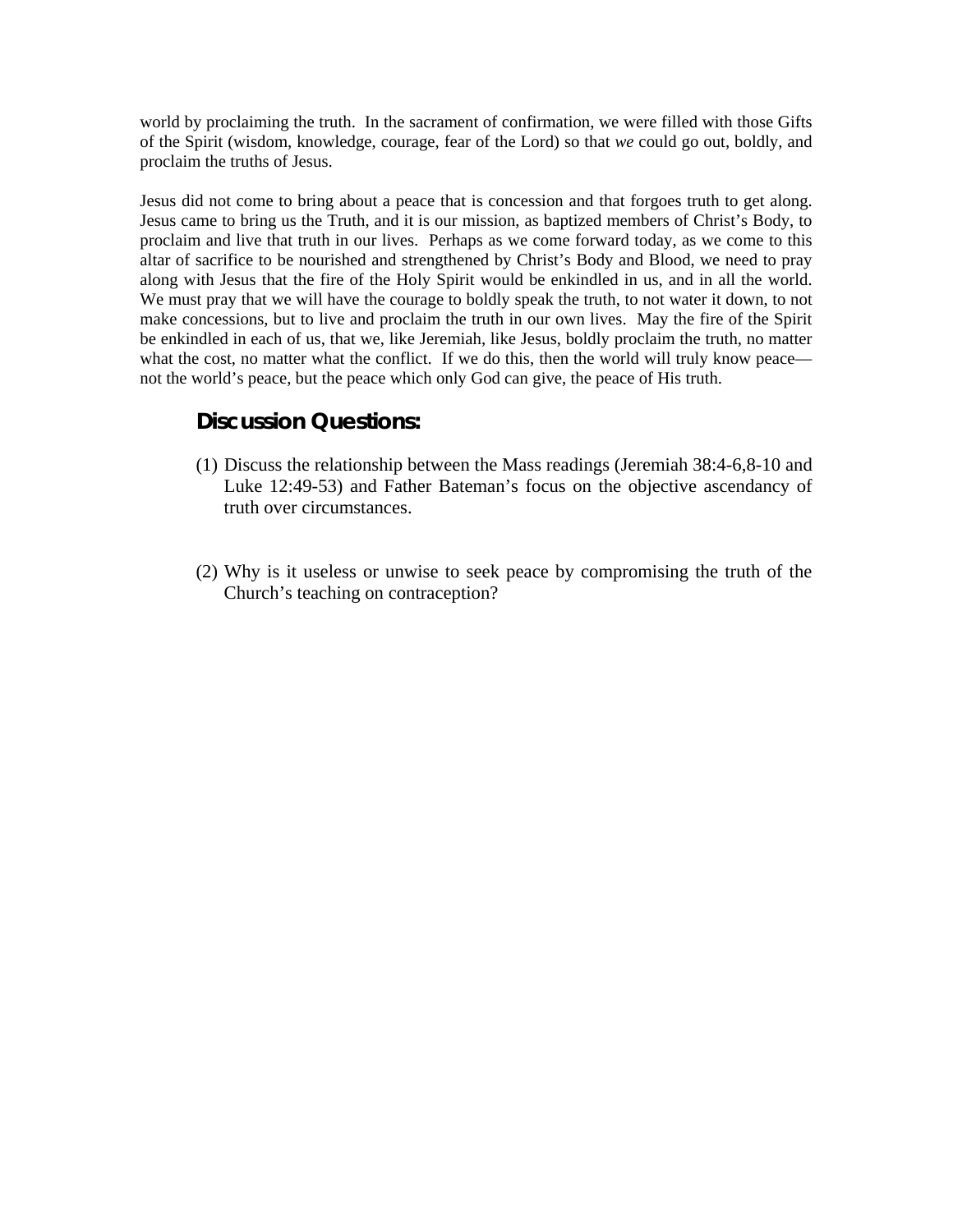world by proclaiming the truth. In the sacrament of confirmation, we were filled with those Gifts of the Spirit (wisdom, knowledge, courage, fear of the Lord) so that *we* could go out, boldly, and proclaim the truths of Jesus.

Jesus did not come to bring about a peace that is concession and that forgoes truth to get along. Jesus came to bring us the Truth, and it is our mission, as baptized members of Christ's Body, to proclaim and live that truth in our lives. Perhaps as we come forward today, as we come to this altar of sacrifice to be nourished and strengthened by Christ's Body and Blood, we need to pray along with Jesus that the fire of the Holy Spirit would be enkindled in us, and in all the world. We must pray that we will have the courage to boldly speak the truth, to not water it down, to not make concessions, but to live and proclaim the truth in our own lives. May the fire of the Spirit be enkindled in each of us, that we, like Jeremiah, like Jesus, boldly proclaim the truth, no matter what the cost, no matter what the conflict. If we do this, then the world will truly know peace—not the world's peace, but the peace which only God can give, the peace of His truth.

## Discussion Questions:

(1) Discuss the relationship between the Mass readings (Jeremiah 38:4-6,8-10 and Luke 12:49-53) and Father Bateman's focus on the objective ascendancy of truth over circumstances.

(2) Why is it useless or unwise to seek peace by compromising the truth of the Church's teaching on contraception?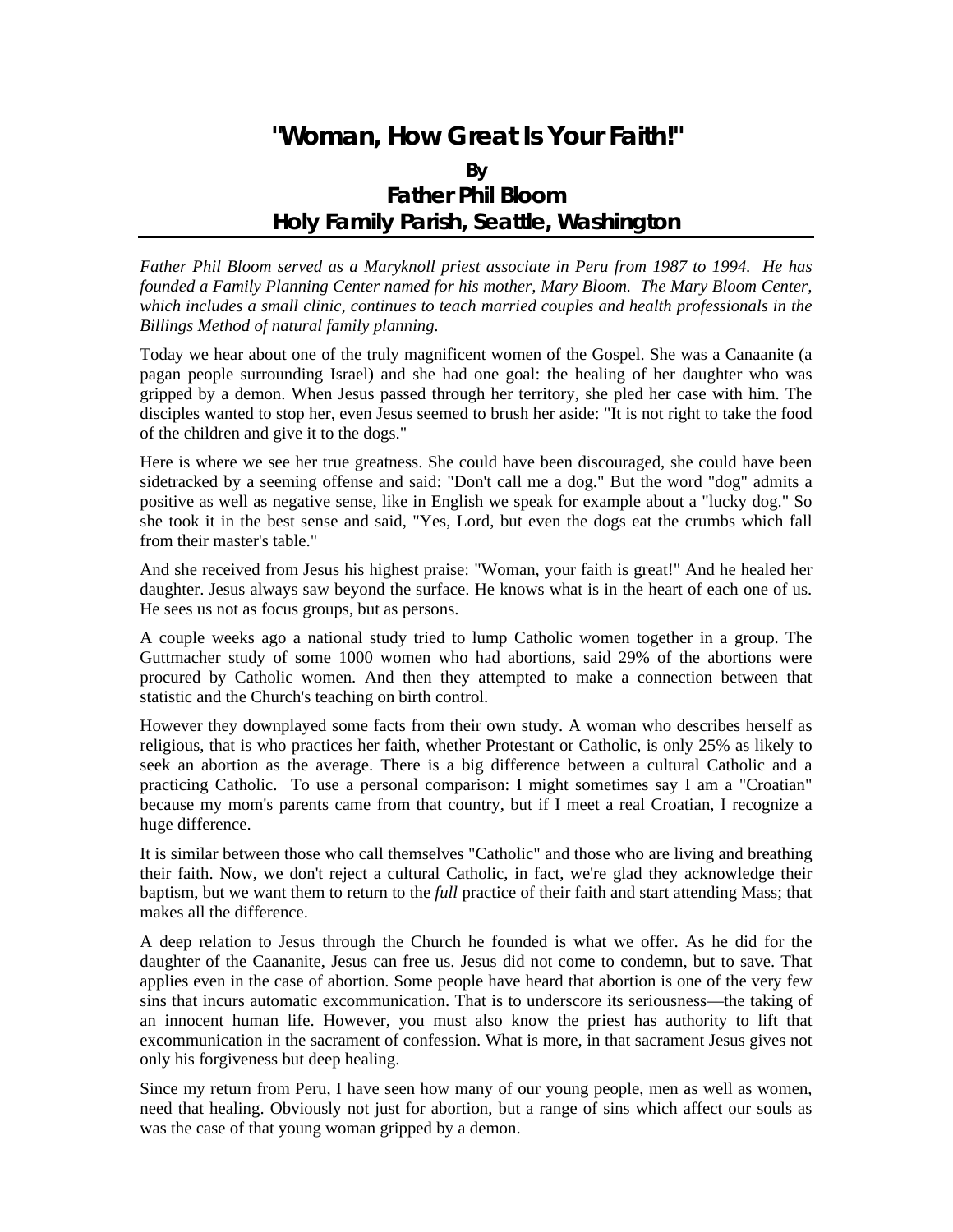# "Woman, How Great Is Your Faith!"

**By**

**Father Phil Bloom**

**Holy Family Parish, Seattle, Washington**

*Father Phil Bloom served as a Maryknoll priest associate in Peru from 1987 to 1994. He has founded a Family Planning Center named for his mother, Mary Bloom. The Mary Bloom Center, which includes a small clinic, continues to teach married couples and health professionals in the Billings Method of natural family planning.*

Today we hear about one of the truly magnificent women of the Gospel. She was a Canaanite (a pagan people surrounding Israel) and she had one goal: the healing of her daughter who was gripped by a demon. When Jesus passed through her territory, she pled her case with him. The disciples wanted to stop her, even Jesus seemed to brush her aside: "It is not right to take the food of the children and give it to the dogs."

Here is where we see her true greatness. She could have been discouraged, she could have been sidetracked by a seeming offense and said: "Don't call me a dog." But the word "dog" admits a positive as well as negative sense, like in English we speak for example about a "lucky dog." So she took it in the best sense and said, "Yes, Lord, but even the dogs eat the crumbs which fall from their master's table."

And she received from Jesus his highest praise: "Woman, your faith is great!" And he healed her daughter. Jesus always saw beyond the surface. He knows what is in the heart of each one of us. He sees us not as focus groups, but as persons.

A couple weeks ago a national study tried to lump Catholic women together in a group. The Guttmacher study of some 1000 women who had abortions, said 29% of the abortions were procured by Catholic women. And then they attempted to make a connection between that statistic and the Church's teaching on birth control.

However they downplayed some facts from their own study. A woman who describes herself as religious, that is who practices her faith, whether Protestant or Catholic, is only 25% as likely to seek an abortion as the average. There is a big difference between a cultural Catholic and a practicing Catholic. To use a personal comparison: I might sometimes say I am a "Croatian" because my mom's parents came from that country, but if I meet a real Croatian, I recognize a huge difference.

It is similar between those who call themselves "Catholic" and those who are living and breathing their faith. Now, we don't reject a cultural Catholic, in fact, we're glad they acknowledge their baptism, but we want them to return to the *full* practice of their faith and start attending Mass; that makes all the difference.

A deep relation to Jesus through the Church he founded is what we offer. As he did for the daughter of the Caananite, Jesus can free us. Jesus did not come to condemn, but to save. That applies even in the case of abortion. Some people have heard that abortion is one of the very few sins that incurs automatic excommunication. That is to underscore its seriousness—the taking of an innocent human life. However, you must also know the priest has authority to lift that excommunication in the sacrament of confession. What is more, in that sacrament Jesus gives not only his forgiveness but deep healing.

Since my return from Peru, I have seen how many of our young people, men as well as women, need that healing. Obviously not just for abortion, but a range of sins which affect our souls as was the case of that young woman gripped by a demon.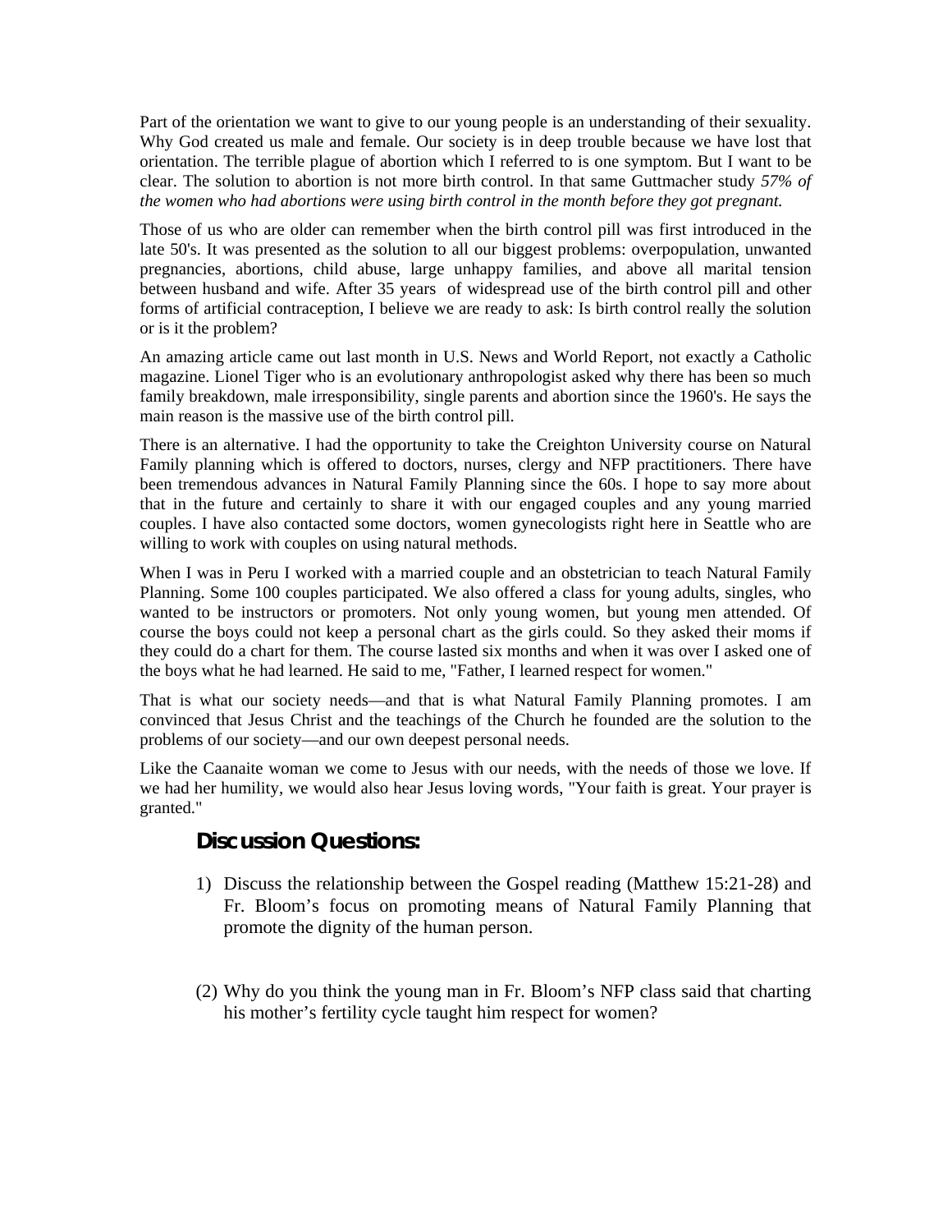Part of the orientation we want to give to our young people is an understanding of their sexuality. Why God created us male and female. Our society is in deep trouble because we have lost that orientation. The terrible plague of abortion which I referred to is one symptom. But I want to be clear. The solution to abortion is not more birth control. In that same Guttmacher study *57% of the women who had abortions were using birth control in the month before they got pregnant.*

Those of us who are older can remember when the birth control pill was first introduced in the late 50's. It was presented as the solution to all our biggest problems: overpopulation, unwanted pregnancies, abortions, child abuse, large unhappy families, and above all marital tension between husband and wife. After 35 years of widespread use of the birth control pill and other forms of artificial contraception, I believe we are ready to ask: Is birth control really the solution or is it the problem?

An amazing article came out last month in U.S. News and World Report, not exactly a Catholic magazine. Lionel Tiger who is an evolutionary anthropologist asked why there has been so much family breakdown, male irresponsibility, single parents and abortion since the 1960's. He says the main reason is the massive use of the birth control pill.

There is an alternative. I had the opportunity to take the Creighton University course on Natural Family planning which is offered to doctors, nurses, clergy and NFP practitioners. There have been tremendous advances in Natural Family Planning since the 60s. I hope to say more about that in the future and certainly to share it with our engaged couples and any young married couples. I have also contacted some doctors, women gynecologists right here in Seattle who are willing to work with couples on using natural methods.

When I was in Peru I worked with a married couple and an obstetrician to teach Natural Family Planning. Some 100 couples participated. We also offered a class for young adults, singles, who wanted to be instructors or promoters. Not only young women, but young men attended. Of course the boys could not keep a personal chart as the girls could. So they asked their moms if they could do a chart for them. The course lasted six months and when it was over I asked one of the boys what he had learned. He said to me, "Father, I learned respect for women."

That is what our society needs—and that is what Natural Family Planning promotes. I am convinced that Jesus Christ and the teachings of the Church he founded are the solution to the problems of our society—and our own deepest personal needs.

Like the Caanaite woman we come to Jesus with our needs, with the needs of those we love. If we had her humility, we would also hear Jesus loving words, "Your faith is great. Your prayer is granted."

## Discussion Questions:

1) Discuss the relationship between the Gospel reading (Matthew 15:21-28) and Fr. Bloom's focus on promoting means of Natural Family Planning that promote the dignity of the human person.

(2) Why do you think the young man in Fr. Bloom's NFP class said that charting his mother's fertility cycle taught him respect for women?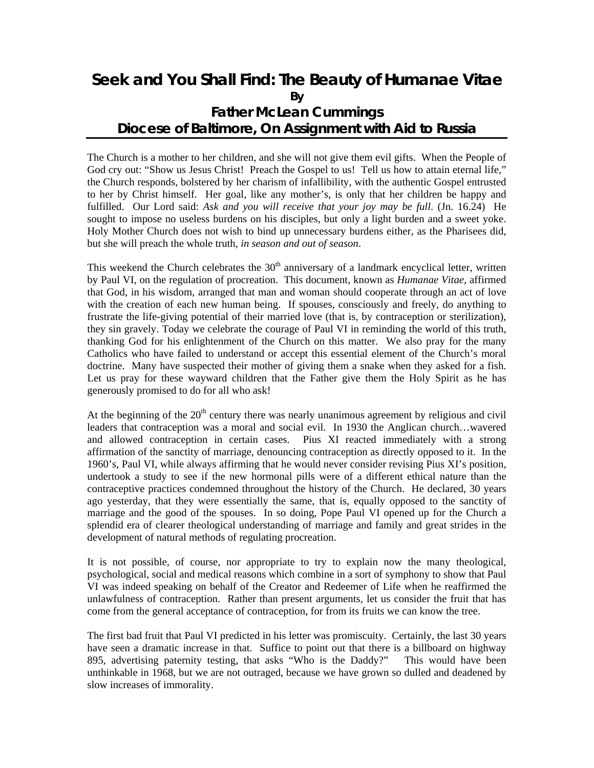# Seek and You Shall Find: The Beauty of Humanae Vitae

**By**

## Father McLean Cummings

### Diocese of Baltimore, On Assignment with Aid to Russia

The Church is a mother to her children, and she will not give them evil gifts. When the People of God cry out: "Show us Jesus Christ! Preach the Gospel to us! Tell us how to attain eternal life," the Church responds, bolstered by her charism of infallibility, with the authentic Gospel entrusted to her by Christ himself. Her goal, like any mother's, is only that her children be happy and fulfilled. Our Lord said: *Ask and you will receive that your joy may be full*. (Jn. 16.24) He sought to impose no useless burdens on his disciples, but only a light burden and a sweet yoke. Holy Mother Church does not wish to bind up unnecessary burdens either, as the Pharisees did, but she will preach the whole truth, *in season and out of season*.

This weekend the Church celebrates the 30th anniversary of a landmark encyclical letter, written by Paul VI, on the regulation of procreation. This document, known as *Humanae Vitae*, affirmed that God, in his wisdom, arranged that man and woman should cooperate through an act of love with the creation of each new human being. If spouses, consciously and freely, do anything to frustrate the life-giving potential of their married love (that is, by contraception or sterilization), they sin gravely. Today we celebrate the courage of Paul VI in reminding the world of this truth, thanking God for his enlightenment of the Church on this matter. We also pray for the many Catholics who have failed to understand or accept this essential element of the Church's moral doctrine. Many have suspected their mother of giving them a snake when they asked for a fish. Let us pray for these wayward children that the Father give them the Holy Spirit as he has generously promised to do for all who ask!

At the beginning of the 20th century there was nearly unanimous agreement by religious and civil leaders that contraception was a moral and social evil. In 1930 the Anglican church…wavered and allowed contraception in certain cases. Pius XI reacted immediately with a strong affirmation of the sanctity of marriage, denouncing contraception as directly opposed to it. In the 1960's, Paul VI, while always affirming that he would never consider revising Pius XI's position, undertook a study to see if the new hormonal pills were of a different ethical nature than the contraceptive practices condemned throughout the history of the Church. He declared, 30 years ago yesterday, that they were essentially the same, that is, equally opposed to the sanctity of marriage and the good of the spouses. In so doing, Pope Paul VI opened up for the Church a splendid era of clearer theological understanding of marriage and family and great strides in the development of natural methods of regulating procreation.

It is not possible, of course, nor appropriate to try to explain now the many theological, psychological, social and medical reasons which combine in a sort of symphony to show that Paul VI was indeed speaking on behalf of the Creator and Redeemer of Life when he reaffirmed the unlawfulness of contraception. Rather than present arguments, let us consider the fruit that has come from the general acceptance of contraception, for from its fruits we can know the tree.

The first bad fruit that Paul VI predicted in his letter was promiscuity. Certainly, the last 30 years have seen a dramatic increase in that. Suffice to point out that there is a billboard on highway 895, advertising paternity testing, that asks "Who is the Daddy?" This would have been unthinkable in 1968, but we are not outraged, because we have grown so dulled and deadened by slow increases of immorality.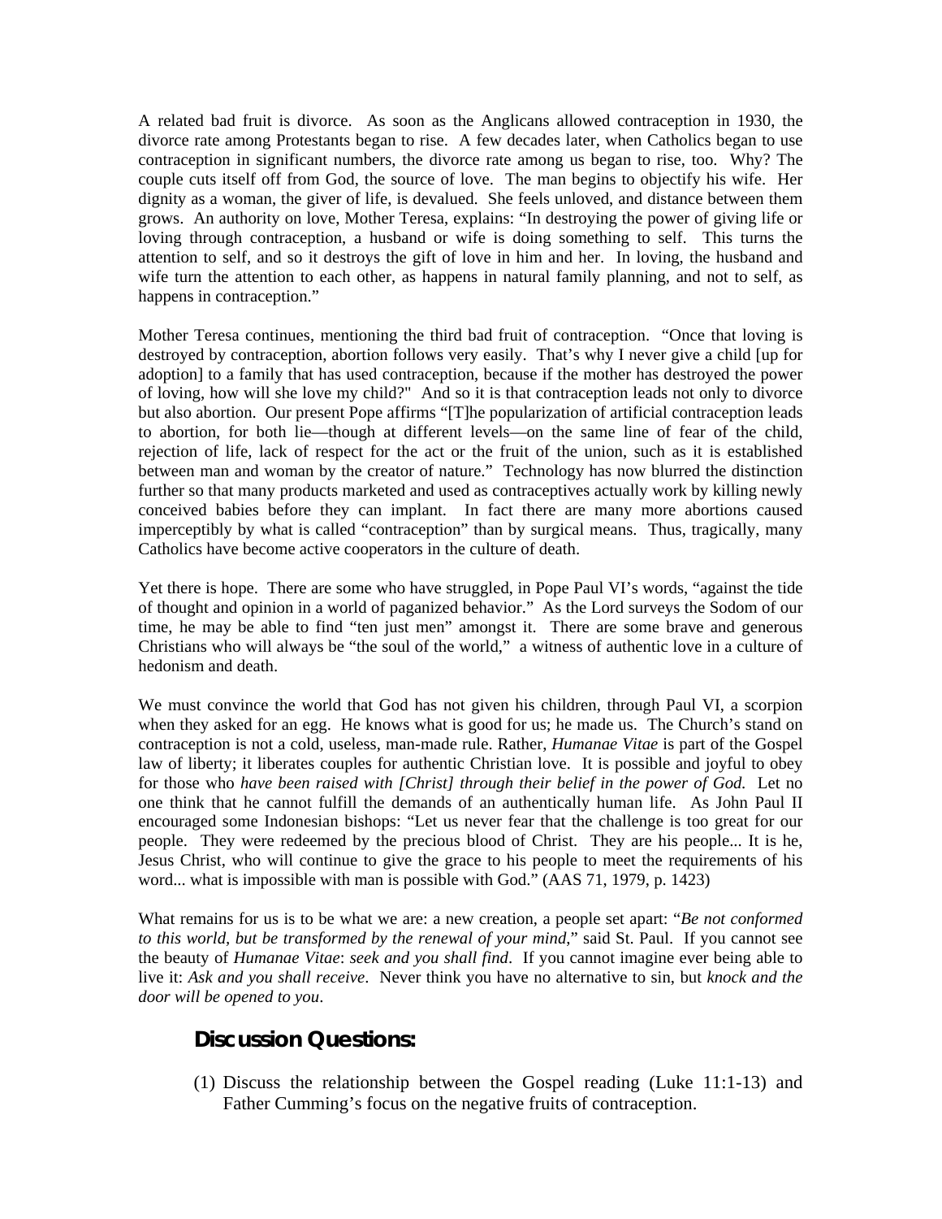A related bad fruit is divorce. As soon as the Anglicans allowed contraception in 1930, the divorce rate among Protestants began to rise. A few decades later, when Catholics began to use contraception in significant numbers, the divorce rate among us began to rise, too. Why? The couple cuts itself off from God, the source of love. The man begins to objectify his wife. Her dignity as a woman, the giver of life, is devalued. She feels unloved, and distance between them grows. An authority on love, Mother Teresa, explains: "In destroying the power of giving life or loving through contraception, a husband or wife is doing something to self. This turns the attention to self, and so it destroys the gift of love in him and her. In loving, the husband and wife turn the attention to each other, as happens in natural family planning, and not to self, as happens in contraception."

Mother Teresa continues, mentioning the third bad fruit of contraception. "Once that loving is destroyed by contraception, abortion follows very easily. That's why I never give a child [up for adoption] to a family that has used contraception, because if the mother has destroyed the power of loving, how will she love my child?" And so it is that contraception leads not only to divorce but also abortion. Our present Pope affirms "[T]he popularization of artificial contraception leads to abortion, for both lie—though at different levels—on the same line of fear of the child, rejection of life, lack of respect for the act or the fruit of the union, such as it is established between man and woman by the creator of nature." Technology has now blurred the distinction further so that many products marketed and used as contraceptives actually work by killing newly conceived babies before they can implant. In fact there are many more abortions caused imperceptibly by what is called "contraception" than by surgical means. Thus, tragically, many Catholics have become active cooperators in the culture of death.

Yet there is hope. There are some who have struggled, in Pope Paul VI's words, "against the tide of thought and opinion in a world of paganized behavior." As the Lord surveys the Sodom of our time, he may be able to find "ten just men" amongst it. There are some brave and generous Christians who will always be "the soul of the world," a witness of authentic love in a culture of hedonism and death.

We must convince the world that God has not given his children, through Paul VI, a scorpion when they asked for an egg. He knows what is good for us; he made us. The Church's stand on contraception is not a cold, useless, man-made rule. Rather, *Humanae Vitae* is part of the Gospel law of liberty; it liberates couples for authentic Christian love. It is possible and joyful to obey for those who *have been raised with [Christ] through their belief in the power of God.* Let no one think that he cannot fulfill the demands of an authentically human life. As John Paul II encouraged some Indonesian bishops: "Let us never fear that the challenge is too great for our people. They were redeemed by the precious blood of Christ. They are his people... It is he, Jesus Christ, who will continue to give the grace to his people to meet the requirements of his word... what is impossible with man is possible with God." (AAS 71, 1979, p. 1423)

What remains for us is to be what we are: a new creation, a people set apart: "*Be not conformed to this world, but be transformed by the renewal of your mind*," said St. Paul. If you cannot see the beauty of *Humanae Vitae*: *seek and you shall find*. If you cannot imagine ever being able to live it: *Ask and you shall receive*. Never think you have no alternative to sin, but *knock and the door will be opened to you*.

## Discussion Questions:

(1) Discuss the relationship between the Gospel reading (Luke 11:1-13) and Father Cumming's focus on the negative fruits of contraception.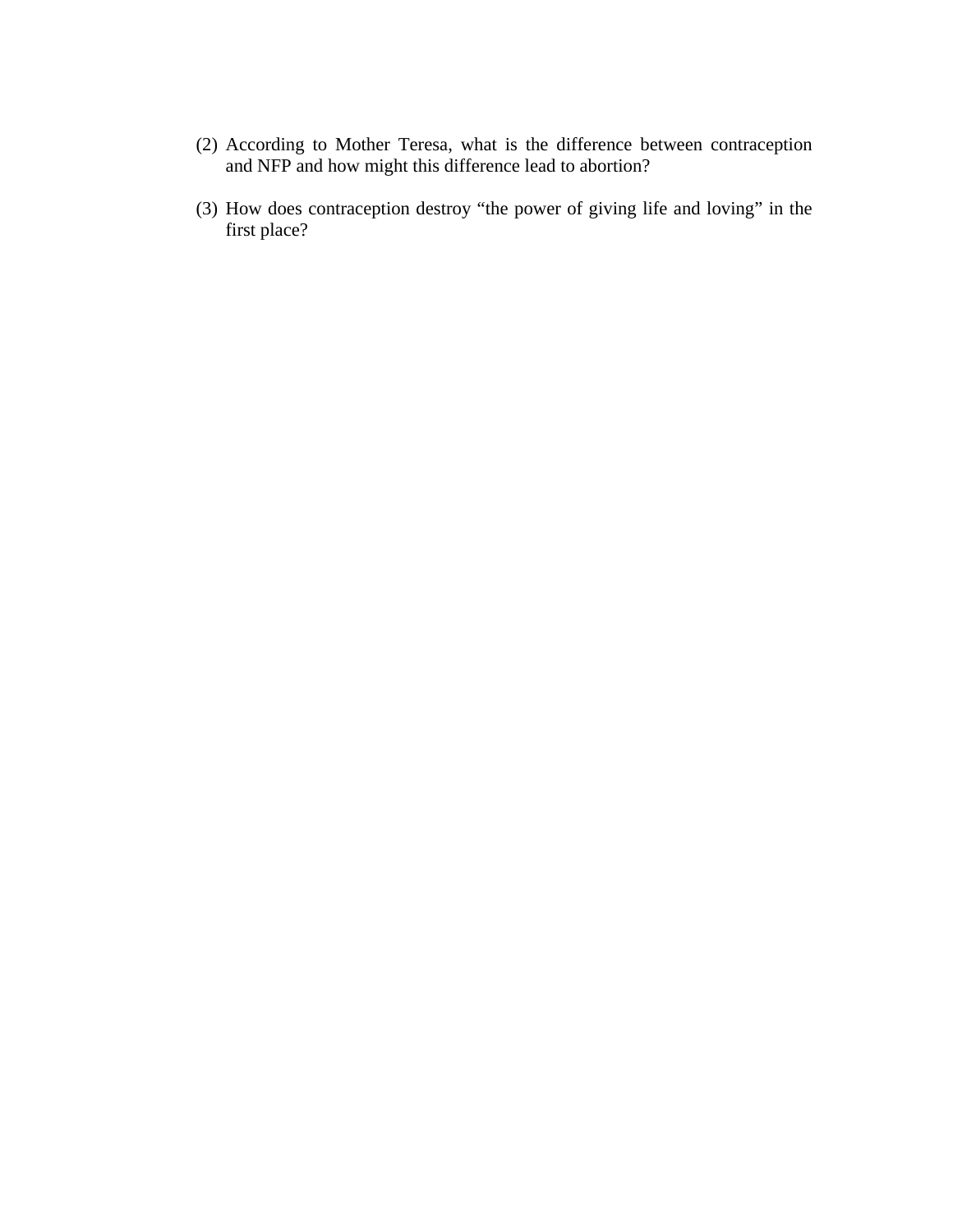(2) According to Mother Teresa, what is the difference between contraception and NFP and how might this difference lead to abortion?

(3) How does contraception destroy “the power of giving life and loving” in the first place?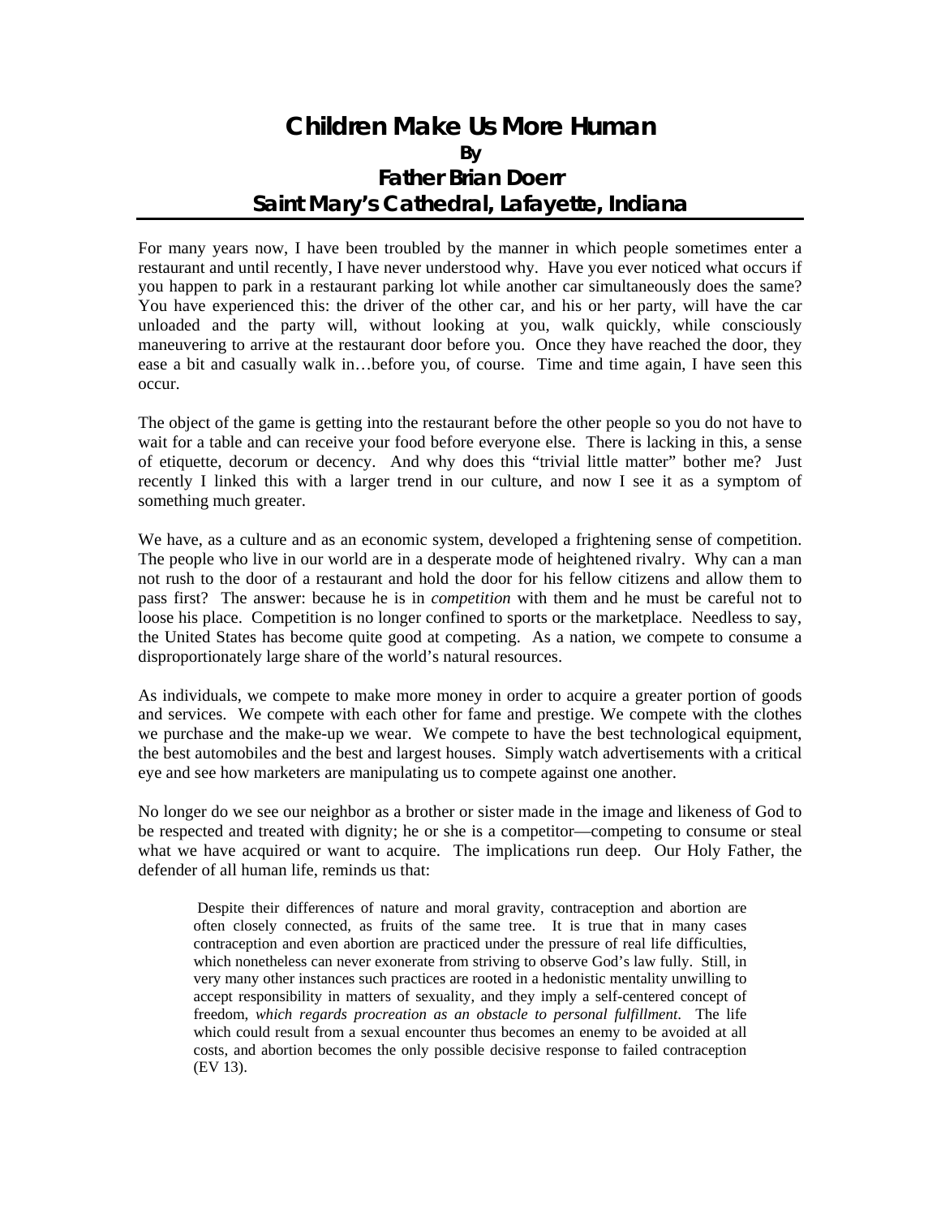# Children Make Us More Human

**By**

**Father Brian Doerr**

**Saint Mary's Cathedral, Lafayette, Indiana**

---

For many years now, I have been troubled by the manner in which people sometimes enter a restaurant and until recently, I have never understood why. Have you ever noticed what occurs if you happen to park in a restaurant parking lot while another car simultaneously does the same? You have experienced this: the driver of the other car, and his or her party, will have the car unloaded and the party will, without looking at you, walk quickly, while consciously maneuvering to arrive at the restaurant door before you. Once they have reached the door, they ease a bit and casually walk in…before you, of course. Time and time again, I have seen this occur.

The object of the game is getting into the restaurant before the other people so you do not have to wait for a table and can receive your food before everyone else. There is lacking in this, a sense of etiquette, decorum or decency. And why does this "trivial little matter" bother me? Just recently I linked this with a larger trend in our culture, and now I see it as a symptom of something much greater.

We have, as a culture and as an economic system, developed a frightening sense of competition. The people who live in our world are in a desperate mode of heightened rivalry. Why can a man not rush to the door of a restaurant and hold the door for his fellow citizens and allow them to pass first? The answer: because he is in *competition* with them and he must be careful not to loose his place. Competition is no longer confined to sports or the marketplace. Needless to say, the United States has become quite good at competing. As a nation, we compete to consume a disproportionately large share of the world's natural resources.

As individuals, we compete to make more money in order to acquire a greater portion of goods and services. We compete with each other for fame and prestige. We compete with the clothes we purchase and the make-up we wear. We compete to have the best technological equipment, the best automobiles and the best and largest houses. Simply watch advertisements with a critical eye and see how marketers are manipulating us to compete against one another.

No longer do we see our neighbor as a brother or sister made in the image and likeness of God to be respected and treated with dignity; he or she is a competitor—competing to consume or steal what we have acquired or want to acquire. The implications run deep. Our Holy Father, the defender of all human life, reminds us that:

> Despite their differences of nature and moral gravity, contraception and abortion are often closely connected, as fruits of the same tree. It is true that in many cases contraception and even abortion are practiced under the pressure of real life difficulties, which nonetheless can never exonerate from striving to observe God's law fully. Still, in very many other instances such practices are rooted in a hedonistic mentality unwilling to accept responsibility in matters of sexuality, and they imply a self-centered concept of freedom, *which regards procreation as an obstacle to personal fulfillment*. The life which could result from a sexual encounter thus becomes an enemy to be avoided at all costs, and abortion becomes the only possible decisive response to failed contraception (EV 13).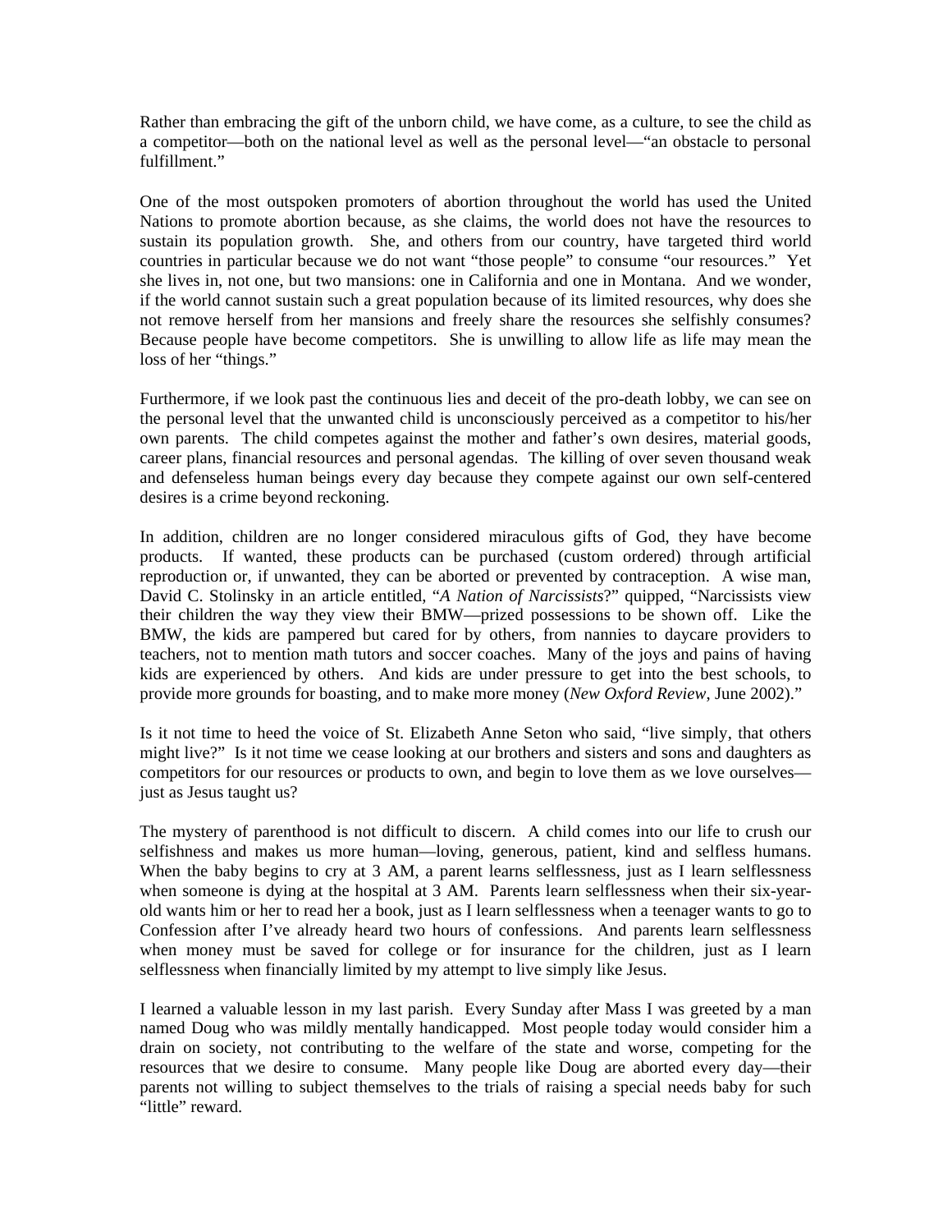Rather than embracing the gift of the unborn child, we have come, as a culture, to see the child as a competitor—both on the national level as well as the personal level—"an obstacle to personal fulfillment."

One of the most outspoken promoters of abortion throughout the world has used the United Nations to promote abortion because, as she claims, the world does not have the resources to sustain its population growth. She, and others from our country, have targeted third world countries in particular because we do not want "those people" to consume "our resources." Yet she lives in, not one, but two mansions: one in California and one in Montana. And we wonder, if the world cannot sustain such a great population because of its limited resources, why does she not remove herself from her mansions and freely share the resources she selfishly consumes? Because people have become competitors. She is unwilling to allow life as life may mean the loss of her "things."

Furthermore, if we look past the continuous lies and deceit of the pro-death lobby, we can see on the personal level that the unwanted child is unconsciously perceived as a competitor to his/her own parents. The child competes against the mother and father's own desires, material goods, career plans, financial resources and personal agendas. The killing of over seven thousand weak and defenseless human beings every day because they compete against our own self-centered desires is a crime beyond reckoning.

In addition, children are no longer considered miraculous gifts of God, they have become products. If wanted, these products can be purchased (custom ordered) through artificial reproduction or, if unwanted, they can be aborted or prevented by contraception. A wise man, David C. Stolinsky in an article entitled, "*A Nation of Narcissists*?" quipped, "Narcissists view their children the way they view their BMW—prized possessions to be shown off. Like the BMW, the kids are pampered but cared for by others, from nannies to daycare providers to teachers, not to mention math tutors and soccer coaches. Many of the joys and pains of having kids are experienced by others. And kids are under pressure to get into the best schools, to provide more grounds for boasting, and to make more money (*New Oxford Review*, June 2002)."

Is it not time to heed the voice of St. Elizabeth Anne Seton who said, "live simply, that others might live?" Is it not time we cease looking at our brothers and sisters and sons and daughters as competitors for our resources or products to own, and begin to love them as we love ourselves—just as Jesus taught us?

The mystery of parenthood is not difficult to discern. A child comes into our life to crush our selfishness and makes us more human—loving, generous, patient, kind and selfless humans. When the baby begins to cry at 3 AM, a parent learns selflessness, just as I learn selflessness when someone is dying at the hospital at 3 AM. Parents learn selflessness when their six-year-old wants him or her to read her a book, just as I learn selflessness when a teenager wants to go to Confession after I've already heard two hours of confessions. And parents learn selflessness when money must be saved for college or for insurance for the children, just as I learn selflessness when financially limited by my attempt to live simply like Jesus.

I learned a valuable lesson in my last parish. Every Sunday after Mass I was greeted by a man named Doug who was mildly mentally handicapped. Most people today would consider him a drain on society, not contributing to the welfare of the state and worse, competing for the resources that we desire to consume. Many people like Doug are aborted every day—their parents not willing to subject themselves to the trials of raising a special needs baby for such "little" reward.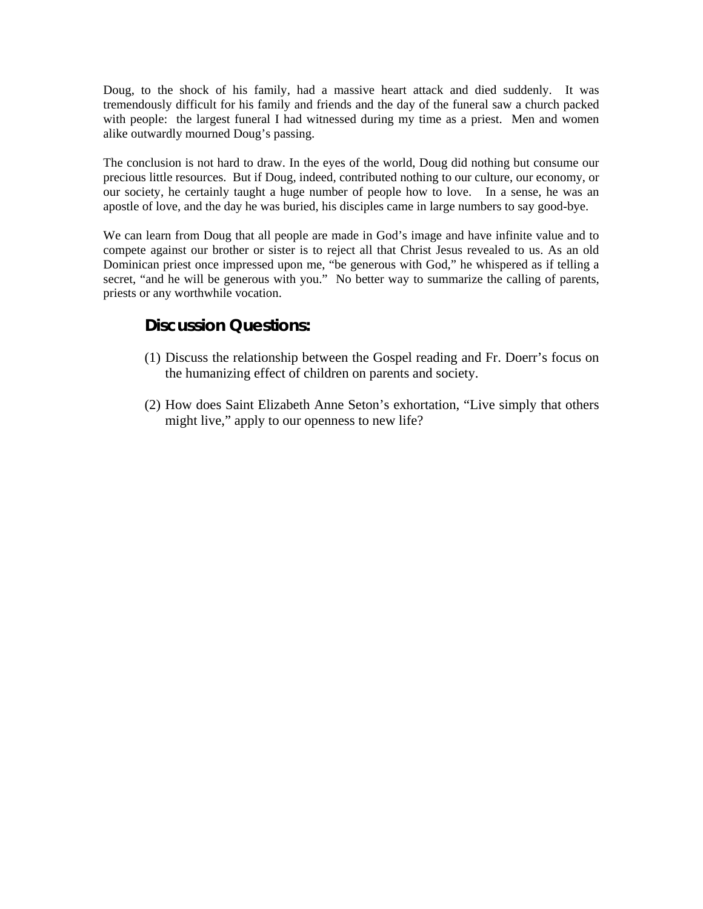Doug, to the shock of his family, had a massive heart attack and died suddenly. It was tremendously difficult for his family and friends and the day of the funeral saw a church packed with people: the largest funeral I had witnessed during my time as a priest. Men and women alike outwardly mourned Doug's passing.

The conclusion is not hard to draw. In the eyes of the world, Doug did nothing but consume our precious little resources. But if Doug, indeed, contributed nothing to our culture, our economy, or our society, he certainly taught a huge number of people how to love. In a sense, he was an apostle of love, and the day he was buried, his disciples came in large numbers to say good-bye.

We can learn from Doug that all people are made in God's image and have infinite value and to compete against our brother or sister is to reject all that Christ Jesus revealed to us. As an old Dominican priest once impressed upon me, "be generous with God," he whispered as if telling a secret, "and he will be generous with you." No better way to summarize the calling of parents, priests or any worthwhile vocation.

## Discussion Questions:

(1) Discuss the relationship between the Gospel reading and Fr. Doerr's focus on the humanizing effect of children on parents and society.

(2) How does Saint Elizabeth Anne Seton's exhortation, "Live simply that others might live," apply to our openness to new life?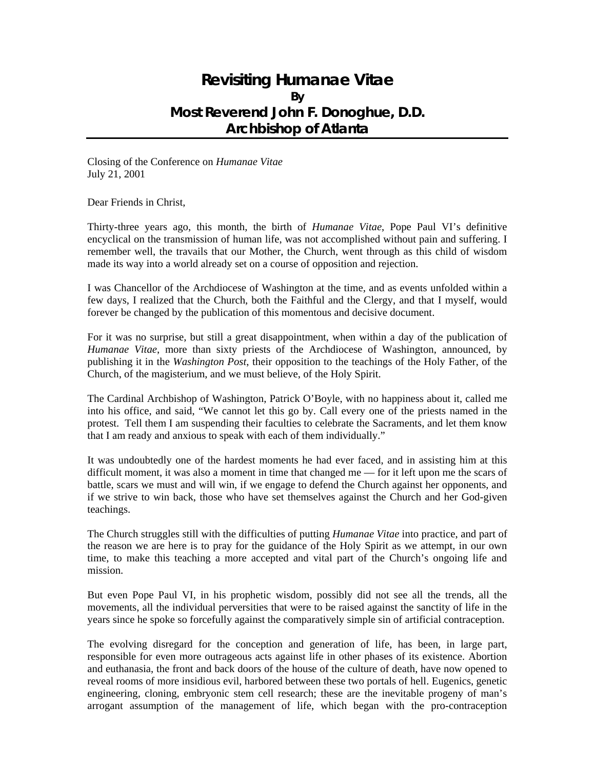# Revisiting *Humanae Vitae*

**By**

**Most Reverend John F. Donoghue, D.D.**
**Archbishop of Atlanta**

Closing of the Conference on *Humanae Vitae*
July 21, 2001

Dear Friends in Christ,

Thirty-three years ago, this month, the birth of *Humanae Vitae*, Pope Paul VI's definitive encyclical on the transmission of human life, was not accomplished without pain and suffering. I remember well, the travails that our Mother, the Church, went through as this child of wisdom made its way into a world already set on a course of opposition and rejection.

I was Chancellor of the Archdiocese of Washington at the time, and as events unfolded within a few days, I realized that the Church, both the Faithful and the Clergy, and that I myself, would forever be changed by the publication of this momentous and decisive document.

For it was no surprise, but still a great disappointment, when within a day of the publication of *Humanae Vitae*, more than sixty priests of the Archdiocese of Washington, announced, by publishing it in the *Washington Post*, their opposition to the teachings of the Holy Father, of the Church, of the magisterium, and we must believe, of the Holy Spirit.

The Cardinal Archbishop of Washington, Patrick O'Boyle, with no happiness about it, called me into his office, and said, "We cannot let this go by. Call every one of the priests named in the protest. Tell them I am suspending their faculties to celebrate the Sacraments, and let them know that I am ready and anxious to speak with each of them individually."

It was undoubtedly one of the hardest moments he had ever faced, and in assisting him at this difficult moment, it was also a moment in time that changed me — for it left upon me the scars of battle, scars we must and will win, if we engage to defend the Church against her opponents, and if we strive to win back, those who have set themselves against the Church and her God-given teachings.

The Church struggles still with the difficulties of putting *Humanae Vitae* into practice, and part of the reason we are here is to pray for the guidance of the Holy Spirit as we attempt, in our own time, to make this teaching a more accepted and vital part of the Church's ongoing life and mission.

But even Pope Paul VI, in his prophetic wisdom, possibly did not see all the trends, all the movements, all the individual perversities that were to be raised against the sanctity of life in the years since he spoke so forcefully against the comparatively simple sin of artificial contraception.

The evolving disregard for the conception and generation of life, has been, in large part, responsible for even more outrageous acts against life in other phases of its existence. Abortion and euthanasia, the front and back doors of the house of the culture of death, have now opened to reveal rooms of more insidious evil, harbored between these two portals of hell. Eugenics, genetic engineering, cloning, embryonic stem cell research; these are the inevitable progeny of man's arrogant assumption of the management of life, which began with the pro-contraception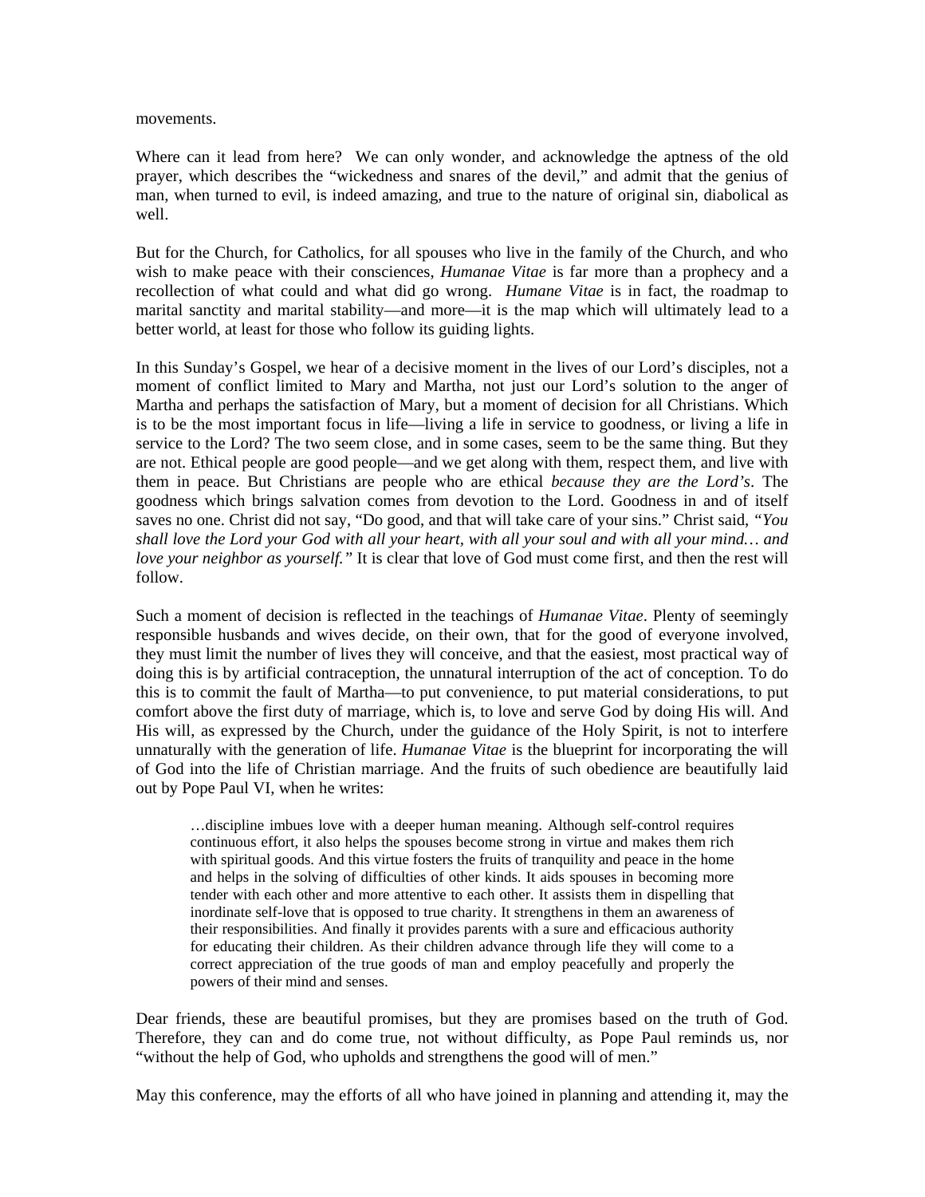movements.

Where can it lead from here? We can only wonder, and acknowledge the aptness of the old prayer, which describes the "wickedness and snares of the devil," and admit that the genius of man, when turned to evil, is indeed amazing, and true to the nature of original sin, diabolical as well.

But for the Church, for Catholics, for all spouses who live in the family of the Church, and who wish to make peace with their consciences, *Humanae Vitae* is far more than a prophecy and a recollection of what could and what did go wrong. *Humane Vitae* is in fact, the roadmap to marital sanctity and marital stability—and more—it is the map which will ultimately lead to a better world, at least for those who follow its guiding lights.

In this Sunday's Gospel, we hear of a decisive moment in the lives of our Lord's disciples, not a moment of conflict limited to Mary and Martha, not just our Lord's solution to the anger of Martha and perhaps the satisfaction of Mary, but a moment of decision for all Christians. Which is to be the most important focus in life—living a life in service to goodness, or living a life in service to the Lord? The two seem close, and in some cases, seem to be the same thing. But they are not. Ethical people are good people—and we get along with them, respect them, and live with them in peace. But Christians are people who are ethical *because they are the Lord's*. The goodness which brings salvation comes from devotion to the Lord. Goodness in and of itself saves no one. Christ did not say, "Do good, and that will take care of your sins." Christ said, *"You shall love the Lord your God with all your heart, with all your soul and with all your mind… and love your neighbor as yourself."* It is clear that love of God must come first, and then the rest will follow.

Such a moment of decision is reflected in the teachings of *Humanae Vitae*. Plenty of seemingly responsible husbands and wives decide, on their own, that for the good of everyone involved, they must limit the number of lives they will conceive, and that the easiest, most practical way of doing this is by artificial contraception, the unnatural interruption of the act of conception. To do this is to commit the fault of Martha—to put convenience, to put material considerations, to put comfort above the first duty of marriage, which is, to love and serve God by doing His will. And His will, as expressed by the Church, under the guidance of the Holy Spirit, is not to interfere unnaturally with the generation of life. *Humanae Vitae* is the blueprint for incorporating the will of God into the life of Christian marriage. And the fruits of such obedience are beautifully laid out by Pope Paul VI, when he writes:

> …discipline imbues love with a deeper human meaning. Although self-control requires continuous effort, it also helps the spouses become strong in virtue and makes them rich with spiritual goods. And this virtue fosters the fruits of tranquility and peace in the home and helps in the solving of difficulties of other kinds. It aids spouses in becoming more tender with each other and more attentive to each other. It assists them in dispelling that inordinate self-love that is opposed to true charity. It strengthens in them an awareness of their responsibilities. And finally it provides parents with a sure and efficacious authority for educating their children. As their children advance through life they will come to a correct appreciation of the true goods of man and employ peacefully and properly the powers of their mind and senses.

Dear friends, these are beautiful promises, but they are promises based on the truth of God. Therefore, they can and do come true, not without difficulty, as Pope Paul reminds us, nor "without the help of God, who upholds and strengthens the good will of men."

May this conference, may the efforts of all who have joined in planning and attending it, may the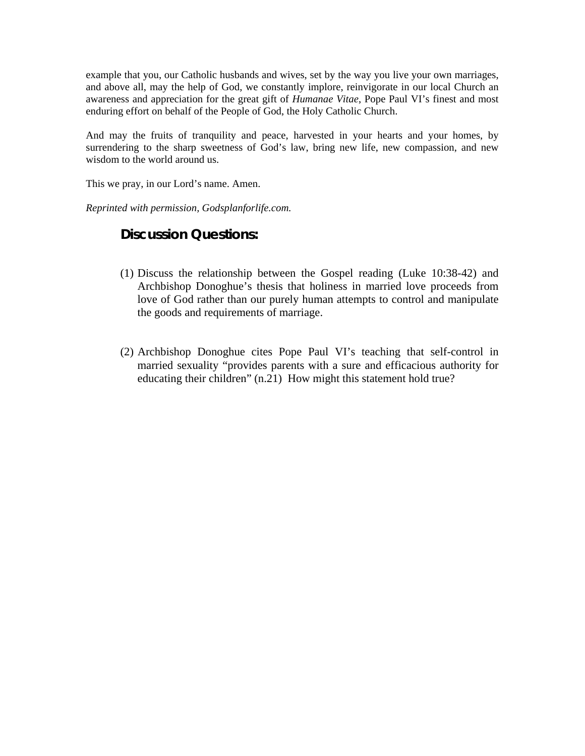example that you, our Catholic husbands and wives, set by the way you live your own marriages, and above all, may the help of God, we constantly implore, reinvigorate in our local Church an awareness and appreciation for the great gift of *Humanae Vitae*, Pope Paul VI's finest and most enduring effort on behalf of the People of God, the Holy Catholic Church.

And may the fruits of tranquility and peace, harvested in your hearts and your homes, by surrendering to the sharp sweetness of God's law, bring new life, new compassion, and new wisdom to the world around us.

This we pray, in our Lord's name. Amen.

*Reprinted with permission, Godsplanforlife.com.*

## Discussion Questions:

(1) Discuss the relationship between the Gospel reading (Luke 10:38-42) and Archbishop Donoghue's thesis that holiness in married love proceeds from love of God rather than our purely human attempts to control and manipulate the goods and requirements of marriage.

(2) Archbishop Donoghue cites Pope Paul VI's teaching that self-control in married sexuality "provides parents with a sure and efficacious authority for educating their children" (n.21) How might this statement hold true?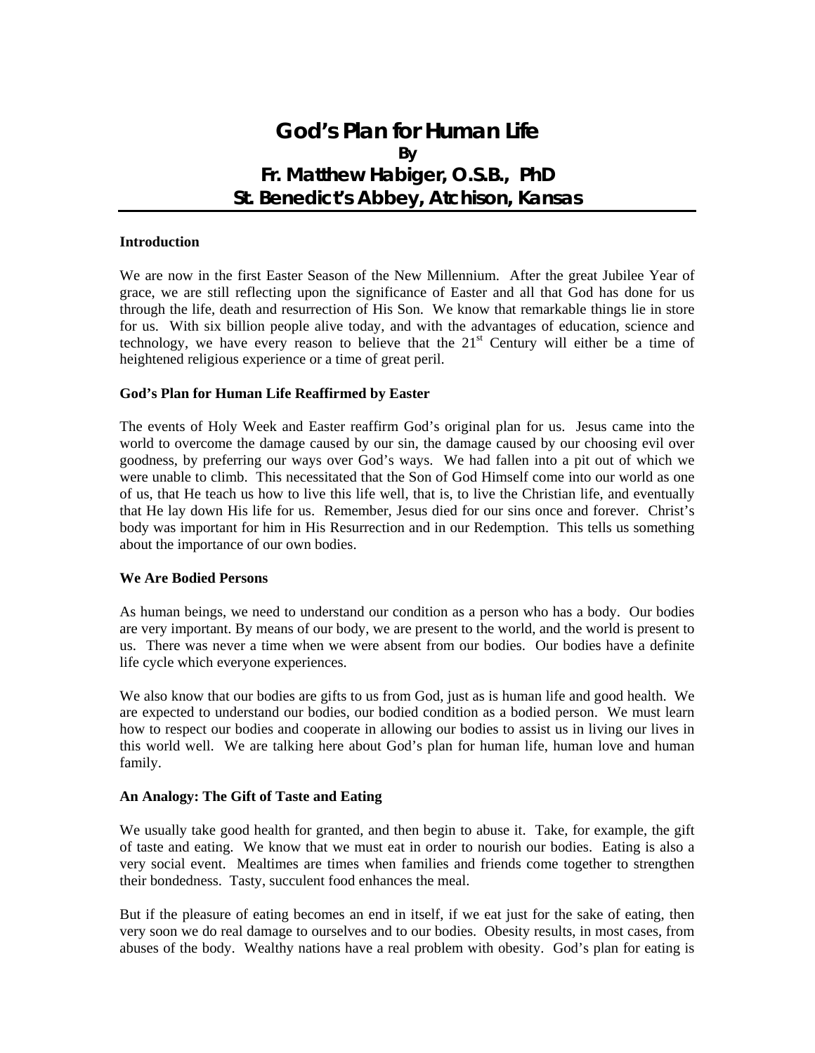# God's Plan for Human Life

**By**

**Fr. Matthew Habiger, O.S.B., PhD**

**St. Benedict's Abbey, Atchison, Kansas**

### Introduction

We are now in the first Easter Season of the New Millennium. After the great Jubilee Year of grace, we are still reflecting upon the significance of Easter and all that God has done for us through the life, death and resurrection of His Son. We know that remarkable things lie in store for us. With six billion people alive today, and with the advantages of education, science and technology, we have every reason to believe that the 21st Century will either be a time of heightened religious experience or a time of great peril.

### God's Plan for Human Life Reaffirmed by Easter

The events of Holy Week and Easter reaffirm God's original plan for us. Jesus came into the world to overcome the damage caused by our sin, the damage caused by our choosing evil over goodness, by preferring our ways over God's ways. We had fallen into a pit out of which we were unable to climb. This necessitated that the Son of God Himself come into our world as one of us, that He teach us how to live this life well, that is, to live the Christian life, and eventually that He lay down His life for us. Remember, Jesus died for our sins once and forever. Christ's body was important for him in His Resurrection and in our Redemption. This tells us something about the importance of our own bodies.

### We Are Bodied Persons

As human beings, we need to understand our condition as a person who has a body. Our bodies are very important. By means of our body, we are present to the world, and the world is present to us. There was never a time when we were absent from our bodies. Our bodies have a definite life cycle which everyone experiences.

We also know that our bodies are gifts to us from God, just as is human life and good health. We are expected to understand our bodies, our bodied condition as a bodied person. We must learn how to respect our bodies and cooperate in allowing our bodies to assist us in living our lives in this world well. We are talking here about God's plan for human life, human love and human family.

### An Analogy: The Gift of Taste and Eating

We usually take good health for granted, and then begin to abuse it. Take, for example, the gift of taste and eating. We know that we must eat in order to nourish our bodies. Eating is also a very social event. Mealtimes are times when families and friends come together to strengthen their bondedness. Tasty, succulent food enhances the meal.

But if the pleasure of eating becomes an end in itself, if we eat just for the sake of eating, then very soon we do real damage to ourselves and to our bodies. Obesity results, in most cases, from abuses of the body. Wealthy nations have a real problem with obesity. God's plan for eating is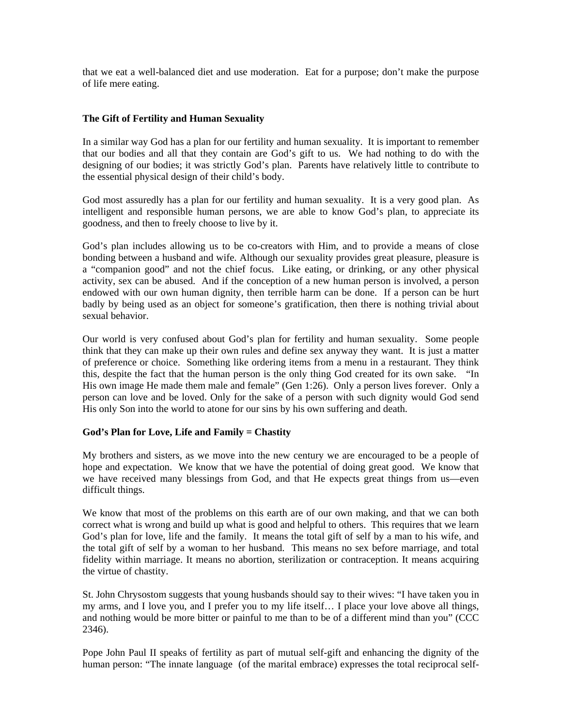that we eat a well-balanced diet and use moderation. Eat for a purpose; don't make the purpose of life mere eating.

**The Gift of Fertility and Human Sexuality**

In a similar way God has a plan for our fertility and human sexuality. It is important to remember that our bodies and all that they contain are God's gift to us. We had nothing to do with the designing of our bodies; it was strictly God's plan. Parents have relatively little to contribute to the essential physical design of their child's body.

God most assuredly has a plan for our fertility and human sexuality. It is a very good plan. As intelligent and responsible human persons, we are able to know God's plan, to appreciate its goodness, and then to freely choose to live by it.

God's plan includes allowing us to be co-creators with Him, and to provide a means of close bonding between a husband and wife. Although our sexuality provides great pleasure, pleasure is a "companion good" and not the chief focus. Like eating, or drinking, or any other physical activity, sex can be abused. And if the conception of a new human person is involved, a person endowed with our own human dignity, then terrible harm can be done. If a person can be hurt badly by being used as an object for someone's gratification, then there is nothing trivial about sexual behavior.

Our world is very confused about God's plan for fertility and human sexuality. Some people think that they can make up their own rules and define sex anyway they want. It is just a matter of preference or choice. Something like ordering items from a menu in a restaurant. They think this, despite the fact that the human person is the only thing God created for its own sake. "In His own image He made them male and female" (Gen 1:26). Only a person lives forever. Only a person can love and be loved. Only for the sake of a person with such dignity would God send His only Son into the world to atone for our sins by his own suffering and death.

**God's Plan for Love, Life and Family = Chastity**

My brothers and sisters, as we move into the new century we are encouraged to be a people of hope and expectation. We know that we have the potential of doing great good. We know that we have received many blessings from God, and that He expects great things from us—even difficult things.

We know that most of the problems on this earth are of our own making, and that we can both correct what is wrong and build up what is good and helpful to others. This requires that we learn God's plan for love, life and the family. It means the total gift of self by a man to his wife, and the total gift of self by a woman to her husband. This means no sex before marriage, and total fidelity within marriage. It means no abortion, sterilization or contraception. It means acquiring the virtue of chastity.

St. John Chrysostom suggests that young husbands should say to their wives: "I have taken you in my arms, and I love you, and I prefer you to my life itself… I place your love above all things, and nothing would be more bitter or painful to me than to be of a different mind than you" (CCC 2346).

Pope John Paul II speaks of fertility as part of mutual self-gift and enhancing the dignity of the human person: "The innate language (of the marital embrace) expresses the total reciprocal self-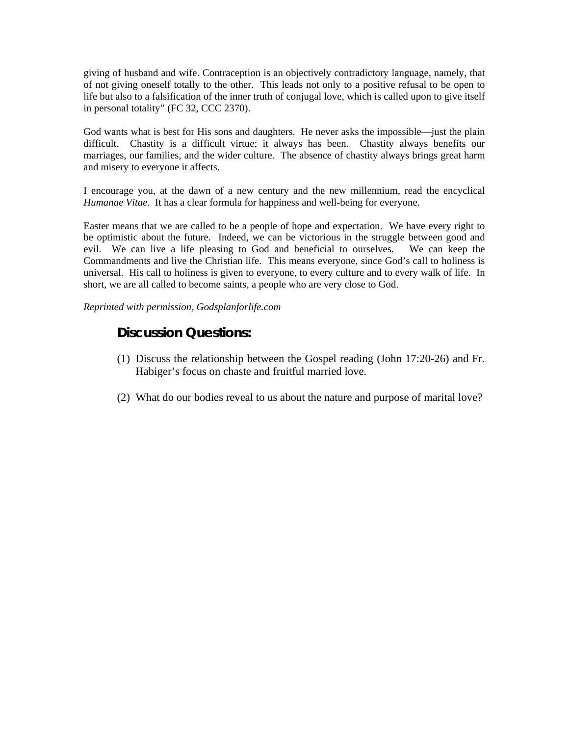giving of husband and wife. Contraception is an objectively contradictory language, namely, that of not giving oneself totally to the other. This leads not only to a positive refusal to be open to life but also to a falsification of the inner truth of conjugal love, which is called upon to give itself in personal totality" (FC 32, CCC 2370).

God wants what is best for His sons and daughters. He never asks the impossible—just the plain difficult. Chastity is a difficult virtue; it always has been. Chastity always benefits our marriages, our families, and the wider culture. The absence of chastity always brings great harm and misery to everyone it affects.

I encourage you, at the dawn of a new century and the new millennium, read the encyclical *Humanae Vitae*. It has a clear formula for happiness and well-being for everyone.

Easter means that we are called to be a people of hope and expectation. We have every right to be optimistic about the future. Indeed, we can be victorious in the struggle between good and evil. We can live a life pleasing to God and beneficial to ourselves. We can keep the Commandments and live the Christian life. This means everyone, since God's call to holiness is universal. His call to holiness is given to everyone, to every culture and to every walk of life. In short, we are all called to become saints, a people who are very close to God.

*Reprinted with permission, Godsplanforlife.com*

## Discussion Questions:

(1) Discuss the relationship between the Gospel reading (John 17:20-26) and Fr. Habiger's focus on chaste and fruitful married love.

(2) What do our bodies reveal to us about the nature and purpose of marital love?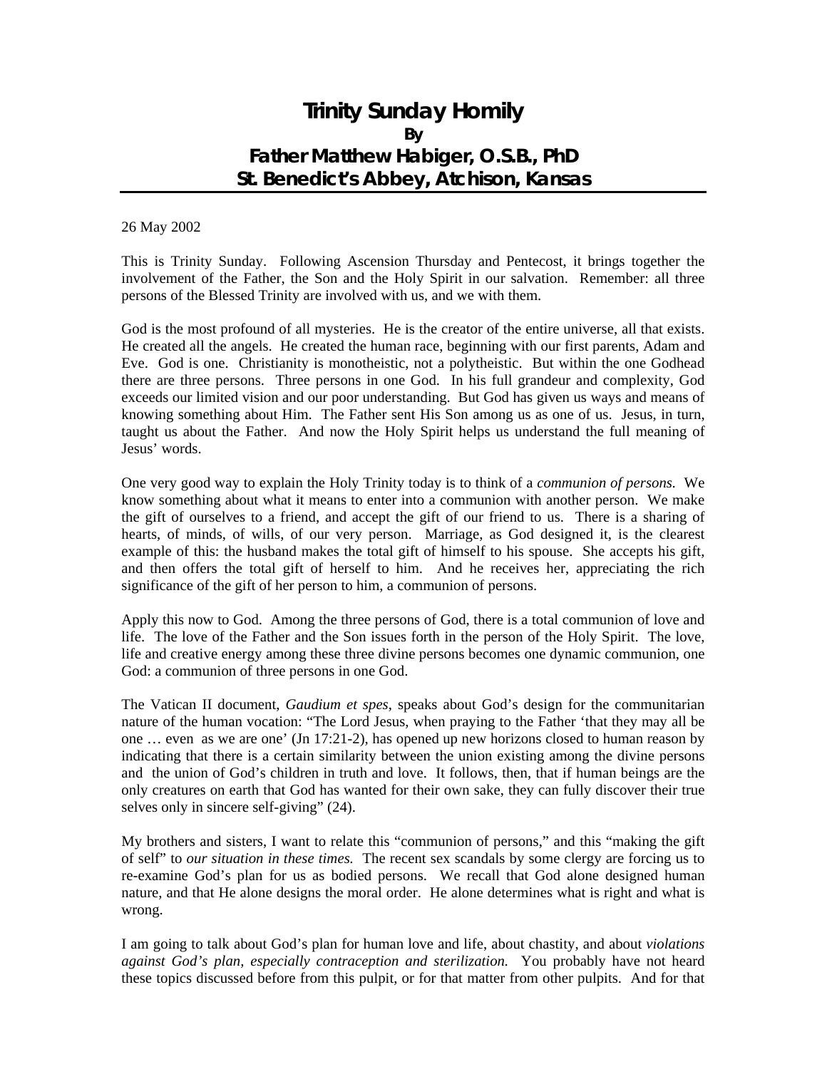# Trinity Sunday Homily
**By**
**Father Matthew Habiger, O.S.B., PhD**
**St. Benedict's Abbey, Atchison, Kansas**

26 May 2002

This is Trinity Sunday. Following Ascension Thursday and Pentecost, it brings together the involvement of the Father, the Son and the Holy Spirit in our salvation. Remember: all three persons of the Blessed Trinity are involved with us, and we with them.

God is the most profound of all mysteries. He is the creator of the entire universe, all that exists. He created all the angels. He created the human race, beginning with our first parents, Adam and Eve. God is one. Christianity is monotheistic, not a polytheistic. But within the one Godhead there are three persons. Three persons in one God. In his full grandeur and complexity, God exceeds our limited vision and our poor understanding. But God has given us ways and means of knowing something about Him. The Father sent His Son among us as one of us. Jesus, in turn, taught us about the Father. And now the Holy Spirit helps us understand the full meaning of Jesus' words.

One very good way to explain the Holy Trinity today is to think of a *communion of persons.* We know something about what it means to enter into a communion with another person. We make the gift of ourselves to a friend, and accept the gift of our friend to us. There is a sharing of hearts, of minds, of wills, of our very person. Marriage, as God designed it, is the clearest example of this: the husband makes the total gift of himself to his spouse. She accepts his gift, and then offers the total gift of herself to him. And he receives her, appreciating the rich significance of the gift of her person to him, a communion of persons.

Apply this now to God. Among the three persons of God, there is a total communion of love and life. The love of the Father and the Son issues forth in the person of the Holy Spirit. The love, life and creative energy among these three divine persons becomes one dynamic communion, one God: a communion of three persons in one God.

The Vatican II document, *Gaudium et spes*, speaks about God's design for the communitarian nature of the human vocation: "The Lord Jesus, when praying to the Father 'that they may all be one … even as we are one' (Jn 17:21-2), has opened up new horizons closed to human reason by indicating that there is a certain similarity between the union existing among the divine persons and the union of God's children in truth and love. It follows, then, that if human beings are the only creatures on earth that God has wanted for their own sake, they can fully discover their true selves only in sincere self-giving" (24).

My brothers and sisters, I want to relate this "communion of persons," and this "making the gift of self" to *our situation in these times.* The recent sex scandals by some clergy are forcing us to re-examine God's plan for us as bodied persons. We recall that God alone designed human nature, and that He alone designs the moral order. He alone determines what is right and what is wrong.

I am going to talk about God's plan for human love and life, about chastity, and about *violations against God's plan, especially contraception and sterilization.* You probably have not heard these topics discussed before from this pulpit, or for that matter from other pulpits. And for that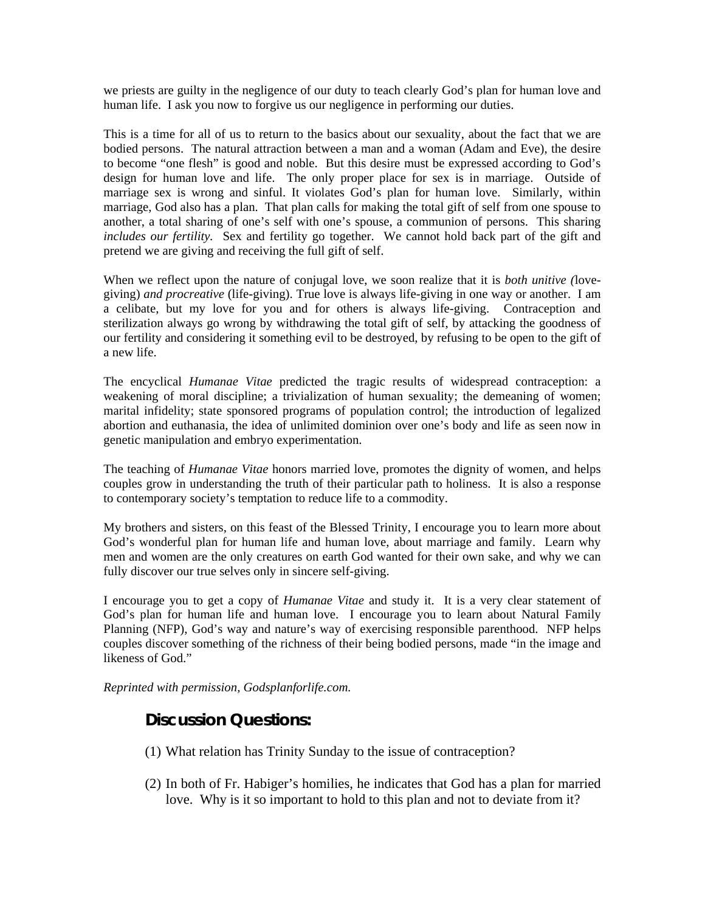we priests are guilty in the negligence of our duty to teach clearly God's plan for human love and human life. I ask you now to forgive us our negligence in performing our duties.

This is a time for all of us to return to the basics about our sexuality, about the fact that we are bodied persons. The natural attraction between a man and a woman (Adam and Eve), the desire to become "one flesh" is good and noble. But this desire must be expressed according to God's design for human love and life. The only proper place for sex is in marriage. Outside of marriage sex is wrong and sinful. It violates God's plan for human love. Similarly, within marriage, God also has a plan. That plan calls for making the total gift of self from one spouse to another, a total sharing of one's self with one's spouse, a communion of persons. This sharing *includes our fertility.* Sex and fertility go together. We cannot hold back part of the gift and pretend we are giving and receiving the full gift of self.

When we reflect upon the nature of conjugal love, we soon realize that it is *both unitive (*love-giving) *and procreative* (life-giving). True love is always life-giving in one way or another. I am a celibate, but my love for you and for others is always life-giving. Contraception and sterilization always go wrong by withdrawing the total gift of self, by attacking the goodness of our fertility and considering it something evil to be destroyed, by refusing to be open to the gift of a new life.

The encyclical *Humanae Vitae* predicted the tragic results of widespread contraception: a weakening of moral discipline; a trivialization of human sexuality; the demeaning of women; marital infidelity; state sponsored programs of population control; the introduction of legalized abortion and euthanasia, the idea of unlimited dominion over one's body and life as seen now in genetic manipulation and embryo experimentation.

The teaching of *Humanae Vitae* honors married love, promotes the dignity of women, and helps couples grow in understanding the truth of their particular path to holiness. It is also a response to contemporary society's temptation to reduce life to a commodity.

My brothers and sisters, on this feast of the Blessed Trinity, I encourage you to learn more about God's wonderful plan for human life and human love, about marriage and family. Learn why men and women are the only creatures on earth God wanted for their own sake, and why we can fully discover our true selves only in sincere self-giving.

I encourage you to get a copy of *Humanae Vitae* and study it. It is a very clear statement of God's plan for human life and human love. I encourage you to learn about Natural Family Planning (NFP), God's way and nature's way of exercising responsible parenthood. NFP helps couples discover something of the richness of their being bodied persons, made "in the image and likeness of God."

*Reprinted with permission, Godsplanforlife.com.*

## Discussion Questions:

(1) What relation has Trinity Sunday to the issue of contraception?

(2) In both of Fr. Habiger's homilies, he indicates that God has a plan for married love. Why is it so important to hold to this plan and not to deviate from it?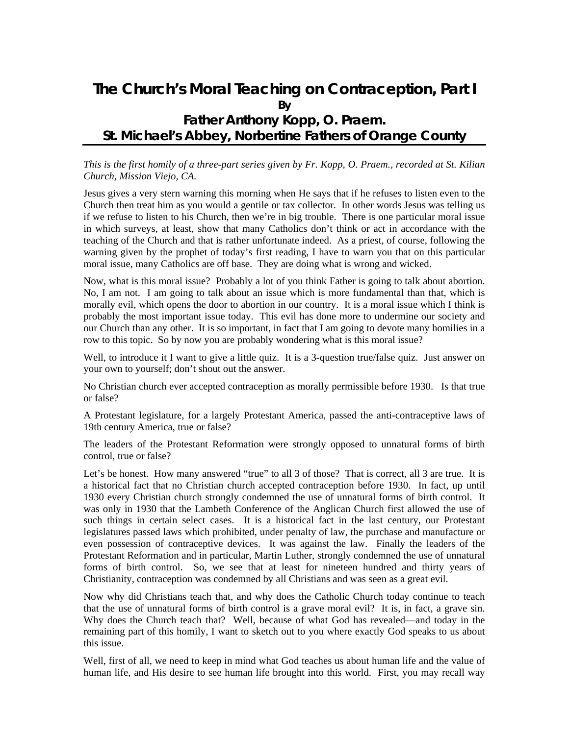# The Church's Moral Teaching on Contraception, Part I

**By**

**Father Anthony Kopp, O. Praem.**

**St. Michael's Abbey, Norbertine Fathers of Orange County**

---

*This is the first homily of a three-part series given by Fr. Kopp, O. Praem., recorded at St. Kilian Church, Mission Viejo, CA.*

Jesus gives a very stern warning this morning when He says that if he refuses to listen even to the Church then treat him as you would a gentile or tax collector. In other words Jesus was telling us if we refuse to listen to his Church, then we're in big trouble. There is one particular moral issue in which surveys, at least, show that many Catholics don't think or act in accordance with the teaching of the Church and that is rather unfortunate indeed. As a priest, of course, following the warning given by the prophet of today's first reading, I have to warn you that on this particular moral issue, many Catholics are off base. They are doing what is wrong and wicked.

Now, what is this moral issue? Probably a lot of you think Father is going to talk about abortion. No, I am not. I am going to talk about an issue which is more fundamental than that, which is morally evil, which opens the door to abortion in our country. It is a moral issue which I think is probably the most important issue today. This evil has done more to undermine our society and our Church than any other. It is so important, in fact that I am going to devote many homilies in a row to this topic. So by now you are probably wondering what is this moral issue?

Well, to introduce it I want to give a little quiz. It is a 3-question true/false quiz. Just answer on your own to yourself; don't shout out the answer.

No Christian church ever accepted contraception as morally permissible before 1930. Is that true or false?

A Protestant legislature, for a largely Protestant America, passed the anti-contraceptive laws of 19th century America, true or false?

The leaders of the Protestant Reformation were strongly opposed to unnatural forms of birth control, true or false?

Let's be honest. How many answered "true" to all 3 of those? That is correct, all 3 are true. It is a historical fact that no Christian church accepted contraception before 1930. In fact, up until 1930 every Christian church strongly condemned the use of unnatural forms of birth control. It was only in 1930 that the Lambeth Conference of the Anglican Church first allowed the use of such things in certain select cases. It is a historical fact in the last century, our Protestant legislatures passed laws which prohibited, under penalty of law, the purchase and manufacture or even possession of contraceptive devices. It was against the law. Finally the leaders of the Protestant Reformation and in particular, Martin Luther, strongly condemned the use of unnatural forms of birth control. So, we see that at least for nineteen hundred and thirty years of Christianity, contraception was condemned by all Christians and was seen as a great evil.

Now why did Christians teach that, and why does the Catholic Church today continue to teach that the use of unnatural forms of birth control is a grave moral evil? It is, in fact, a grave sin. Why does the Church teach that? Well, because of what God has revealed—and today in the remaining part of this homily, I want to sketch out to you where exactly God speaks to us about this issue.

Well, first of all, we need to keep in mind what God teaches us about human life and the value of human life, and His desire to see human life brought into this world. First, you may recall way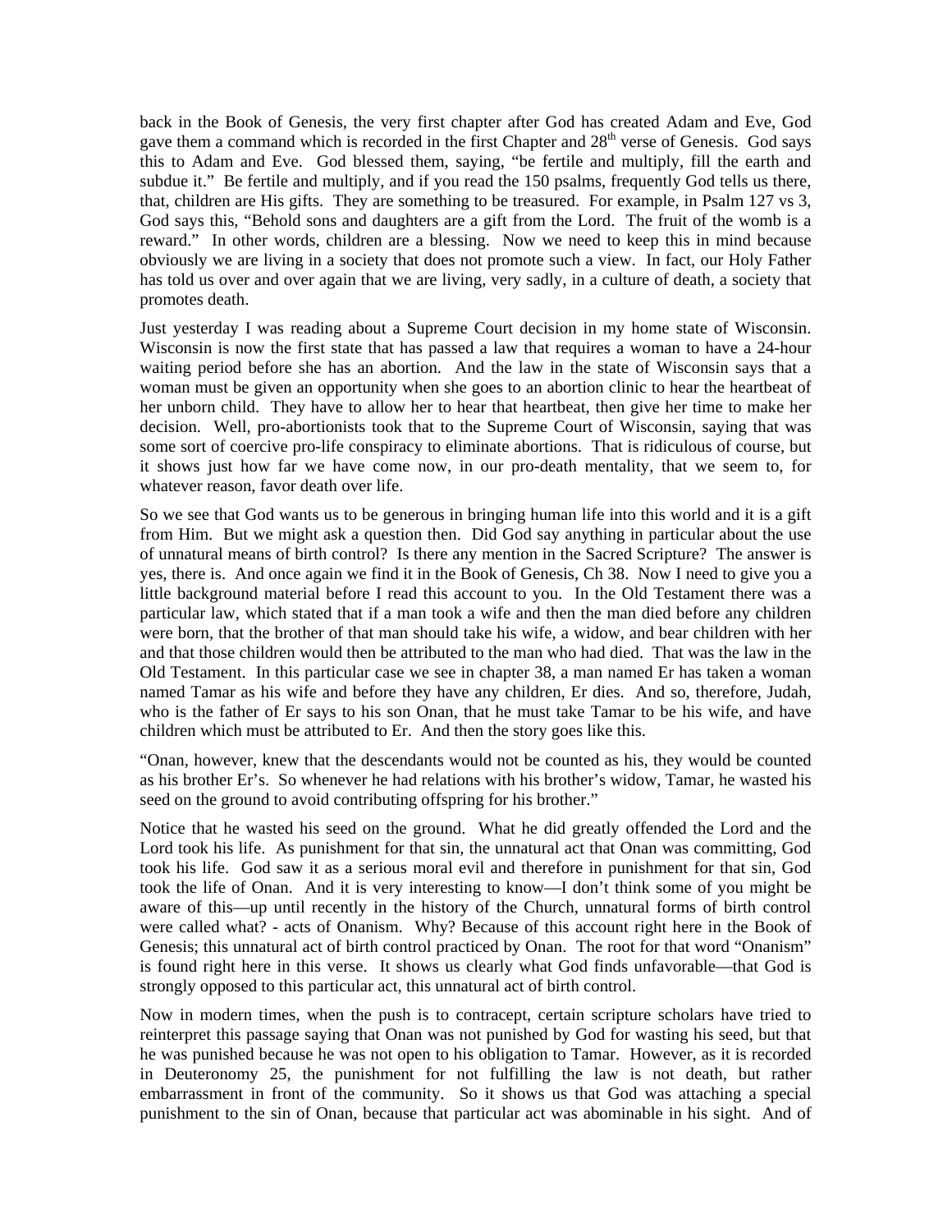back in the Book of Genesis, the very first chapter after God has created Adam and Eve, God gave them a command which is recorded in the first Chapter and 28th verse of Genesis. God says this to Adam and Eve. God blessed them, saying, "be fertile and multiply, fill the earth and subdue it." Be fertile and multiply, and if you read the 150 psalms, frequently God tells us there, that, children are His gifts. They are something to be treasured. For example, in Psalm 127 vs 3, God says this, "Behold sons and daughters are a gift from the Lord. The fruit of the womb is a reward." In other words, children are a blessing. Now we need to keep this in mind because obviously we are living in a society that does not promote such a view. In fact, our Holy Father has told us over and over again that we are living, very sadly, in a culture of death, a society that promotes death.

Just yesterday I was reading about a Supreme Court decision in my home state of Wisconsin. Wisconsin is now the first state that has passed a law that requires a woman to have a 24-hour waiting period before she has an abortion. And the law in the state of Wisconsin says that a woman must be given an opportunity when she goes to an abortion clinic to hear the heartbeat of her unborn child. They have to allow her to hear that heartbeat, then give her time to make her decision. Well, pro-abortionists took that to the Supreme Court of Wisconsin, saying that was some sort of coercive pro-life conspiracy to eliminate abortions. That is ridiculous of course, but it shows just how far we have come now, in our pro-death mentality, that we seem to, for whatever reason, favor death over life.

So we see that God wants us to be generous in bringing human life into this world and it is a gift from Him. But we might ask a question then. Did God say anything in particular about the use of unnatural means of birth control? Is there any mention in the Sacred Scripture? The answer is yes, there is. And once again we find it in the Book of Genesis, Ch 38. Now I need to give you a little background material before I read this account to you. In the Old Testament there was a particular law, which stated that if a man took a wife and then the man died before any children were born, that the brother of that man should take his wife, a widow, and bear children with her and that those children would then be attributed to the man who had died. That was the law in the Old Testament. In this particular case we see in chapter 38, a man named Er has taken a woman named Tamar as his wife and before they have any children, Er dies. And so, therefore, Judah, who is the father of Er says to his son Onan, that he must take Tamar to be his wife, and have children which must be attributed to Er. And then the story goes like this.

"Onan, however, knew that the descendants would not be counted as his, they would be counted as his brother Er's. So whenever he had relations with his brother's widow, Tamar, he wasted his seed on the ground to avoid contributing offspring for his brother."

Notice that he wasted his seed on the ground. What he did greatly offended the Lord and the Lord took his life. As punishment for that sin, the unnatural act that Onan was committing, God took his life. God saw it as a serious moral evil and therefore in punishment for that sin, God took the life of Onan. And it is very interesting to know—I don't think some of you might be aware of this—up until recently in the history of the Church, unnatural forms of birth control were called what? - acts of Onanism. Why? Because of this account right here in the Book of Genesis; this unnatural act of birth control practiced by Onan. The root for that word "Onanism" is found right here in this verse. It shows us clearly what God finds unfavorable—that God is strongly opposed to this particular act, this unnatural act of birth control.

Now in modern times, when the push is to contracept, certain scripture scholars have tried to reinterpret this passage saying that Onan was not punished by God for wasting his seed, but that he was punished because he was not open to his obligation to Tamar. However, as it is recorded in Deuteronomy 25, the punishment for not fulfilling the law is not death, but rather embarrassment in front of the community. So it shows us that God was attaching a special punishment to the sin of Onan, because that particular act was abominable in his sight. And of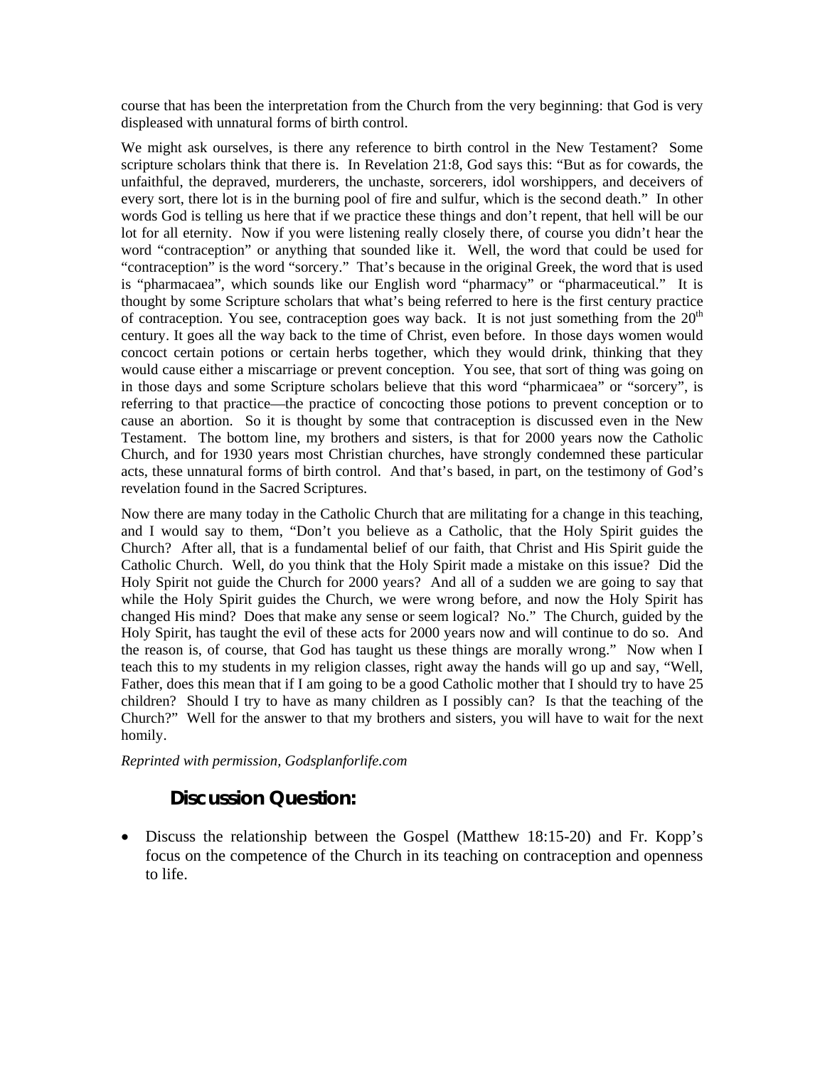course that has been the interpretation from the Church from the very beginning: that God is very displeased with unnatural forms of birth control.

We might ask ourselves, is there any reference to birth control in the New Testament? Some scripture scholars think that there is. In Revelation 21:8, God says this: "But as for cowards, the unfaithful, the depraved, murderers, the unchaste, sorcerers, idol worshippers, and deceivers of every sort, there lot is in the burning pool of fire and sulfur, which is the second death." In other words God is telling us here that if we practice these things and don't repent, that hell will be our lot for all eternity. Now if you were listening really closely there, of course you didn't hear the word "contraception" or anything that sounded like it. Well, the word that could be used for "contraception" is the word "sorcery." That's because in the original Greek, the word that is used is "pharmacaea", which sounds like our English word "pharmacy" or "pharmaceutical." It is thought by some Scripture scholars that what's being referred to here is the first century practice of contraception. You see, contraception goes way back. It is not just something from the 20th century. It goes all the way back to the time of Christ, even before. In those days women would concoct certain potions or certain herbs together, which they would drink, thinking that they would cause either a miscarriage or prevent conception. You see, that sort of thing was going on in those days and some Scripture scholars believe that this word "pharmicaea" or "sorcery", is referring to that practice—the practice of concocting those potions to prevent conception or to cause an abortion. So it is thought by some that contraception is discussed even in the New Testament. The bottom line, my brothers and sisters, is that for 2000 years now the Catholic Church, and for 1930 years most Christian churches, have strongly condemned these particular acts, these unnatural forms of birth control. And that's based, in part, on the testimony of God's revelation found in the Sacred Scriptures.

Now there are many today in the Catholic Church that are militating for a change in this teaching, and I would say to them, "Don't you believe as a Catholic, that the Holy Spirit guides the Church? After all, that is a fundamental belief of our faith, that Christ and His Spirit guide the Catholic Church. Well, do you think that the Holy Spirit made a mistake on this issue? Did the Holy Spirit not guide the Church for 2000 years? And all of a sudden we are going to say that while the Holy Spirit guides the Church, we were wrong before, and now the Holy Spirit has changed His mind? Does that make any sense or seem logical? No." The Church, guided by the Holy Spirit, has taught the evil of these acts for 2000 years now and will continue to do so. And the reason is, of course, that God has taught us these things are morally wrong." Now when I teach this to my students in my religion classes, right away the hands will go up and say, "Well, Father, does this mean that if I am going to be a good Catholic mother that I should try to have 25 children? Should I try to have as many children as I possibly can? Is that the teaching of the Church?" Well for the answer to that my brothers and sisters, you will have to wait for the next homily.

*Reprinted with permission, Godsplanforlife.com*

## Discussion Question:

- Discuss the relationship between the Gospel (Matthew 18:15-20) and Fr. Kopp's focus on the competence of the Church in its teaching on contraception and openness to life.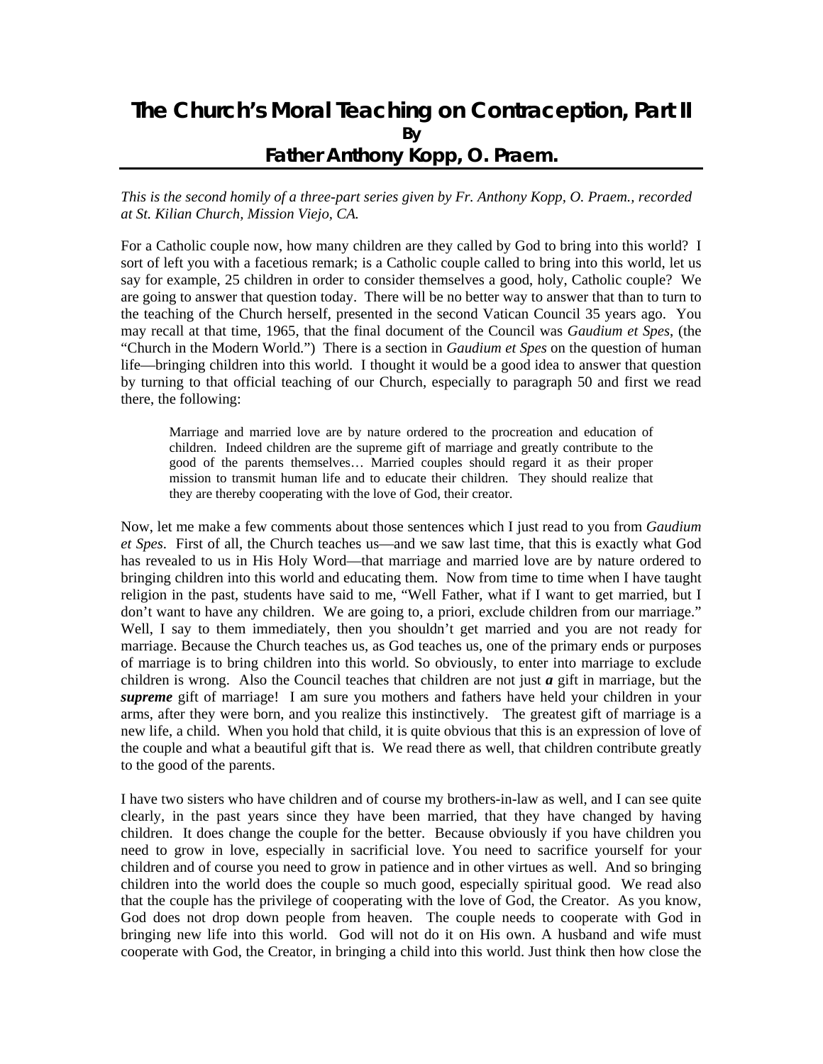# The Church's Moral Teaching on Contraception, Part II

**By**

**Father Anthony Kopp, O. Praem.**

*This is the second homily of a three-part series given by Fr. Anthony Kopp, O. Praem., recorded at St. Kilian Church, Mission Viejo, CA.*

For a Catholic couple now, how many children are they called by God to bring into this world? I sort of left you with a facetious remark; is a Catholic couple called to bring into this world, let us say for example, 25 children in order to consider themselves a good, holy, Catholic couple? We are going to answer that question today. There will be no better way to answer that than to turn to the teaching of the Church herself, presented in the second Vatican Council 35 years ago. You may recall at that time, 1965, that the final document of the Council was *Gaudium et Spes*, (the "Church in the Modern World.") There is a section in *Gaudium et Spes* on the question of human life—bringing children into this world. I thought it would be a good idea to answer that question by turning to that official teaching of our Church, especially to paragraph 50 and first we read there, the following:

> Marriage and married love are by nature ordered to the procreation and education of children. Indeed children are the supreme gift of marriage and greatly contribute to the good of the parents themselves… Married couples should regard it as their proper mission to transmit human life and to educate their children. They should realize that they are thereby cooperating with the love of God, their creator.

Now, let me make a few comments about those sentences which I just read to you from *Gaudium et Spes*. First of all, the Church teaches us—and we saw last time, that this is exactly what God has revealed to us in His Holy Word—that marriage and married love are by nature ordered to bringing children into this world and educating them. Now from time to time when I have taught religion in the past, students have said to me, "Well Father, what if I want to get married, but I don't want to have any children. We are going to, a priori, exclude children from our marriage." Well, I say to them immediately, then you shouldn't get married and you are not ready for marriage. Because the Church teaches us, as God teaches us, one of the primary ends or purposes of marriage is to bring children into this world. So obviously, to enter into marriage to exclude children is wrong. Also the Council teaches that children are not just ***a*** gift in marriage, but the ***supreme*** gift of marriage! I am sure you mothers and fathers have held your children in your arms, after they were born, and you realize this instinctively. The greatest gift of marriage is a new life, a child. When you hold that child, it is quite obvious that this is an expression of love of the couple and what a beautiful gift that is. We read there as well, that children contribute greatly to the good of the parents.

I have two sisters who have children and of course my brothers-in-law as well, and I can see quite clearly, in the past years since they have been married, that they have changed by having children. It does change the couple for the better. Because obviously if you have children you need to grow in love, especially in sacrificial love. You need to sacrifice yourself for your children and of course you need to grow in patience and in other virtues as well. And so bringing children into the world does the couple so much good, especially spiritual good. We read also that the couple has the privilege of cooperating with the love of God, the Creator. As you know, God does not drop down people from heaven. The couple needs to cooperate with God in bringing new life into this world. God will not do it on His own. A husband and wife must cooperate with God, the Creator, in bringing a child into this world. Just think then how close the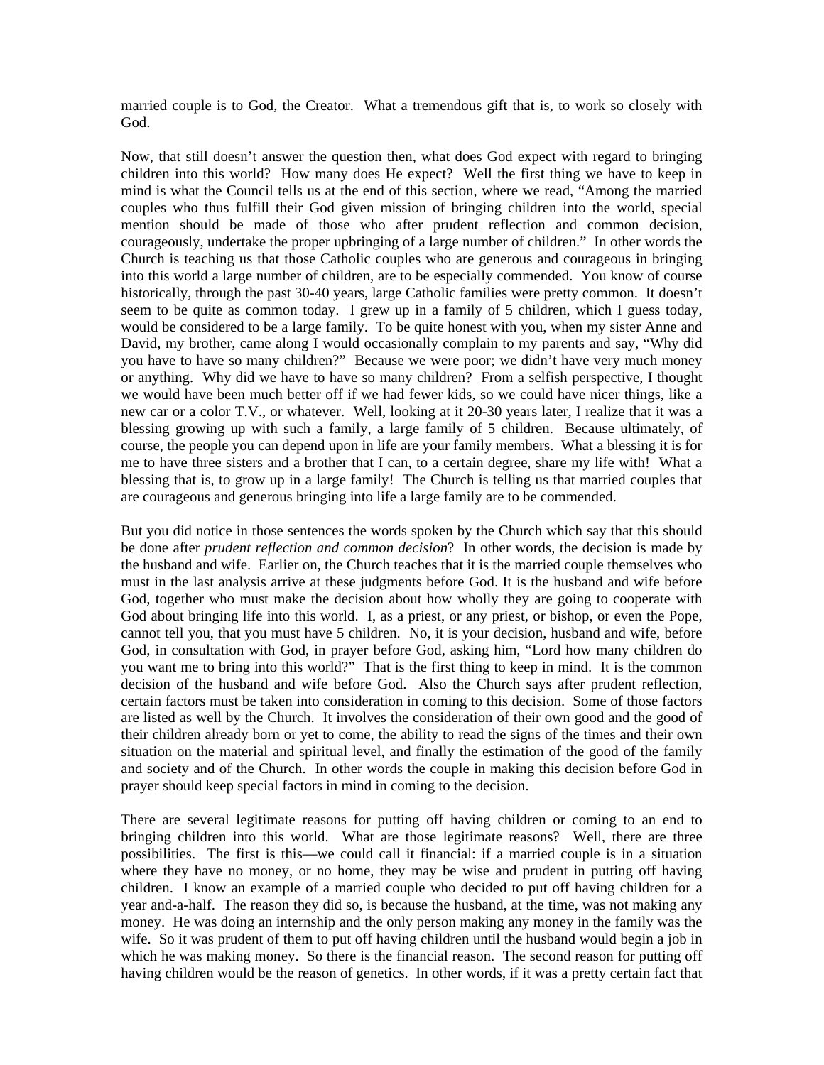married couple is to God, the Creator. What a tremendous gift that is, to work so closely with God.

Now, that still doesn't answer the question then, what does God expect with regard to bringing children into this world? How many does He expect? Well the first thing we have to keep in mind is what the Council tells us at the end of this section, where we read, "Among the married couples who thus fulfill their God given mission of bringing children into the world, special mention should be made of those who after prudent reflection and common decision, courageously, undertake the proper upbringing of a large number of children." In other words the Church is teaching us that those Catholic couples who are generous and courageous in bringing into this world a large number of children, are to be especially commended. You know of course historically, through the past 30-40 years, large Catholic families were pretty common. It doesn't seem to be quite as common today. I grew up in a family of 5 children, which I guess today, would be considered to be a large family. To be quite honest with you, when my sister Anne and David, my brother, came along I would occasionally complain to my parents and say, "Why did you have to have so many children?" Because we were poor; we didn't have very much money or anything. Why did we have to have so many children? From a selfish perspective, I thought we would have been much better off if we had fewer kids, so we could have nicer things, like a new car or a color T.V., or whatever. Well, looking at it 20-30 years later, I realize that it was a blessing growing up with such a family, a large family of 5 children. Because ultimately, of course, the people you can depend upon in life are your family members. What a blessing it is for me to have three sisters and a brother that I can, to a certain degree, share my life with! What a blessing that is, to grow up in a large family! The Church is telling us that married couples that are courageous and generous bringing into life a large family are to be commended.

But you did notice in those sentences the words spoken by the Church which say that this should be done after *prudent reflection and common decision*? In other words, the decision is made by the husband and wife. Earlier on, the Church teaches that it is the married couple themselves who must in the last analysis arrive at these judgments before God. It is the husband and wife before God, together who must make the decision about how wholly they are going to cooperate with God about bringing life into this world. I, as a priest, or any priest, or bishop, or even the Pope, cannot tell you, that you must have 5 children. No, it is your decision, husband and wife, before God, in consultation with God, in prayer before God, asking him, "Lord how many children do you want me to bring into this world?" That is the first thing to keep in mind. It is the common decision of the husband and wife before God. Also the Church says after prudent reflection, certain factors must be taken into consideration in coming to this decision. Some of those factors are listed as well by the Church. It involves the consideration of their own good and the good of their children already born or yet to come, the ability to read the signs of the times and their own situation on the material and spiritual level, and finally the estimation of the good of the family and society and of the Church. In other words the couple in making this decision before God in prayer should keep special factors in mind in coming to the decision.

There are several legitimate reasons for putting off having children or coming to an end to bringing children into this world. What are those legitimate reasons? Well, there are three possibilities. The first is this—we could call it financial: if a married couple is in a situation where they have no money, or no home, they may be wise and prudent in putting off having children. I know an example of a married couple who decided to put off having children for a year and-a-half. The reason they did so, is because the husband, at the time, was not making any money. He was doing an internship and the only person making any money in the family was the wife. So it was prudent of them to put off having children until the husband would begin a job in which he was making money. So there is the financial reason. The second reason for putting off having children would be the reason of genetics. In other words, if it was a pretty certain fact that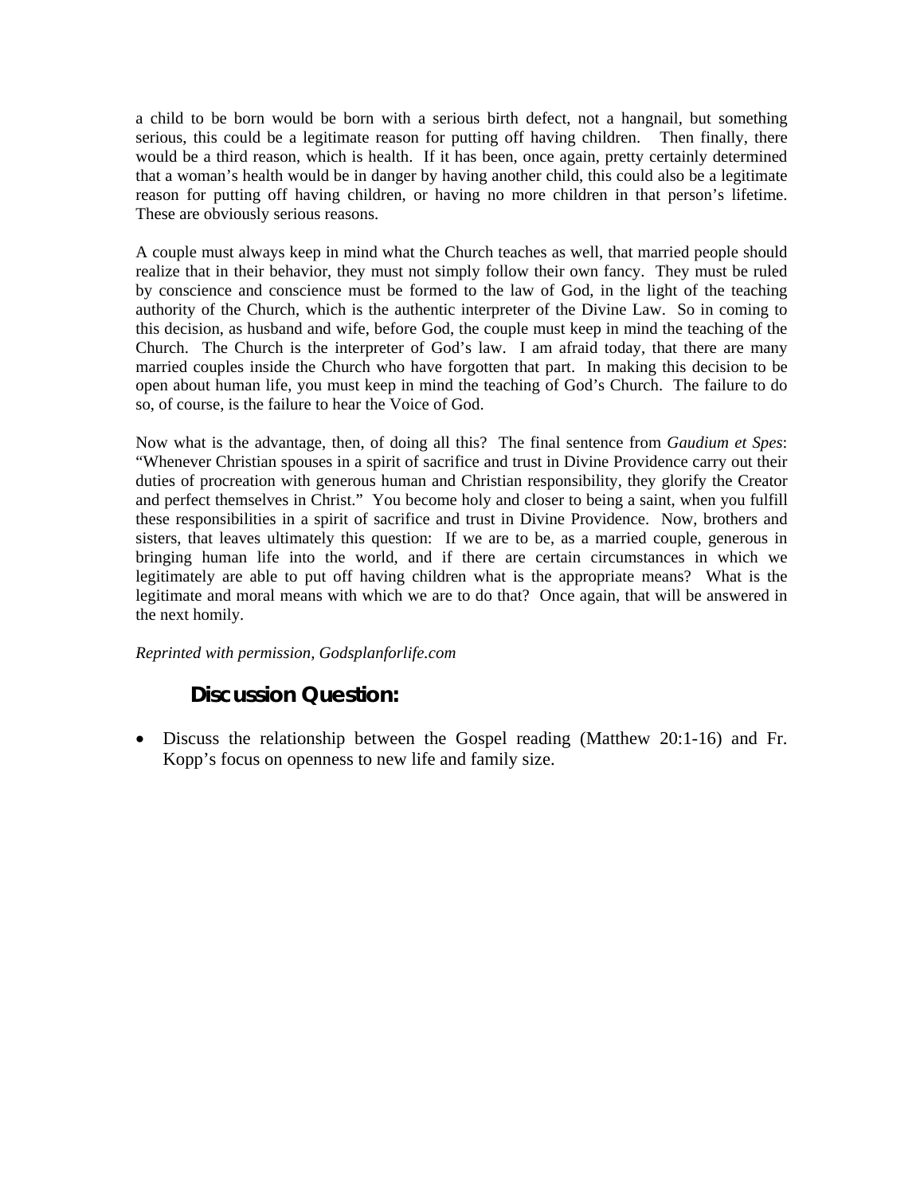a child to be born would be born with a serious birth defect, not a hangnail, but something serious, this could be a legitimate reason for putting off having children. Then finally, there would be a third reason, which is health. If it has been, once again, pretty certainly determined that a woman's health would be in danger by having another child, this could also be a legitimate reason for putting off having children, or having no more children in that person's lifetime. These are obviously serious reasons.

A couple must always keep in mind what the Church teaches as well, that married people should realize that in their behavior, they must not simply follow their own fancy. They must be ruled by conscience and conscience must be formed to the law of God, in the light of the teaching authority of the Church, which is the authentic interpreter of the Divine Law. So in coming to this decision, as husband and wife, before God, the couple must keep in mind the teaching of the Church. The Church is the interpreter of God's law. I am afraid today, that there are many married couples inside the Church who have forgotten that part. In making this decision to be open about human life, you must keep in mind the teaching of God's Church. The failure to do so, of course, is the failure to hear the Voice of God.

Now what is the advantage, then, of doing all this? The final sentence from *Gaudium et Spes*: "Whenever Christian spouses in a spirit of sacrifice and trust in Divine Providence carry out their duties of procreation with generous human and Christian responsibility, they glorify the Creator and perfect themselves in Christ." You become holy and closer to being a saint, when you fulfill these responsibilities in a spirit of sacrifice and trust in Divine Providence. Now, brothers and sisters, that leaves ultimately this question: If we are to be, as a married couple, generous in bringing human life into the world, and if there are certain circumstances in which we legitimately are able to put off having children what is the appropriate means? What is the legitimate and moral means with which we are to do that? Once again, that will be answered in the next homily.

*Reprinted with permission, Godsplanforlife.com*

## Discussion Question:

- Discuss the relationship between the Gospel reading (Matthew 20:1-16) and Fr. Kopp's focus on openness to new life and family size.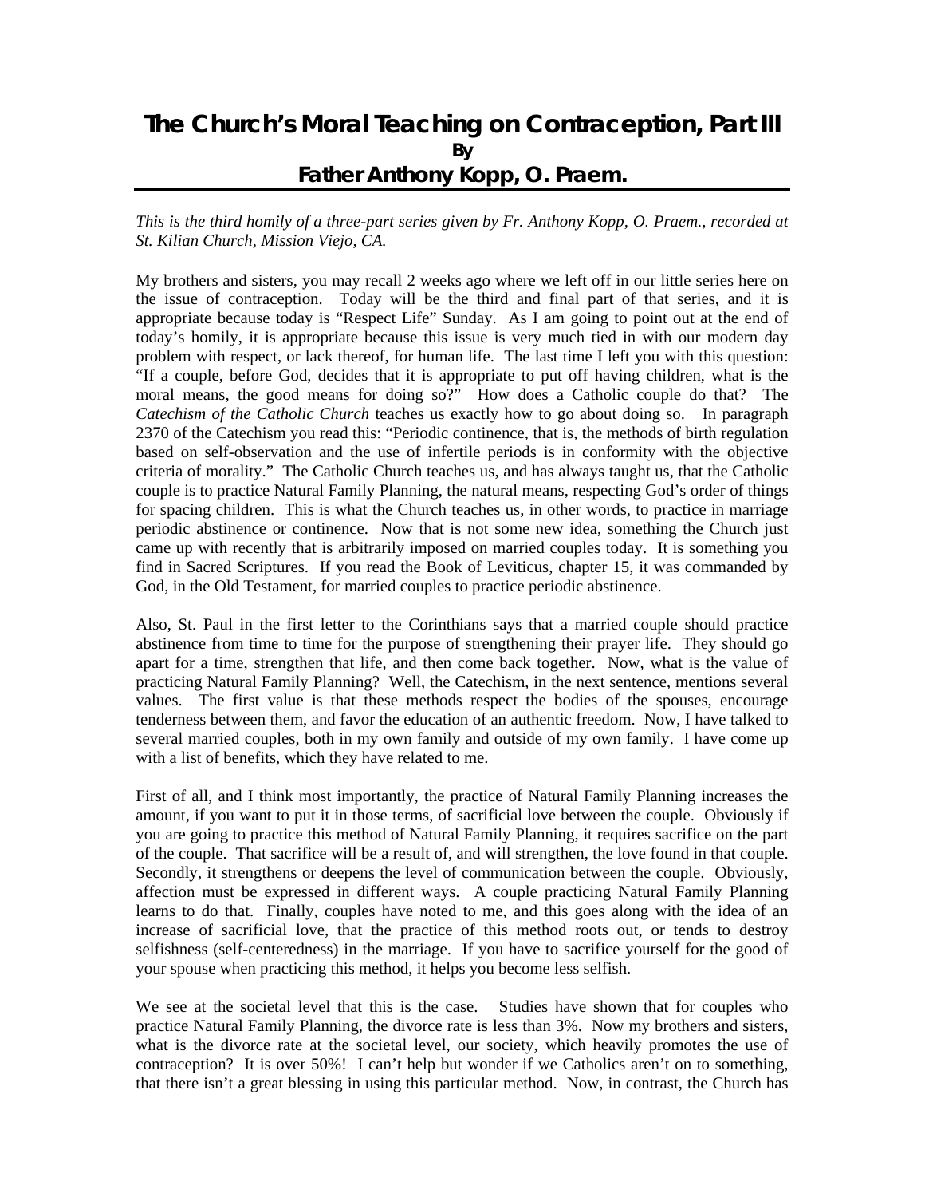# The Church's Moral Teaching on Contraception, Part III

**By**

**Father Anthony Kopp, O. Praem.**

*This is the third homily of a three-part series given by Fr. Anthony Kopp, O. Praem., recorded at St. Kilian Church, Mission Viejo, CA.*

My brothers and sisters, you may recall 2 weeks ago where we left off in our little series here on the issue of contraception. Today will be the third and final part of that series, and it is appropriate because today is "Respect Life" Sunday. As I am going to point out at the end of today's homily, it is appropriate because this issue is very much tied in with our modern day problem with respect, or lack thereof, for human life. The last time I left you with this question: "If a couple, before God, decides that it is appropriate to put off having children, what is the moral means, the good means for doing so?" How does a Catholic couple do that? The *Catechism of the Catholic Church* teaches us exactly how to go about doing so. In paragraph 2370 of the Catechism you read this: "Periodic continence, that is, the methods of birth regulation based on self-observation and the use of infertile periods is in conformity with the objective criteria of morality." The Catholic Church teaches us, and has always taught us, that the Catholic couple is to practice Natural Family Planning, the natural means, respecting God's order of things for spacing children. This is what the Church teaches us, in other words, to practice in marriage periodic abstinence or continence. Now that is not some new idea, something the Church just came up with recently that is arbitrarily imposed on married couples today. It is something you find in Sacred Scriptures. If you read the Book of Leviticus, chapter 15, it was commanded by God, in the Old Testament, for married couples to practice periodic abstinence.

Also, St. Paul in the first letter to the Corinthians says that a married couple should practice abstinence from time to time for the purpose of strengthening their prayer life. They should go apart for a time, strengthen that life, and then come back together. Now, what is the value of practicing Natural Family Planning? Well, the Catechism, in the next sentence, mentions several values. The first value is that these methods respect the bodies of the spouses, encourage tenderness between them, and favor the education of an authentic freedom. Now, I have talked to several married couples, both in my own family and outside of my own family. I have come up with a list of benefits, which they have related to me.

First of all, and I think most importantly, the practice of Natural Family Planning increases the amount, if you want to put it in those terms, of sacrificial love between the couple. Obviously if you are going to practice this method of Natural Family Planning, it requires sacrifice on the part of the couple. That sacrifice will be a result of, and will strengthen, the love found in that couple. Secondly, it strengthens or deepens the level of communication between the couple. Obviously, affection must be expressed in different ways. A couple practicing Natural Family Planning learns to do that. Finally, couples have noted to me, and this goes along with the idea of an increase of sacrificial love, that the practice of this method roots out, or tends to destroy selfishness (self-centeredness) in the marriage. If you have to sacrifice yourself for the good of your spouse when practicing this method, it helps you become less selfish.

We see at the societal level that this is the case. Studies have shown that for couples who practice Natural Family Planning, the divorce rate is less than 3%. Now my brothers and sisters, what is the divorce rate at the societal level, our society, which heavily promotes the use of contraception? It is over 50%! I can't help but wonder if we Catholics aren't on to something, that there isn't a great blessing in using this particular method. Now, in contrast, the Church has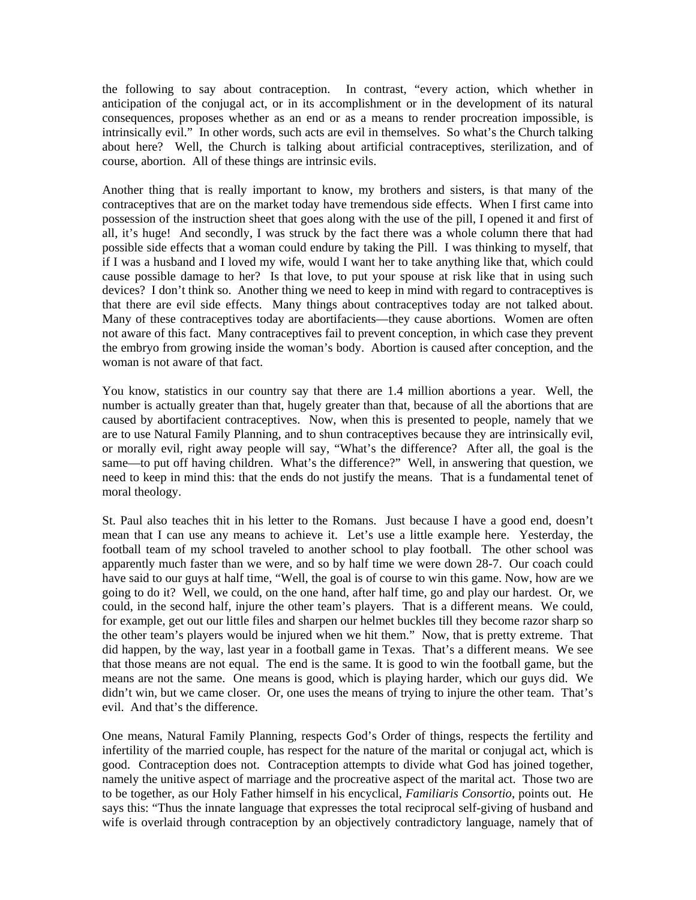the following to say about contraception. In contrast, "every action, which whether in anticipation of the conjugal act, or in its accomplishment or in the development of its natural consequences, proposes whether as an end or as a means to render procreation impossible, is intrinsically evil." In other words, such acts are evil in themselves. So what's the Church talking about here? Well, the Church is talking about artificial contraceptives, sterilization, and of course, abortion. All of these things are intrinsic evils.

Another thing that is really important to know, my brothers and sisters, is that many of the contraceptives that are on the market today have tremendous side effects. When I first came into possession of the instruction sheet that goes along with the use of the pill, I opened it and first of all, it's huge! And secondly, I was struck by the fact there was a whole column there that had possible side effects that a woman could endure by taking the Pill. I was thinking to myself, that if I was a husband and I loved my wife, would I want her to take anything like that, which could cause possible damage to her? Is that love, to put your spouse at risk like that in using such devices? I don't think so. Another thing we need to keep in mind with regard to contraceptives is that there are evil side effects. Many things about contraceptives today are not talked about. Many of these contraceptives today are abortifacients—they cause abortions. Women are often not aware of this fact. Many contraceptives fail to prevent conception, in which case they prevent the embryo from growing inside the woman's body. Abortion is caused after conception, and the woman is not aware of that fact.

You know, statistics in our country say that there are 1.4 million abortions a year. Well, the number is actually greater than that, hugely greater than that, because of all the abortions that are caused by abortifacient contraceptives. Now, when this is presented to people, namely that we are to use Natural Family Planning, and to shun contraceptives because they are intrinsically evil, or morally evil, right away people will say, "What's the difference? After all, the goal is the same—to put off having children. What's the difference?" Well, in answering that question, we need to keep in mind this: that the ends do not justify the means. That is a fundamental tenet of moral theology.

St. Paul also teaches thit in his letter to the Romans. Just because I have a good end, doesn't mean that I can use any means to achieve it. Let's use a little example here. Yesterday, the football team of my school traveled to another school to play football. The other school was apparently much faster than we were, and so by half time we were down 28-7. Our coach could have said to our guys at half time, "Well, the goal is of course to win this game. Now, how are we going to do it? Well, we could, on the one hand, after half time, go and play our hardest. Or, we could, in the second half, injure the other team's players. That is a different means. We could, for example, get out our little files and sharpen our helmet buckles till they become razor sharp so the other team's players would be injured when we hit them." Now, that is pretty extreme. That did happen, by the way, last year in a football game in Texas. That's a different means. We see that those means are not equal. The end is the same. It is good to win the football game, but the means are not the same. One means is good, which is playing harder, which our guys did. We didn't win, but we came closer. Or, one uses the means of trying to injure the other team. That's evil. And that's the difference.

One means, Natural Family Planning, respects God's Order of things, respects the fertility and infertility of the married couple, has respect for the nature of the marital or conjugal act, which is good. Contraception does not. Contraception attempts to divide what God has joined together, namely the unitive aspect of marriage and the procreative aspect of the marital act. Those two are to be together, as our Holy Father himself in his encyclical, *Familiaris Consortio*, points out. He says this: "Thus the innate language that expresses the total reciprocal self-giving of husband and wife is overlaid through contraception by an objectively contradictory language, namely that of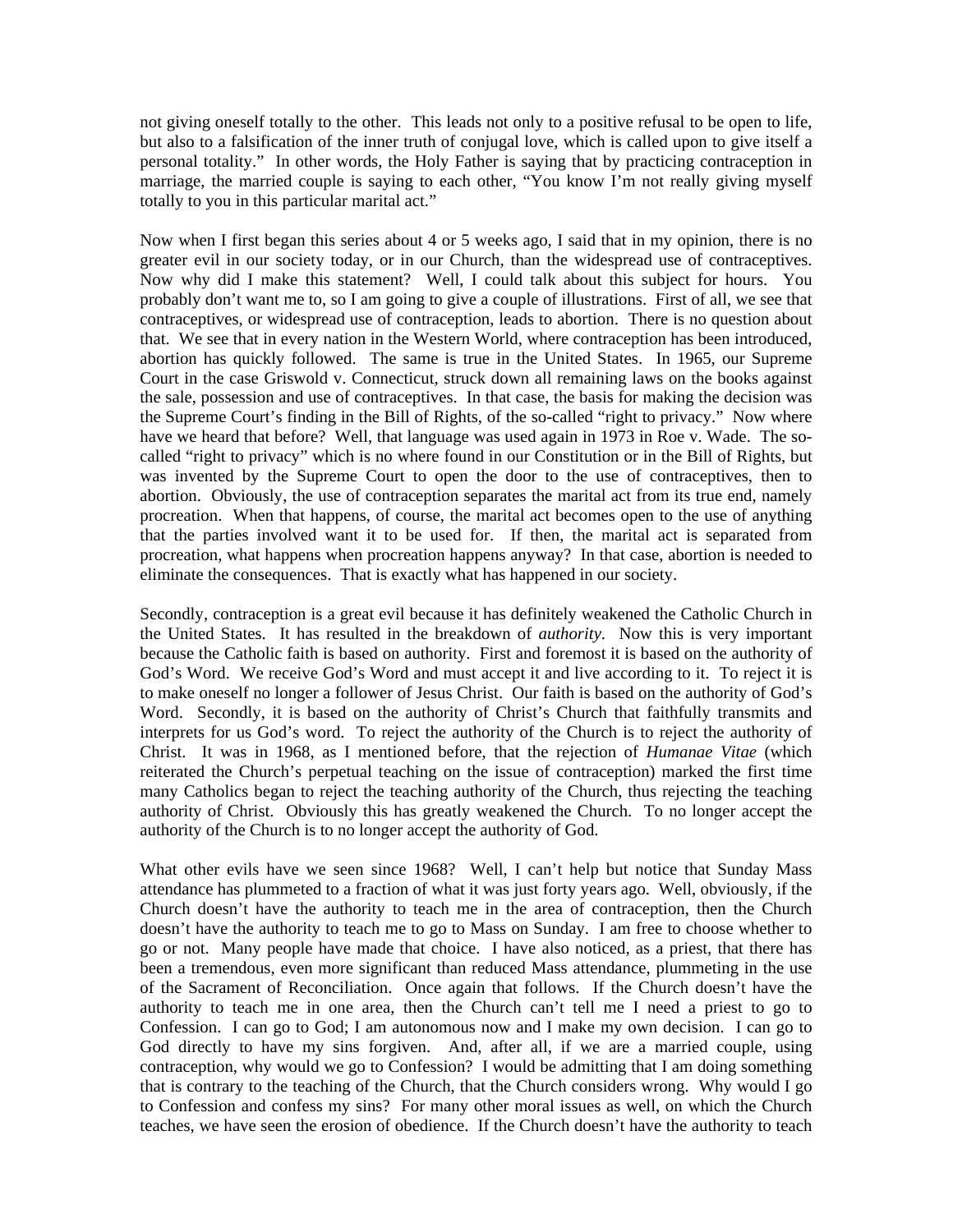not giving oneself totally to the other. This leads not only to a positive refusal to be open to life, but also to a falsification of the inner truth of conjugal love, which is called upon to give itself a personal totality." In other words, the Holy Father is saying that by practicing contraception in marriage, the married couple is saying to each other, "You know I'm not really giving myself totally to you in this particular marital act."

Now when I first began this series about 4 or 5 weeks ago, I said that in my opinion, there is no greater evil in our society today, or in our Church, than the widespread use of contraceptives. Now why did I make this statement? Well, I could talk about this subject for hours. You probably don't want me to, so I am going to give a couple of illustrations. First of all, we see that contraceptives, or widespread use of contraception, leads to abortion. There is no question about that. We see that in every nation in the Western World, where contraception has been introduced, abortion has quickly followed. The same is true in the United States. In 1965, our Supreme Court in the case Griswold v. Connecticut, struck down all remaining laws on the books against the sale, possession and use of contraceptives. In that case, the basis for making the decision was the Supreme Court's finding in the Bill of Rights, of the so-called "right to privacy." Now where have we heard that before? Well, that language was used again in 1973 in Roe v. Wade. The so-called "right to privacy" which is no where found in our Constitution or in the Bill of Rights, but was invented by the Supreme Court to open the door to the use of contraceptives, then to abortion. Obviously, the use of contraception separates the marital act from its true end, namely procreation. When that happens, of course, the marital act becomes open to the use of anything that the parties involved want it to be used for. If then, the marital act is separated from procreation, what happens when procreation happens anyway? In that case, abortion is needed to eliminate the consequences. That is exactly what has happened in our society.

Secondly, contraception is a great evil because it has definitely weakened the Catholic Church in the United States. It has resulted in the breakdown of *authority*. Now this is very important because the Catholic faith is based on authority. First and foremost it is based on the authority of God's Word. We receive God's Word and must accept it and live according to it. To reject it is to make oneself no longer a follower of Jesus Christ. Our faith is based on the authority of God's Word. Secondly, it is based on the authority of Christ's Church that faithfully transmits and interprets for us God's word. To reject the authority of the Church is to reject the authority of Christ. It was in 1968, as I mentioned before, that the rejection of *Humanae Vitae* (which reiterated the Church's perpetual teaching on the issue of contraception) marked the first time many Catholics began to reject the teaching authority of the Church, thus rejecting the teaching authority of Christ. Obviously this has greatly weakened the Church. To no longer accept the authority of the Church is to no longer accept the authority of God.

What other evils have we seen since 1968? Well, I can't help but notice that Sunday Mass attendance has plummeted to a fraction of what it was just forty years ago. Well, obviously, if the Church doesn't have the authority to teach me in the area of contraception, then the Church doesn't have the authority to teach me to go to Mass on Sunday. I am free to choose whether to go or not. Many people have made that choice. I have also noticed, as a priest, that there has been a tremendous, even more significant than reduced Mass attendance, plummeting in the use of the Sacrament of Reconciliation. Once again that follows. If the Church doesn't have the authority to teach me in one area, then the Church can't tell me I need a priest to go to Confession. I can go to God; I am autonomous now and I make my own decision. I can go to God directly to have my sins forgiven. And, after all, if we are a married couple, using contraception, why would we go to Confession? I would be admitting that I am doing something that is contrary to the teaching of the Church, that the Church considers wrong. Why would I go to Confession and confess my sins? For many other moral issues as well, on which the Church teaches, we have seen the erosion of obedience. If the Church doesn't have the authority to teach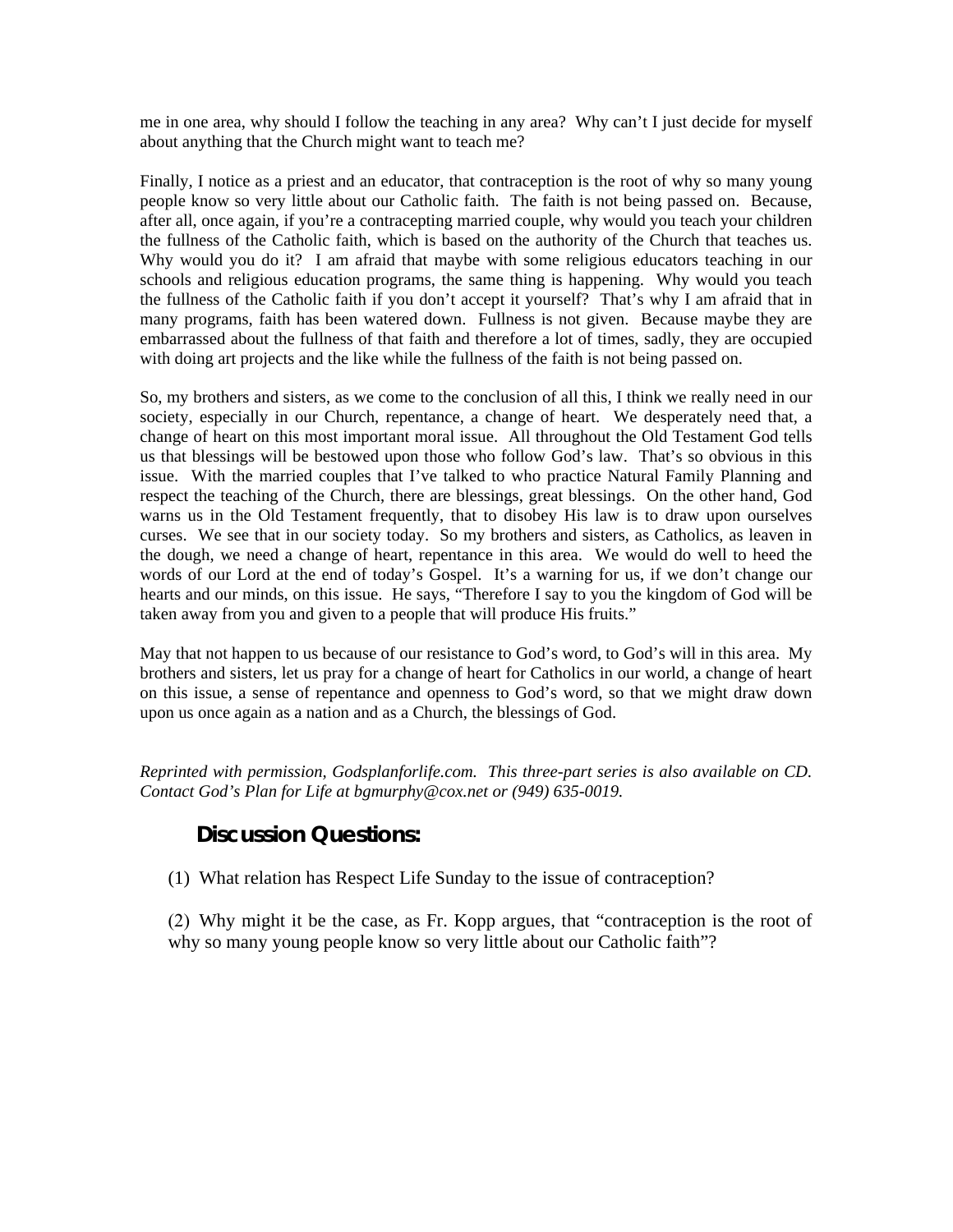me in one area, why should I follow the teaching in any area? Why can't I just decide for myself about anything that the Church might want to teach me?

Finally, I notice as a priest and an educator, that contraception is the root of why so many young people know so very little about our Catholic faith. The faith is not being passed on. Because, after all, once again, if you're a contracepting married couple, why would you teach your children the fullness of the Catholic faith, which is based on the authority of the Church that teaches us. Why would you do it? I am afraid that maybe with some religious educators teaching in our schools and religious education programs, the same thing is happening. Why would you teach the fullness of the Catholic faith if you don't accept it yourself? That's why I am afraid that in many programs, faith has been watered down. Fullness is not given. Because maybe they are embarrassed about the fullness of that faith and therefore a lot of times, sadly, they are occupied with doing art projects and the like while the fullness of the faith is not being passed on.

So, my brothers and sisters, as we come to the conclusion of all this, I think we really need in our society, especially in our Church, repentance, a change of heart. We desperately need that, a change of heart on this most important moral issue. All throughout the Old Testament God tells us that blessings will be bestowed upon those who follow God's law. That's so obvious in this issue. With the married couples that I've talked to who practice Natural Family Planning and respect the teaching of the Church, there are blessings, great blessings. On the other hand, God warns us in the Old Testament frequently, that to disobey His law is to draw upon ourselves curses. We see that in our society today. So my brothers and sisters, as Catholics, as leaven in the dough, we need a change of heart, repentance in this area. We would do well to heed the words of our Lord at the end of today's Gospel. It's a warning for us, if we don't change our hearts and our minds, on this issue. He says, "Therefore I say to you the kingdom of God will be taken away from you and given to a people that will produce His fruits."

May that not happen to us because of our resistance to God's word, to God's will in this area. My brothers and sisters, let us pray for a change of heart for Catholics in our world, a change of heart on this issue, a sense of repentance and openness to God's word, so that we might draw down upon us once again as a nation and as a Church, the blessings of God.

*Reprinted with permission, Godsplanforlife.com. This three-part series is also available on CD. Contact God's Plan for Life at bgmurphy@cox.net or (949) 635-0019.*

## Discussion Questions:

(1) What relation has Respect Life Sunday to the issue of contraception?

(2) Why might it be the case, as Fr. Kopp argues, that "contraception is the root of why so many young people know so very little about our Catholic faith"?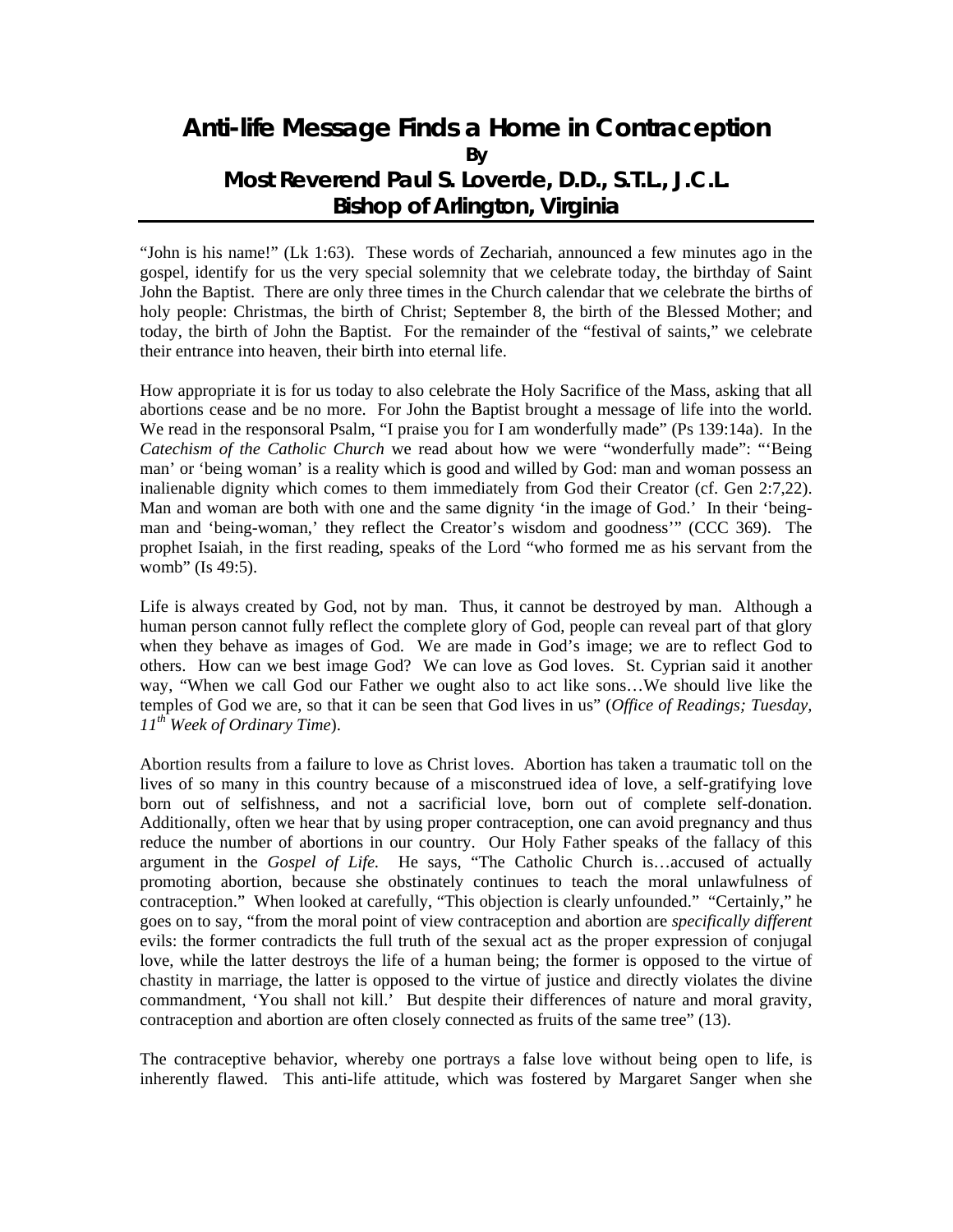# Anti-life Message Finds a Home in Contraception

**By**

**Most Reverend Paul S. Loverde, D.D., S.T.L., J.C.L.**
**Bishop of Arlington, Virginia**

"John is his name!" (Lk 1:63). These words of Zechariah, announced a few minutes ago in the gospel, identify for us the very special solemnity that we celebrate today, the birthday of Saint John the Baptist. There are only three times in the Church calendar that we celebrate the births of holy people: Christmas, the birth of Christ; September 8, the birth of the Blessed Mother; and today, the birth of John the Baptist. For the remainder of the "festival of saints," we celebrate their entrance into heaven, their birth into eternal life.

How appropriate it is for us today to also celebrate the Holy Sacrifice of the Mass, asking that all abortions cease and be no more. For John the Baptist brought a message of life into the world. We read in the responsoral Psalm, "I praise you for I am wonderfully made" (Ps 139:14a). In the *Catechism of the Catholic Church* we read about how we were "wonderfully made": "'Being man' or 'being woman' is a reality which is good and willed by God: man and woman possess an inalienable dignity which comes to them immediately from God their Creator (cf. Gen 2:7,22). Man and woman are both with one and the same dignity 'in the image of God.' In their 'being-man and 'being-woman,' they reflect the Creator's wisdom and goodness'" (CCC 369). The prophet Isaiah, in the first reading, speaks of the Lord "who formed me as his servant from the womb" (Is 49:5).

Life is always created by God, not by man. Thus, it cannot be destroyed by man. Although a human person cannot fully reflect the complete glory of God, people can reveal part of that glory when they behave as images of God. We are made in God's image; we are to reflect God to others. How can we best image God? We can love as God loves. St. Cyprian said it another way, "When we call God our Father we ought also to act like sons…We should live like the temples of God we are, so that it can be seen that God lives in us" (*Office of Readings; Tuesday, 11th Week of Ordinary Time*).

Abortion results from a failure to love as Christ loves. Abortion has taken a traumatic toll on the lives of so many in this country because of a misconstrued idea of love, a self-gratifying love born out of selfishness, and not a sacrificial love, born out of complete self-donation. Additionally, often we hear that by using proper contraception, one can avoid pregnancy and thus reduce the number of abortions in our country. Our Holy Father speaks of the fallacy of this argument in the *Gospel of Life.* He says, "The Catholic Church is…accused of actually promoting abortion, because she obstinately continues to teach the moral unlawfulness of contraception." When looked at carefully, "This objection is clearly unfounded." "Certainly," he goes on to say, "from the moral point of view contraception and abortion are *specifically different* evils: the former contradicts the full truth of the sexual act as the proper expression of conjugal love, while the latter destroys the life of a human being; the former is opposed to the virtue of chastity in marriage, the latter is opposed to the virtue of justice and directly violates the divine commandment, 'You shall not kill.' But despite their differences of nature and moral gravity, contraception and abortion are often closely connected as fruits of the same tree" (13).

The contraceptive behavior, whereby one portrays a false love without being open to life, is inherently flawed. This anti-life attitude, which was fostered by Margaret Sanger when she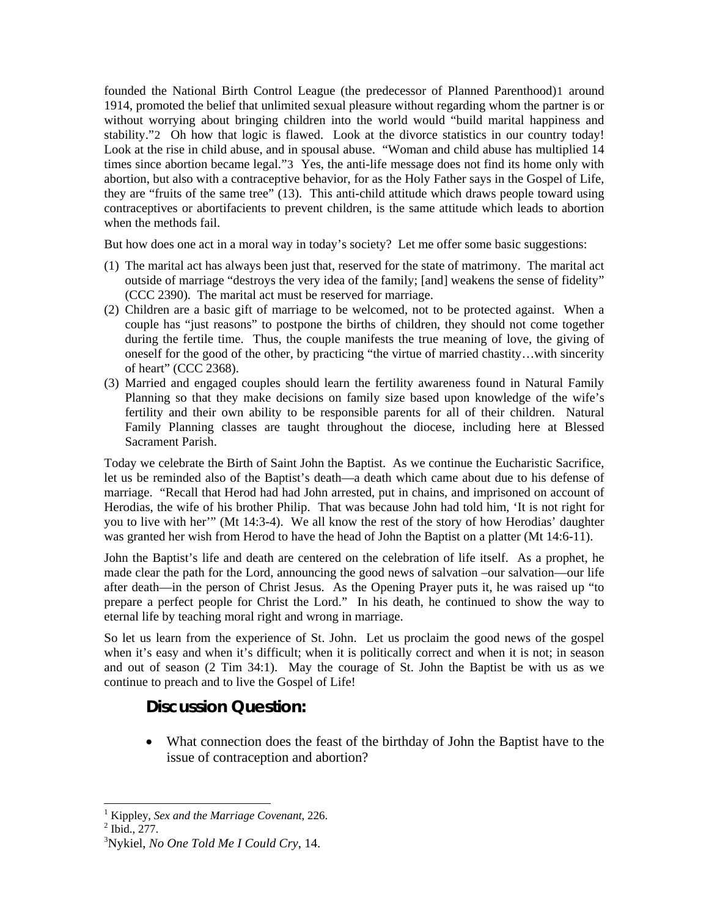founded the National Birth Control League (the predecessor of Planned Parenthood)[1] around 1914, promoted the belief that unlimited sexual pleasure without regarding whom the partner is or without worrying about bringing children into the world would "build marital happiness and stability."[2] Oh how that logic is flawed. Look at the divorce statistics in our country today! Look at the rise in child abuse, and in spousal abuse. "Woman and child abuse has multiplied 14 times since abortion became legal."[3] Yes, the anti-life message does not find its home only with abortion, but also with a contraceptive behavior, for as the Holy Father says in the Gospel of Life, they are "fruits of the same tree" (13). This anti-child attitude which draws people toward using contraceptives or abortifacients to prevent children, is the same attitude which leads to abortion when the methods fail.

But how does one act in a moral way in today's society? Let me offer some basic suggestions:

(1) The marital act has always been just that, reserved for the state of matrimony. The marital act outside of marriage "destroys the very idea of the family; [and] weakens the sense of fidelity" (CCC 2390). The marital act must be reserved for marriage.
(2) Children are a basic gift of marriage to be welcomed, not to be protected against. When a couple has "just reasons" to postpone the births of children, they should not come together during the fertile time. Thus, the couple manifests the true meaning of love, the giving of oneself for the good of the other, by practicing "the virtue of married chastity…with sincerity of heart" (CCC 2368).
(3) Married and engaged couples should learn the fertility awareness found in Natural Family Planning so that they make decisions on family size based upon knowledge of the wife's fertility and their own ability to be responsible parents for all of their children. Natural Family Planning classes are taught throughout the diocese, including here at Blessed Sacrament Parish.

Today we celebrate the Birth of Saint John the Baptist. As we continue the Eucharistic Sacrifice, let us be reminded also of the Baptist's death—a death which came about due to his defense of marriage. "Recall that Herod had had John arrested, put in chains, and imprisoned on account of Herodias, the wife of his brother Philip. That was because John had told him, 'It is not right for you to live with her'" (Mt 14:3-4). We all know the rest of the story of how Herodias' daughter was granted her wish from Herod to have the head of John the Baptist on a platter (Mt 14:6-11).

John the Baptist's life and death are centered on the celebration of life itself. As a prophet, he made clear the path for the Lord, announcing the good news of salvation –our salvation—our life after death—in the person of Christ Jesus. As the Opening Prayer puts it, he was raised up "to prepare a perfect people for Christ the Lord." In his death, he continued to show the way to eternal life by teaching moral right and wrong in marriage.

So let us learn from the experience of St. John. Let us proclaim the good news of the gospel when it's easy and when it's difficult; when it is politically correct and when it is not; in season and out of season (2 Tim 34:1). May the courage of St. John the Baptist be with us as we continue to preach and to live the Gospel of Life!

## Discussion Question:

- What connection does the feast of the birthday of John the Baptist have to the issue of contraception and abortion?

---

[1] Kippley, *Sex and the Marriage Covenant*, 226.

[2] Ibid., 277.

[3] Nykiel, *No One Told Me I Could Cry*, 14.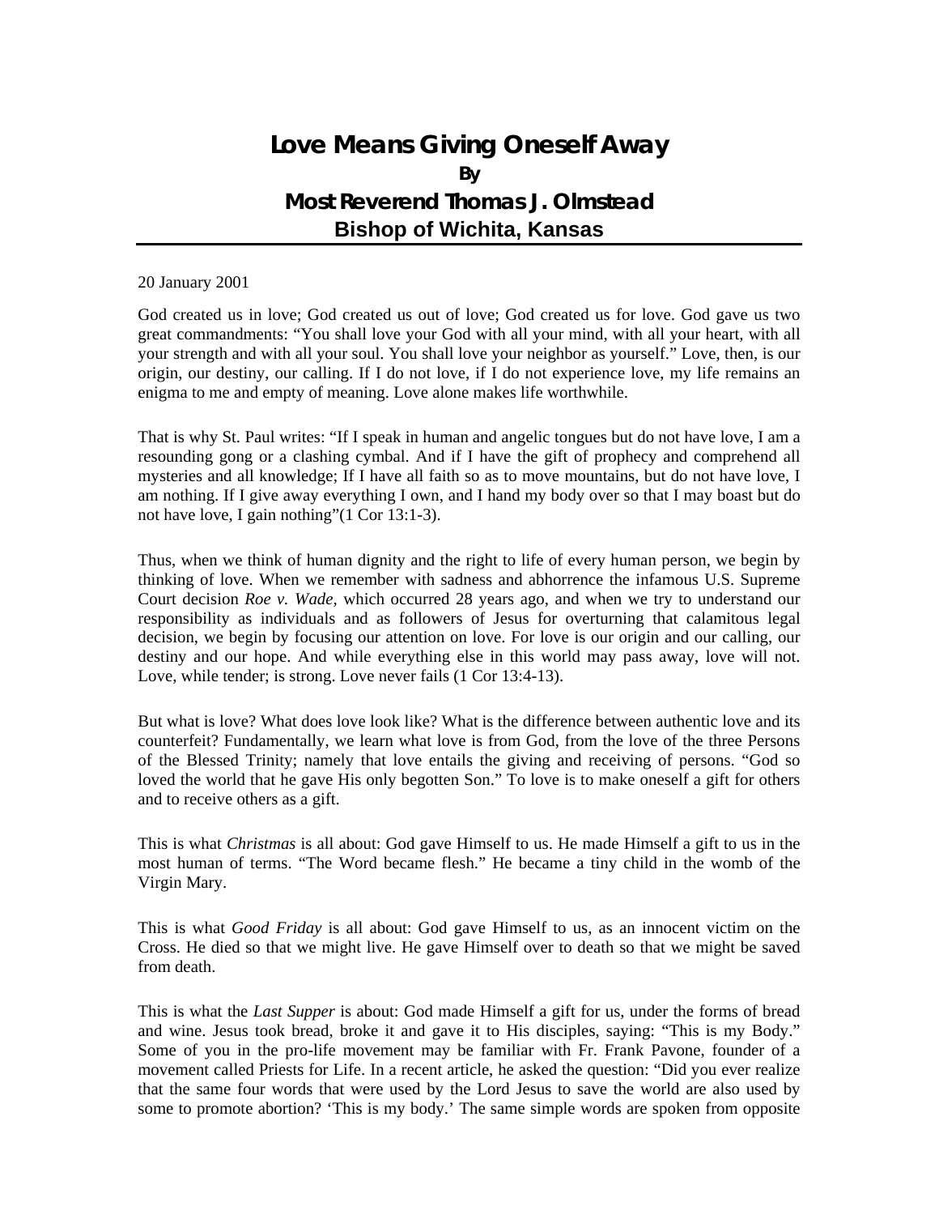# Love Means Giving Oneself Away

**By**

**Most Reverend Thomas J. Olmstead**

**Bishop of Wichita, Kansas**

20 January 2001

God created us in love; God created us out of love; God created us for love. God gave us two great commandments: "You shall love your God with all your mind, with all your heart, with all your strength and with all your soul. You shall love your neighbor as yourself." Love, then, is our origin, our destiny, our calling. If I do not love, if I do not experience love, my life remains an enigma to me and empty of meaning. Love alone makes life worthwhile.

That is why St. Paul writes: "If I speak in human and angelic tongues but do not have love, I am a resounding gong or a clashing cymbal. And if I have the gift of prophecy and comprehend all mysteries and all knowledge; If I have all faith so as to move mountains, but do not have love, I am nothing. If I give away everything I own, and I hand my body over so that I may boast but do not have love, I gain nothing"(1 Cor 13:1-3).

Thus, when we think of human dignity and the right to life of every human person, we begin by thinking of love. When we remember with sadness and abhorrence the infamous U.S. Supreme Court decision *Roe v. Wade*, which occurred 28 years ago, and when we try to understand our responsibility as individuals and as followers of Jesus for overturning that calamitous legal decision, we begin by focusing our attention on love. For love is our origin and our calling, our destiny and our hope. And while everything else in this world may pass away, love will not. Love, while tender; is strong. Love never fails (1 Cor 13:4-13).

But what is love? What does love look like? What is the difference between authentic love and its counterfeit? Fundamentally, we learn what love is from God, from the love of the three Persons of the Blessed Trinity; namely that love entails the giving and receiving of persons. "God so loved the world that he gave His only begotten Son." To love is to make oneself a gift for others and to receive others as a gift.

This is what *Christmas* is all about: God gave Himself to us. He made Himself a gift to us in the most human of terms. "The Word became flesh." He became a tiny child in the womb of the Virgin Mary.

This is what *Good Friday* is all about: God gave Himself to us, as an innocent victim on the Cross. He died so that we might live. He gave Himself over to death so that we might be saved from death.

This is what the *Last Supper* is about: God made Himself a gift for us, under the forms of bread and wine. Jesus took bread, broke it and gave it to His disciples, saying: "This is my Body." Some of you in the pro-life movement may be familiar with Fr. Frank Pavone, founder of a movement called Priests for Life. In a recent article, he asked the question: "Did you ever realize that the same four words that were used by the Lord Jesus to save the world are also used by some to promote abortion? 'This is my body.' The same simple words are spoken from opposite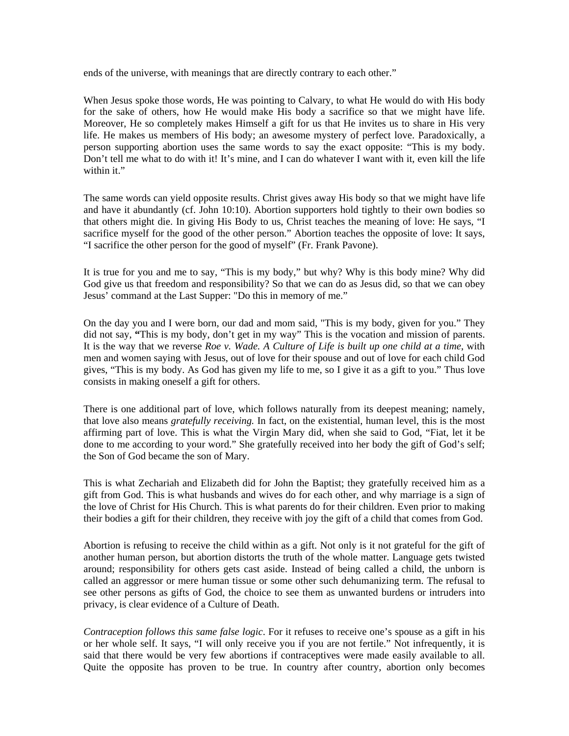ends of the universe, with meanings that are directly contrary to each other."

When Jesus spoke those words, He was pointing to Calvary, to what He would do with His body for the sake of others, how He would make His body a sacrifice so that we might have life. Moreover, He so completely makes Himself a gift for us that He invites us to share in His very life. He makes us members of His body; an awesome mystery of perfect love. Paradoxically, a person supporting abortion uses the same words to say the exact opposite: "This is my body. Don't tell me what to do with it! It's mine, and I can do whatever I want with it, even kill the life within it."

The same words can yield opposite results. Christ gives away His body so that we might have life and have it abundantly (cf. John 10:10). Abortion supporters hold tightly to their own bodies so that others might die. In giving His Body to us, Christ teaches the meaning of love: He says, "I sacrifice myself for the good of the other person." Abortion teaches the opposite of love: It says, "I sacrifice the other person for the good of myself" (Fr. Frank Pavone).

It is true for you and me to say, "This is my body," but why? Why is this body mine? Why did God give us that freedom and responsibility? So that we can do as Jesus did, so that we can obey Jesus' command at the Last Supper: "Do this in memory of me."

On the day you and I were born, our dad and mom said, "This is my body, given for you." They did not say, **"**This is my body, don't get in my way" This is the vocation and mission of parents. It is the way that we reverse *Roe v. Wade. A Culture of Life is built up one child at a time*, with men and women saying with Jesus, out of love for their spouse and out of love for each child God gives, "This is my body. As God has given my life to me, so I give it as a gift to you." Thus love consists in making oneself a gift for others.

There is one additional part of love, which follows naturally from its deepest meaning; namely, that love also means *gratefully receiving.* In fact, on the existential, human level, this is the most affirming part of love. This is what the Virgin Mary did, when she said to God, "Fiat, let it be done to me according to your word." She gratefully received into her body the gift of God's self; the Son of God became the son of Mary.

This is what Zechariah and Elizabeth did for John the Baptist; they gratefully received him as a gift from God. This is what husbands and wives do for each other, and why marriage is a sign of the love of Christ for His Church. This is what parents do for their children. Even prior to making their bodies a gift for their children, they receive with joy the gift of a child that comes from God.

Abortion is refusing to receive the child within as a gift. Not only is it not grateful for the gift of another human person, but abortion distorts the truth of the whole matter. Language gets twisted around; responsibility for others gets cast aside. Instead of being called a child, the unborn is called an aggressor or mere human tissue or some other such dehumanizing term. The refusal to see other persons as gifts of God, the choice to see them as unwanted burdens or intruders into privacy, is clear evidence of a Culture of Death.

*Contraception follows this same false logic*. For it refuses to receive one's spouse as a gift in his or her whole self. It says, "I will only receive you if you are not fertile." Not infrequently, it is said that there would be very few abortions if contraceptives were made easily available to all. Quite the opposite has proven to be true. In country after country, abortion only becomes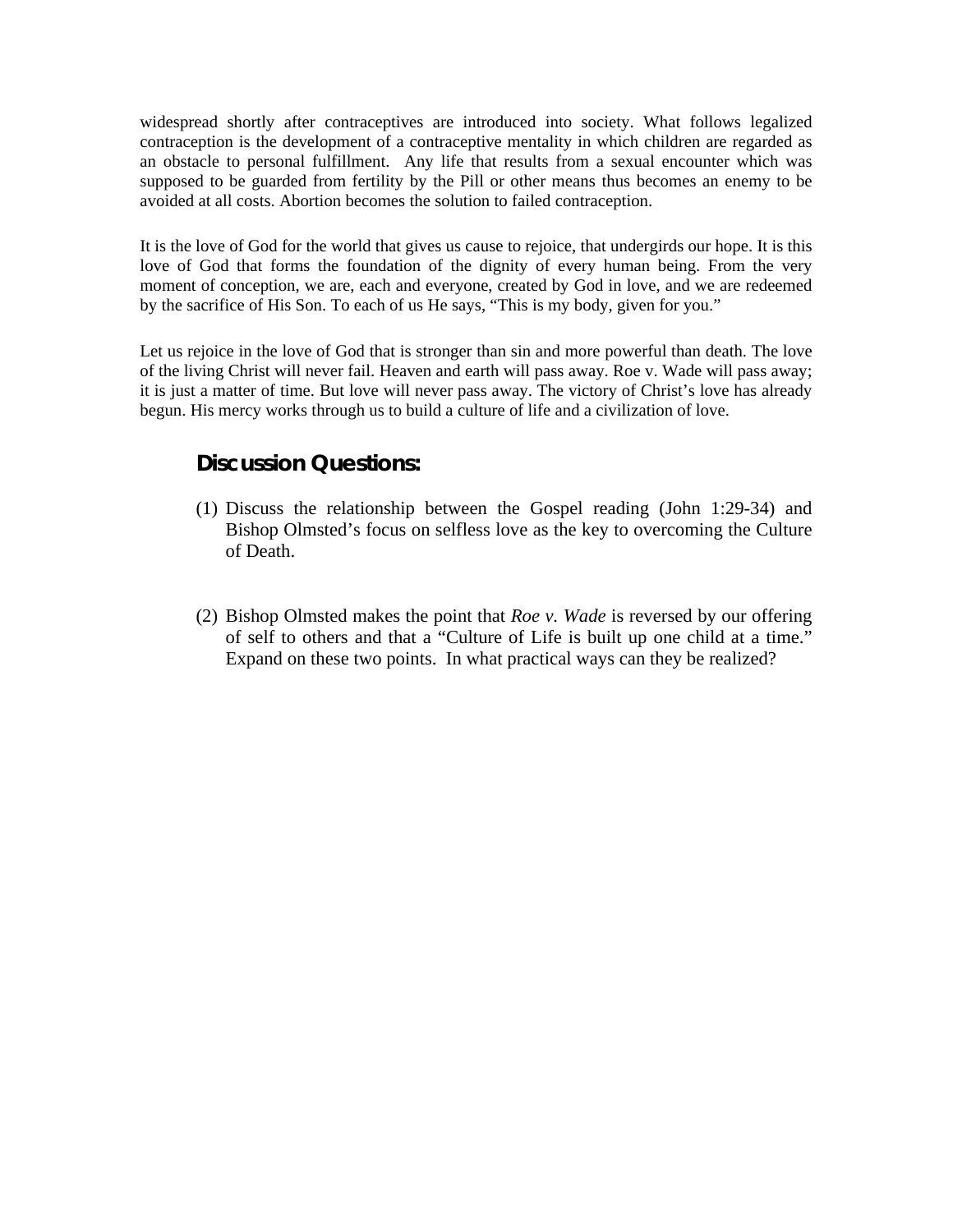widespread shortly after contraceptives are introduced into society. What follows legalized contraception is the development of a contraceptive mentality in which children are regarded as an obstacle to personal fulfillment. Any life that results from a sexual encounter which was supposed to be guarded from fertility by the Pill or other means thus becomes an enemy to be avoided at all costs. Abortion becomes the solution to failed contraception.

It is the love of God for the world that gives us cause to rejoice, that undergirds our hope. It is this love of God that forms the foundation of the dignity of every human being. From the very moment of conception, we are, each and everyone, created by God in love, and we are redeemed by the sacrifice of His Son. To each of us He says, “This is my body, given for you.”

Let us rejoice in the love of God that is stronger than sin and more powerful than death. The love of the living Christ will never fail. Heaven and earth will pass away. Roe v. Wade will pass away; it is just a matter of time. But love will never pass away. The victory of Christ’s love has already begun. His mercy works through us to build a culture of life and a civilization of love.

## Discussion Questions:

(1) Discuss the relationship between the Gospel reading (John 1:29-34) and Bishop Olmsted’s focus on selfless love as the key to overcoming the Culture of Death.

(2) Bishop Olmsted makes the point that *Roe v. Wade* is reversed by our offering of self to others and that a “Culture of Life is built up one child at a time.” Expand on these two points. In what practical ways can they be realized?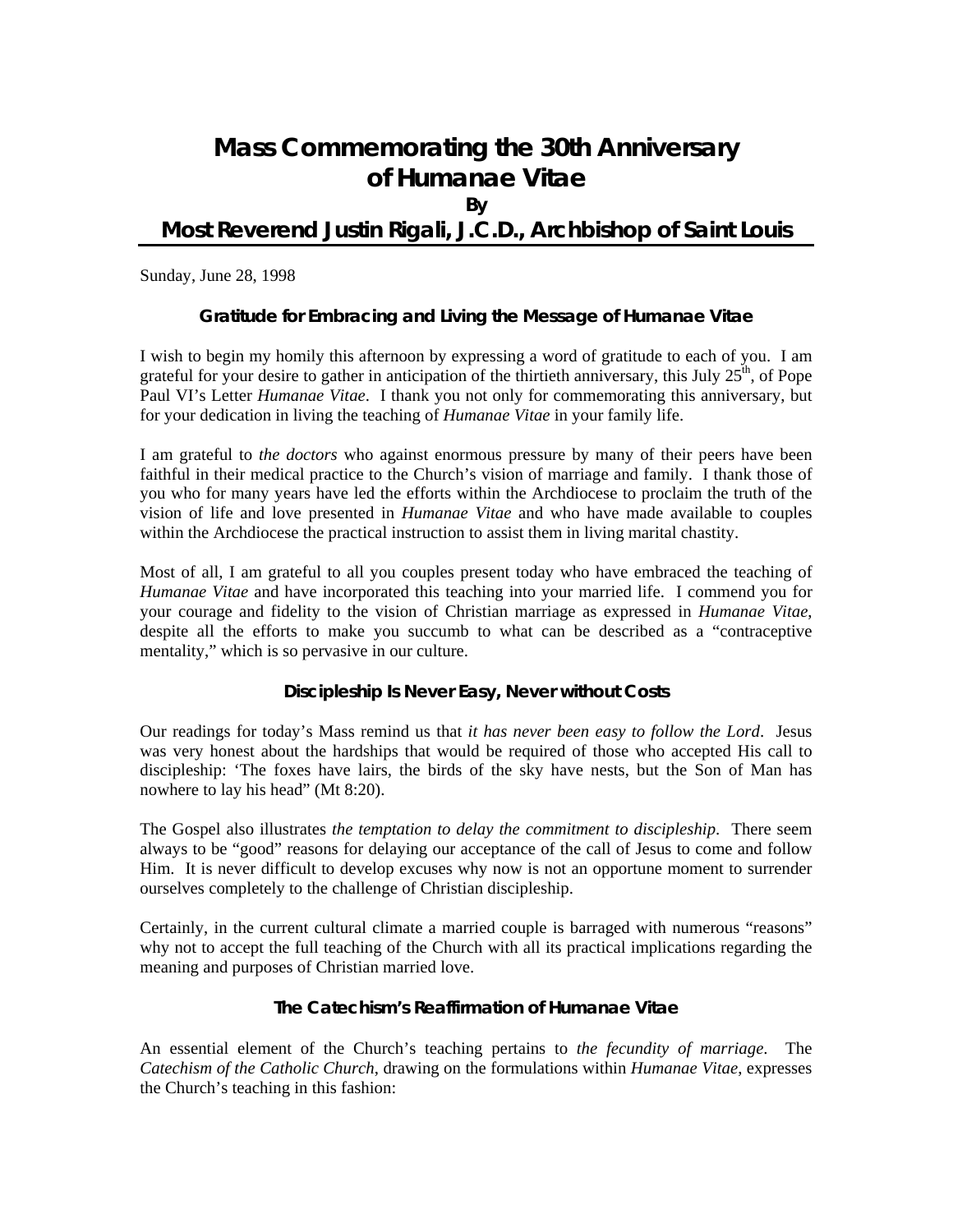# Mass Commemorating the 30th Anniversary of Humanae Vitae

**By**

## Most Reverend Justin Rigali, J.C.D., Archbishop of Saint Louis

Sunday, June 28, 1998

### Gratitude for Embracing and Living the Message of Humanae Vitae

I wish to begin my homily this afternoon by expressing a word of gratitude to each of you. I am grateful for your desire to gather in anticipation of the thirtieth anniversary, this July 25th, of Pope Paul VI's Letter *Humanae Vitae*. I thank you not only for commemorating this anniversary, but for your dedication in living the teaching of *Humanae Vitae* in your family life.

I am grateful to *the doctors* who against enormous pressure by many of their peers have been faithful in their medical practice to the Church's vision of marriage and family. I thank those of you who for many years have led the efforts within the Archdiocese to proclaim the truth of the vision of life and love presented in *Humanae Vitae* and who have made available to couples within the Archdiocese the practical instruction to assist them in living marital chastity.

Most of all, I am grateful to all you couples present today who have embraced the teaching of *Humanae Vitae* and have incorporated this teaching into your married life. I commend you for your courage and fidelity to the vision of Christian marriage as expressed in *Humanae Vitae*, despite all the efforts to make you succumb to what can be described as a "contraceptive mentality," which is so pervasive in our culture.

### Discipleship Is Never Easy, Never without Costs

Our readings for today's Mass remind us that *it has never been easy to follow the Lord*. Jesus was very honest about the hardships that would be required of those who accepted His call to discipleship: 'The foxes have lairs, the birds of the sky have nests, but the Son of Man has nowhere to lay his head" (Mt 8:20).

The Gospel also illustrates *the temptation to delay the commitment to discipleship*. There seem always to be "good" reasons for delaying our acceptance of the call of Jesus to come and follow Him. It is never difficult to develop excuses why now is not an opportune moment to surrender ourselves completely to the challenge of Christian discipleship.

Certainly, in the current cultural climate a married couple is barraged with numerous "reasons" why not to accept the full teaching of the Church with all its practical implications regarding the meaning and purposes of Christian married love.

### The Catechism's Reaffirmation of Humanae Vitae

An essential element of the Church's teaching pertains to *the fecundity of marriage*. The *Catechism of the Catholic Church*, drawing on the formulations within *Humanae Vitae*, expresses the Church's teaching in this fashion: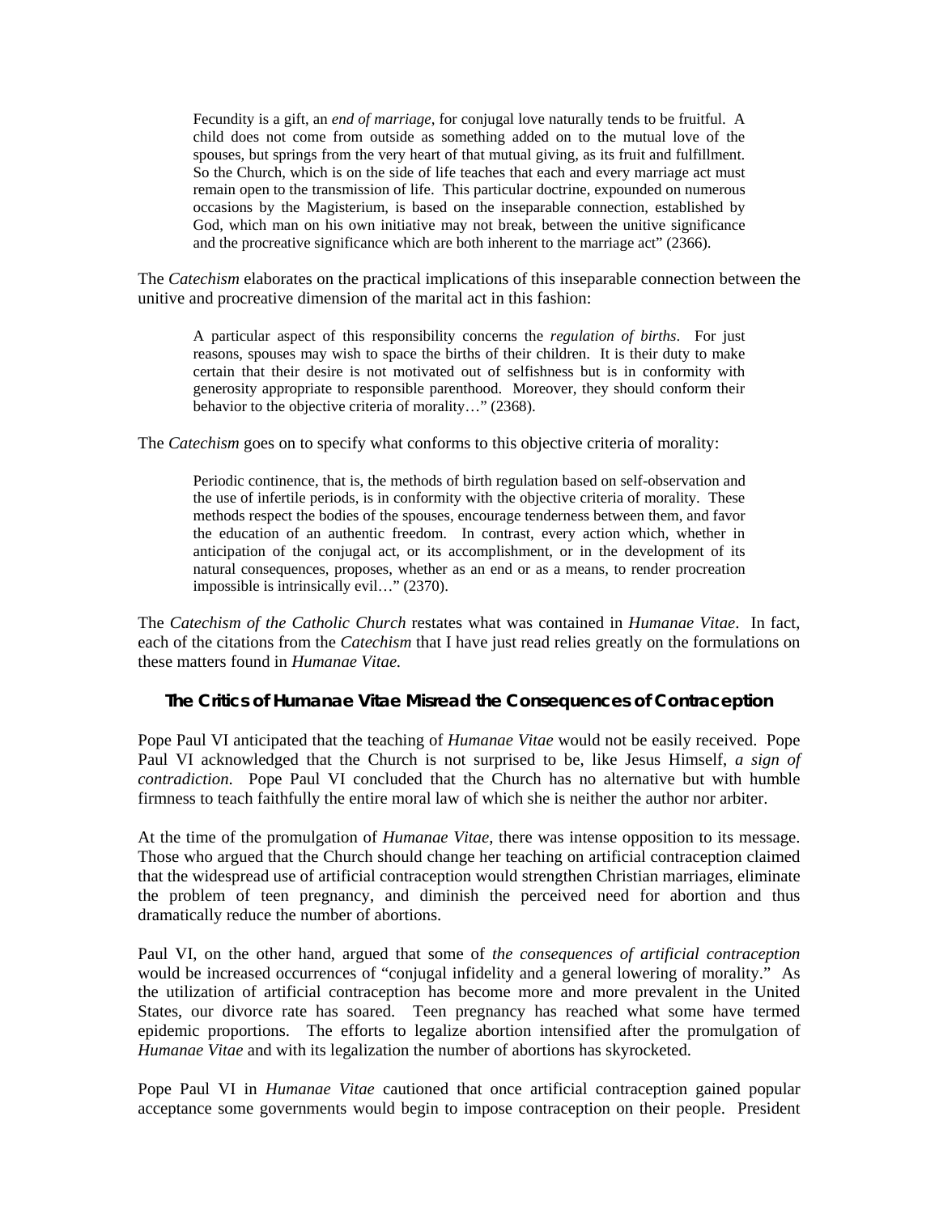> Fecundity is a gift, an *end of marriage*, for conjugal love naturally tends to be fruitful. A child does not come from outside as something added on to the mutual love of the spouses, but springs from the very heart of that mutual giving, as its fruit and fulfillment. So the Church, which is on the side of life teaches that each and every marriage act must remain open to the transmission of life. This particular doctrine, expounded on numerous occasions by the Magisterium, is based on the inseparable connection, established by God, which man on his own initiative may not break, between the unitive significance and the procreative significance which are both inherent to the marriage act" (2366).

The *Catechism* elaborates on the practical implications of this inseparable connection between the unitive and procreative dimension of the marital act in this fashion:

> A particular aspect of this responsibility concerns the *regulation of births*. For just reasons, spouses may wish to space the births of their children. It is their duty to make certain that their desire is not motivated out of selfishness but is in conformity with generosity appropriate to responsible parenthood. Moreover, they should conform their behavior to the objective criteria of morality…" (2368).

The *Catechism* goes on to specify what conforms to this objective criteria of morality:

> Periodic continence, that is, the methods of birth regulation based on self-observation and the use of infertile periods, is in conformity with the objective criteria of morality. These methods respect the bodies of the spouses, encourage tenderness between them, and favor the education of an authentic freedom. In contrast, every action which, whether in anticipation of the conjugal act, or its accomplishment, or in the development of its natural consequences, proposes, whether as an end or as a means, to render procreation impossible is intrinsically evil…" (2370).

The *Catechism of the Catholic Church* restates what was contained in *Humanae Vitae*. In fact, each of the citations from the *Catechism* that I have just read relies greatly on the formulations on these matters found in *Humanae Vitae.*

### The Critics of Humanae Vitae Misread the Consequences of Contraception

Pope Paul VI anticipated that the teaching of *Humanae Vitae* would not be easily received. Pope Paul VI acknowledged that the Church is not surprised to be, like Jesus Himself, *a sign of contradiction*. Pope Paul VI concluded that the Church has no alternative but with humble firmness to teach faithfully the entire moral law of which she is neither the author nor arbiter.

At the time of the promulgation of *Humanae Vitae*, there was intense opposition to its message. Those who argued that the Church should change her teaching on artificial contraception claimed that the widespread use of artificial contraception would strengthen Christian marriages, eliminate the problem of teen pregnancy, and diminish the perceived need for abortion and thus dramatically reduce the number of abortions.

Paul VI, on the other hand, argued that some of *the consequences of artificial contraception* would be increased occurrences of "conjugal infidelity and a general lowering of morality." As the utilization of artificial contraception has become more and more prevalent in the United States, our divorce rate has soared. Teen pregnancy has reached what some have termed epidemic proportions. The efforts to legalize abortion intensified after the promulgation of *Humanae Vitae* and with its legalization the number of abortions has skyrocketed.

Pope Paul VI in *Humanae Vitae* cautioned that once artificial contraception gained popular acceptance some governments would begin to impose contraception on their people. President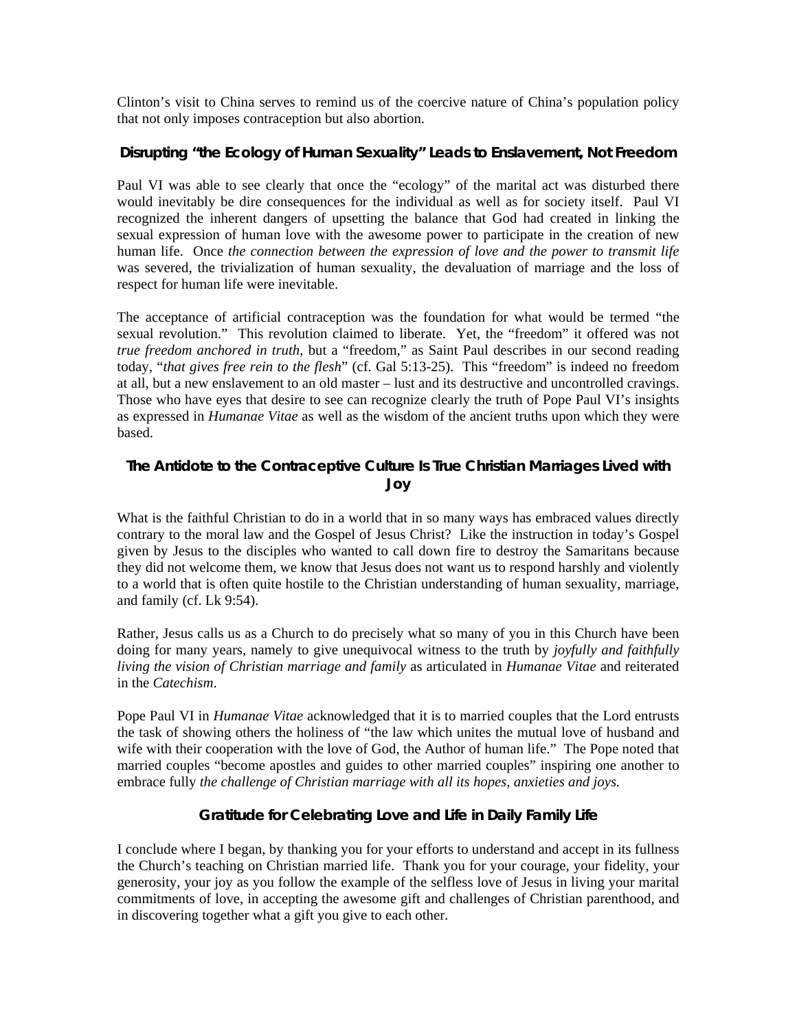Clinton's visit to China serves to remind us of the coercive nature of China's population policy that not only imposes contraception but also abortion.

### Disrupting "the Ecology of Human Sexuality" Leads to Enslavement, Not Freedom

Paul VI was able to see clearly that once the "ecology" of the marital act was disturbed there would inevitably be dire consequences for the individual as well as for society itself. Paul VI recognized the inherent dangers of upsetting the balance that God had created in linking the sexual expression of human love with the awesome power to participate in the creation of new human life. Once *the connection between the expression of love and the power to transmit life* was severed, the trivialization of human sexuality, the devaluation of marriage and the loss of respect for human life were inevitable.

The acceptance of artificial contraception was the foundation for what would be termed "the sexual revolution." This revolution claimed to liberate. Yet, the "freedom" it offered was not *true freedom anchored in truth*, but a "freedom," as Saint Paul describes in our second reading today, "*that gives free rein to the flesh*" (cf. Gal 5:13-25). This "freedom" is indeed no freedom at all, but a new enslavement to an old master – lust and its destructive and uncontrolled cravings. Those who have eyes that desire to see can recognize clearly the truth of Pope Paul VI's insights as expressed in *Humanae Vitae* as well as the wisdom of the ancient truths upon which they were based.

### The Antidote to the Contraceptive Culture Is True Christian Marriages Lived with Joy

What is the faithful Christian to do in a world that in so many ways has embraced values directly contrary to the moral law and the Gospel of Jesus Christ? Like the instruction in today's Gospel given by Jesus to the disciples who wanted to call down fire to destroy the Samaritans because they did not welcome them, we know that Jesus does not want us to respond harshly and violently to a world that is often quite hostile to the Christian understanding of human sexuality, marriage, and family (cf. Lk 9:54).

Rather, Jesus calls us as a Church to do precisely what so many of you in this Church have been doing for many years, namely to give unequivocal witness to the truth by *joyfully and faithfully living the vision of Christian marriage and family* as articulated in *Humanae Vitae* and reiterated in the *Catechism*.

Pope Paul VI in *Humanae Vitae* acknowledged that it is to married couples that the Lord entrusts the task of showing others the holiness of "the law which unites the mutual love of husband and wife with their cooperation with the love of God, the Author of human life." The Pope noted that married couples "become apostles and guides to other married couples" inspiring one another to embrace fully *the challenge of Christian marriage with all its hopes, anxieties and joys.*

### Gratitude for Celebrating Love and Life in Daily Family Life

I conclude where I began, by thanking you for your efforts to understand and accept in its fullness the Church's teaching on Christian married life. Thank you for your courage, your fidelity, your generosity, your joy as you follow the example of the selfless love of Jesus in living your marital commitments of love, in accepting the awesome gift and challenges of Christian parenthood, and in discovering together what a gift you give to each other.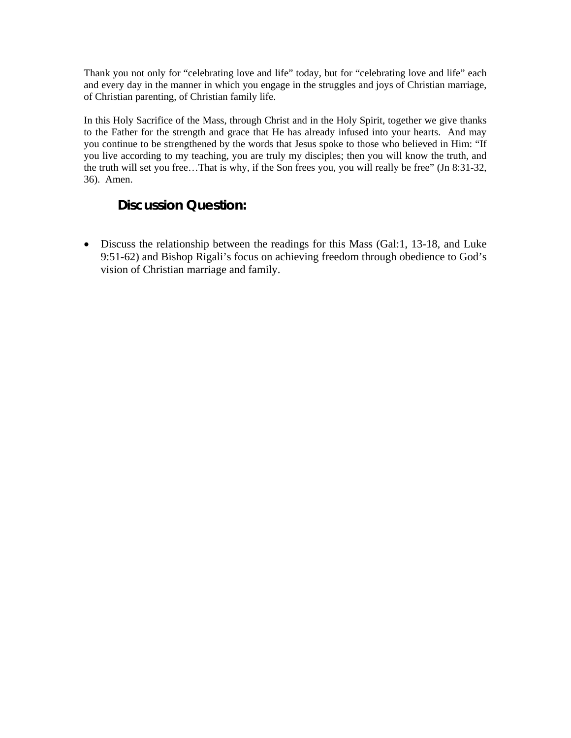Thank you not only for "celebrating love and life" today, but for "celebrating love and life" each and every day in the manner in which you engage in the struggles and joys of Christian marriage, of Christian parenting, of Christian family life.

In this Holy Sacrifice of the Mass, through Christ and in the Holy Spirit, together we give thanks to the Father for the strength and grace that He has already infused into your hearts. And may you continue to be strengthened by the words that Jesus spoke to those who believed in Him: "If you live according to my teaching, you are truly my disciples; then you will know the truth, and the truth will set you free…That is why, if the Son frees you, you will really be free" (Jn 8:31-32, 36). Amen.

## Discussion Question:

- Discuss the relationship between the readings for this Mass (Gal:1, 13-18, and Luke 9:51-62) and Bishop Rigali's focus on achieving freedom through obedience to God's vision of Christian marriage and family.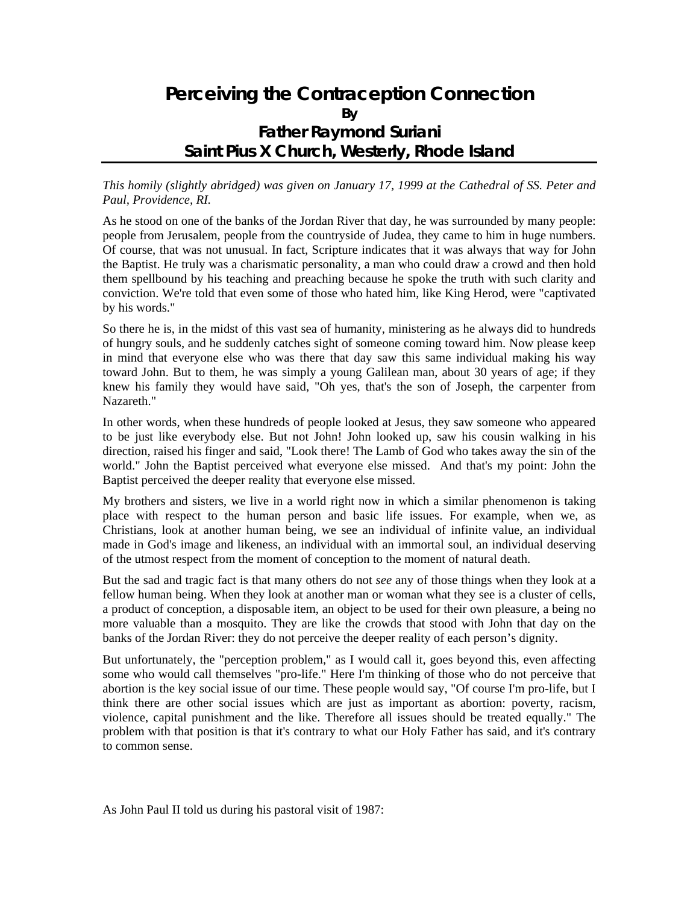# Perceiving the Contraception Connection

**By**

## Father Raymond Suriani

## Saint Pius X Church, Westerly, Rhode Island

*This homily (slightly abridged) was given on January 17, 1999 at the Cathedral of SS. Peter and Paul, Providence, RI.*

As he stood on one of the banks of the Jordan River that day, he was surrounded by many people: people from Jerusalem, people from the countryside of Judea, they came to him in huge numbers. Of course, that was not unusual. In fact, Scripture indicates that it was always that way for John the Baptist. He truly was a charismatic personality, a man who could draw a crowd and then hold them spellbound by his teaching and preaching because he spoke the truth with such clarity and conviction. We're told that even some of those who hated him, like King Herod, were "captivated by his words."

So there he is, in the midst of this vast sea of humanity, ministering as he always did to hundreds of hungry souls, and he suddenly catches sight of someone coming toward him. Now please keep in mind that everyone else who was there that day saw this same individual making his way toward John. But to them, he was simply a young Galilean man, about 30 years of age; if they knew his family they would have said, "Oh yes, that's the son of Joseph, the carpenter from Nazareth."

In other words, when these hundreds of people looked at Jesus, they saw someone who appeared to be just like everybody else. But not John! John looked up, saw his cousin walking in his direction, raised his finger and said, "Look there! The Lamb of God who takes away the sin of the world." John the Baptist perceived what everyone else missed. And that's my point: John the Baptist perceived the deeper reality that everyone else missed.

My brothers and sisters, we live in a world right now in which a similar phenomenon is taking place with respect to the human person and basic life issues. For example, when we, as Christians, look at another human being, we see an individual of infinite value, an individual made in God's image and likeness, an individual with an immortal soul, an individual deserving of the utmost respect from the moment of conception to the moment of natural death.

But the sad and tragic fact is that many others do not *see* any of those things when they look at a fellow human being. When they look at another man or woman what they see is a cluster of cells, a product of conception, a disposable item, an object to be used for their own pleasure, a being no more valuable than a mosquito. They are like the crowds that stood with John that day on the banks of the Jordan River: they do not perceive the deeper reality of each person's dignity.

But unfortunately, the "perception problem," as I would call it, goes beyond this, even affecting some who would call themselves "pro-life." Here I'm thinking of those who do not perceive that abortion is the key social issue of our time. These people would say, "Of course I'm pro-life, but I think there are other social issues which are just as important as abortion: poverty, racism, violence, capital punishment and the like. Therefore all issues should be treated equally." The problem with that position is that it's contrary to what our Holy Father has said, and it's contrary to common sense.

As John Paul II told us during his pastoral visit of 1987: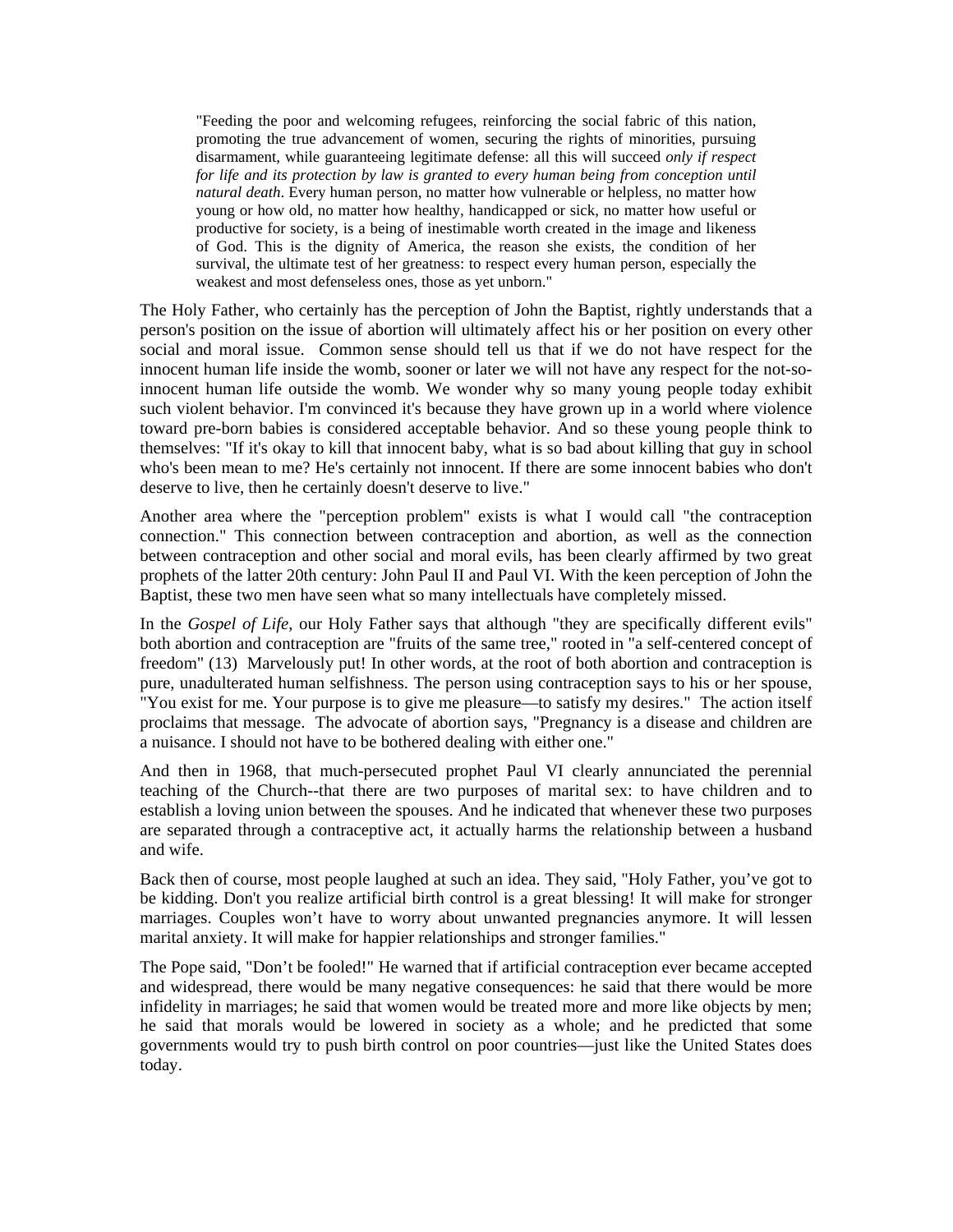> "Feeding the poor and welcoming refugees, reinforcing the social fabric of this nation, promoting the true advancement of women, securing the rights of minorities, pursuing disarmament, while guaranteeing legitimate defense: all this will succeed *only if respect for life and its protection by law is granted to every human being from conception until natural death*. Every human person, no matter how vulnerable or helpless, no matter how young or how old, no matter how healthy, handicapped or sick, no matter how useful or productive for society, is a being of inestimable worth created in the image and likeness of God. This is the dignity of America, the reason she exists, the condition of her survival, the ultimate test of her greatness: to respect every human person, especially the weakest and most defenseless ones, those as yet unborn."

The Holy Father, who certainly has the perception of John the Baptist, rightly understands that a person's position on the issue of abortion will ultimately affect his or her position on every other social and moral issue. Common sense should tell us that if we do not have respect for the innocent human life inside the womb, sooner or later we will not have any respect for the not-so-innocent human life outside the womb. We wonder why so many young people today exhibit such violent behavior. I'm convinced it's because they have grown up in a world where violence toward pre-born babies is considered acceptable behavior. And so these young people think to themselves: "If it's okay to kill that innocent baby, what is so bad about killing that guy in school who's been mean to me? He's certainly not innocent. If there are some innocent babies who don't deserve to live, then he certainly doesn't deserve to live."

Another area where the "perception problem" exists is what I would call "the contraception connection." This connection between contraception and abortion, as well as the connection between contraception and other social and moral evils, has been clearly affirmed by two great prophets of the latter 20th century: John Paul II and Paul VI. With the keen perception of John the Baptist, these two men have seen what so many intellectuals have completely missed.

In the *Gospel of Life*, our Holy Father says that although "they are specifically different evils" both abortion and contraception are "fruits of the same tree," rooted in "a self-centered concept of freedom" (13) Marvelously put! In other words, at the root of both abortion and contraception is pure, unadulterated human selfishness. The person using contraception says to his or her spouse, "You exist for me. Your purpose is to give me pleasure—to satisfy my desires." The action itself proclaims that message. The advocate of abortion says, "Pregnancy is a disease and children are a nuisance. I should not have to be bothered dealing with either one."

And then in 1968, that much-persecuted prophet Paul VI clearly annunciated the perennial teaching of the Church--that there are two purposes of marital sex: to have children and to establish a loving union between the spouses. And he indicated that whenever these two purposes are separated through a contraceptive act, it actually harms the relationship between a husband and wife.

Back then of course, most people laughed at such an idea. They said, "Holy Father, you've got to be kidding. Don't you realize artificial birth control is a great blessing! It will make for stronger marriages. Couples won't have to worry about unwanted pregnancies anymore. It will lessen marital anxiety. It will make for happier relationships and stronger families."

The Pope said, "Don't be fooled!" He warned that if artificial contraception ever became accepted and widespread, there would be many negative consequences: he said that there would be more infidelity in marriages; he said that women would be treated more and more like objects by men; he said that morals would be lowered in society as a whole; and he predicted that some governments would try to push birth control on poor countries—just like the United States does today.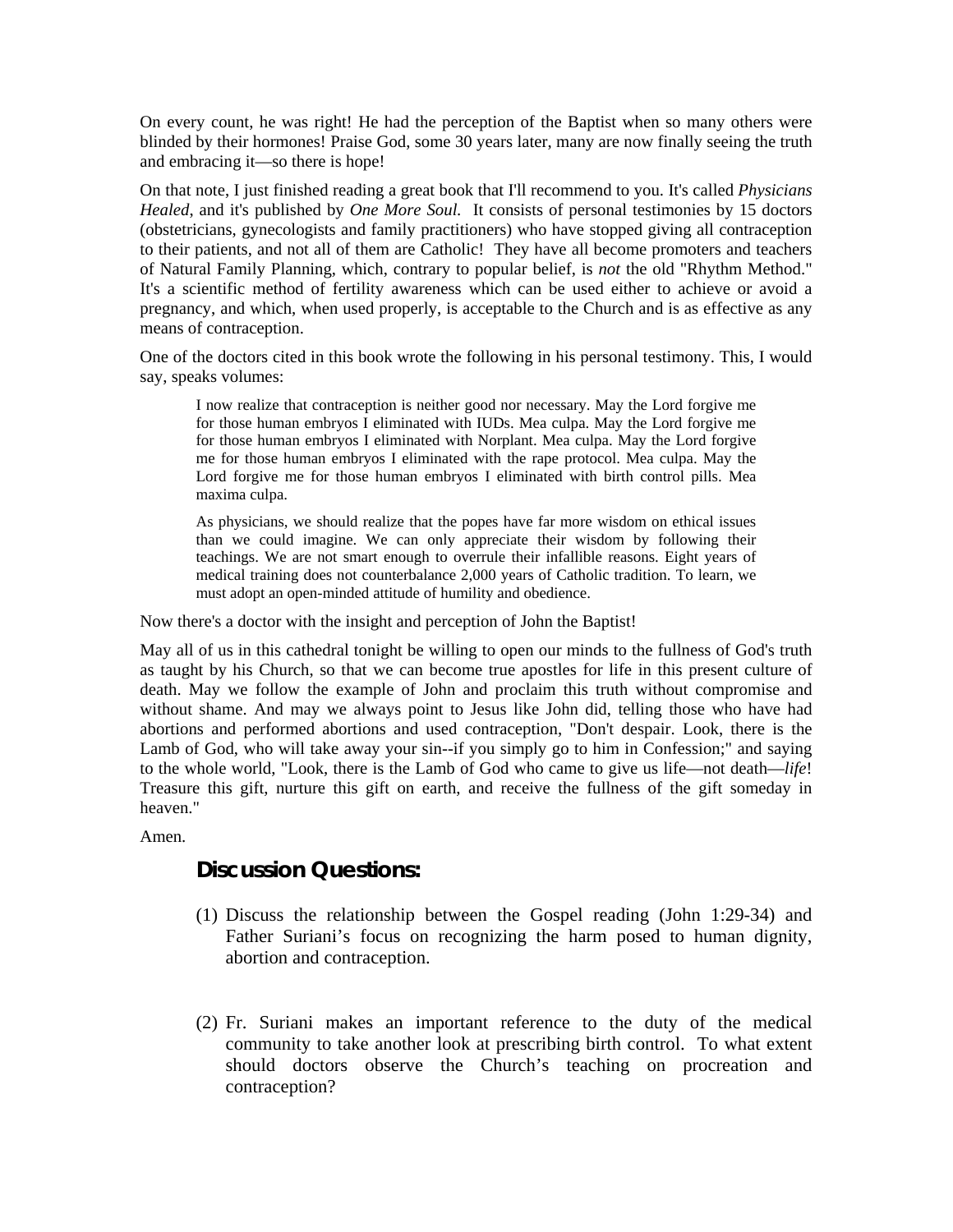On every count, he was right! He had the perception of the Baptist when so many others were blinded by their hormones! Praise God, some 30 years later, many are now finally seeing the truth and embracing it—so there is hope!

On that note, I just finished reading a great book that I'll recommend to you. It's called *Physicians Healed*, and it's published by *One More Soul.* It consists of personal testimonies by 15 doctors (obstetricians, gynecologists and family practitioners) who have stopped giving all contraception to their patients, and not all of them are Catholic! They have all become promoters and teachers of Natural Family Planning, which, contrary to popular belief, is *not* the old "Rhythm Method." It's a scientific method of fertility awareness which can be used either to achieve or avoid a pregnancy, and which, when used properly, is acceptable to the Church and is as effective as any means of contraception.

One of the doctors cited in this book wrote the following in his personal testimony. This, I would say, speaks volumes:

> I now realize that contraception is neither good nor necessary. May the Lord forgive me for those human embryos I eliminated with IUDs. Mea culpa. May the Lord forgive me for those human embryos I eliminated with Norplant. Mea culpa. May the Lord forgive me for those human embryos I eliminated with the rape protocol. Mea culpa. May the Lord forgive me for those human embryos I eliminated with birth control pills. Mea maxima culpa.
>
> As physicians, we should realize that the popes have far more wisdom on ethical issues than we could imagine. We can only appreciate their wisdom by following their teachings. We are not smart enough to overrule their infallible reasons. Eight years of medical training does not counterbalance 2,000 years of Catholic tradition. To learn, we must adopt an open-minded attitude of humility and obedience.

Now there's a doctor with the insight and perception of John the Baptist!

May all of us in this cathedral tonight be willing to open our minds to the fullness of God's truth as taught by his Church, so that we can become true apostles for life in this present culture of death. May we follow the example of John and proclaim this truth without compromise and without shame. And may we always point to Jesus like John did, telling those who have had abortions and performed abortions and used contraception, "Don't despair. Look, there is the Lamb of God, who will take away your sin--if you simply go to him in Confession;" and saying to the whole world, "Look, there is the Lamb of God who came to give us life—not death—*life*! Treasure this gift, nurture this gift on earth, and receive the fullness of the gift someday in heaven."

Amen.

## Discussion Questions:

(1) Discuss the relationship between the Gospel reading (John 1:29-34) and Father Suriani's focus on recognizing the harm posed to human dignity, abortion and contraception.

(2) Fr. Suriani makes an important reference to the duty of the medical community to take another look at prescribing birth control. To what extent should doctors observe the Church's teaching on procreation and contraception?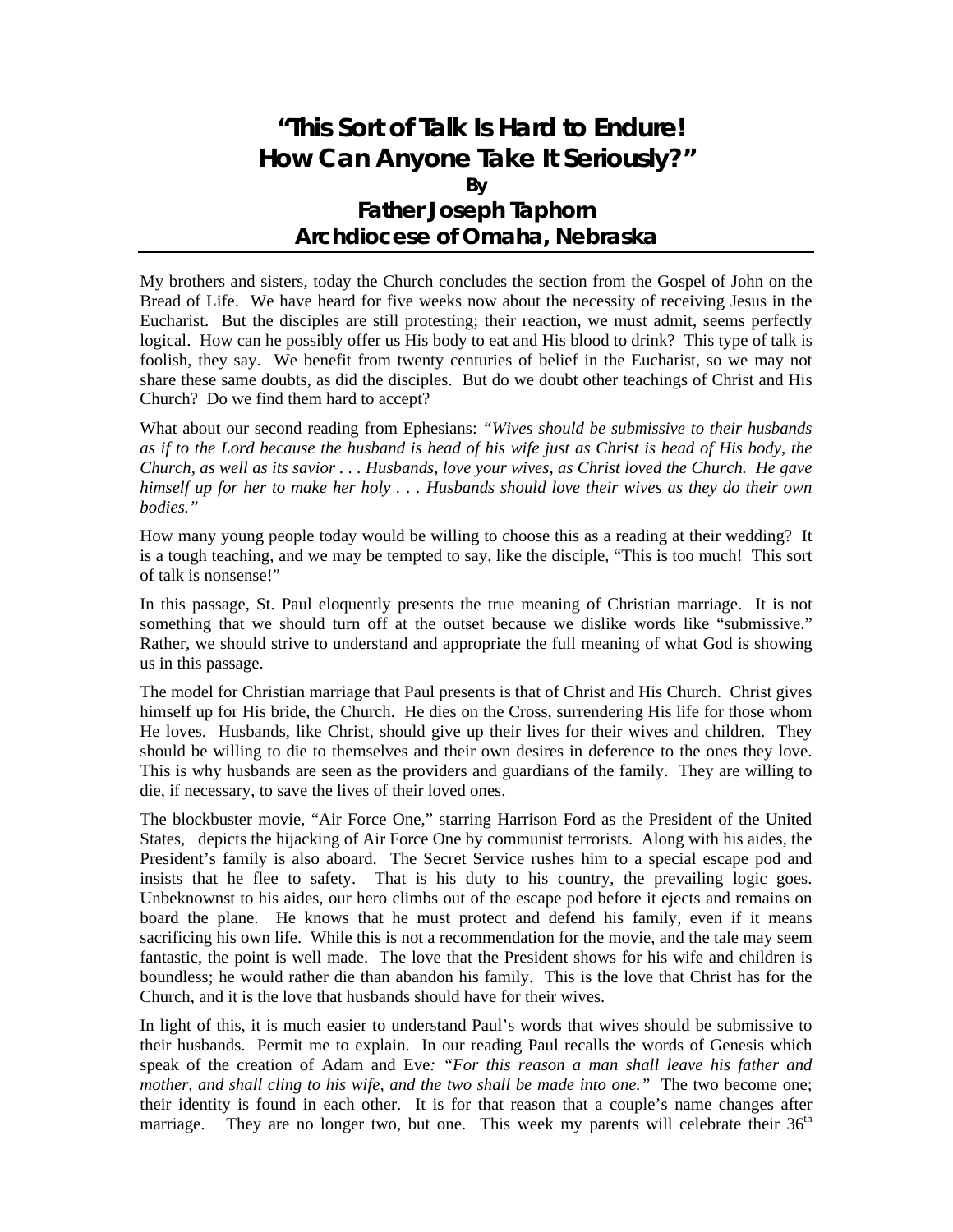# "This Sort of Talk Is Hard to Endure! How Can Anyone Take It Seriously?"

**By**

## Father Joseph Taphorn
## Archdiocese of Omaha, Nebraska

My brothers and sisters, today the Church concludes the section from the Gospel of John on the Bread of Life. We have heard for five weeks now about the necessity of receiving Jesus in the Eucharist. But the disciples are still protesting; their reaction, we must admit, seems perfectly logical. How can he possibly offer us His body to eat and His blood to drink? This type of talk is foolish, they say. We benefit from twenty centuries of belief in the Eucharist, so we may not share these same doubts, as did the disciples. But do we doubt other teachings of Christ and His Church? Do we find them hard to accept?

What about our second reading from Ephesians: *"Wives should be submissive to their husbands as if to the Lord because the husband is head of his wife just as Christ is head of His body, the Church, as well as its savior . . . Husbands, love your wives, as Christ loved the Church. He gave himself up for her to make her holy . . . Husbands should love their wives as they do their own bodies."*

How many young people today would be willing to choose this as a reading at their wedding? It is a tough teaching, and we may be tempted to say, like the disciple, "This is too much! This sort of talk is nonsense!"

In this passage, St. Paul eloquently presents the true meaning of Christian marriage. It is not something that we should turn off at the outset because we dislike words like "submissive." Rather, we should strive to understand and appropriate the full meaning of what God is showing us in this passage.

The model for Christian marriage that Paul presents is that of Christ and His Church. Christ gives himself up for His bride, the Church. He dies on the Cross, surrendering His life for those whom He loves. Husbands, like Christ, should give up their lives for their wives and children. They should be willing to die to themselves and their own desires in deference to the ones they love. This is why husbands are seen as the providers and guardians of the family. They are willing to die, if necessary, to save the lives of their loved ones.

The blockbuster movie, "Air Force One," starring Harrison Ford as the President of the United States, depicts the hijacking of Air Force One by communist terrorists. Along with his aides, the President's family is also aboard. The Secret Service rushes him to a special escape pod and insists that he flee to safety. That is his duty to his country, the prevailing logic goes. Unbeknownst to his aides, our hero climbs out of the escape pod before it ejects and remains on board the plane. He knows that he must protect and defend his family, even if it means sacrificing his own life. While this is not a recommendation for the movie, and the tale may seem fantastic, the point is well made. The love that the President shows for his wife and children is boundless; he would rather die than abandon his family. This is the love that Christ has for the Church, and it is the love that husbands should have for their wives.

In light of this, it is much easier to understand Paul's words that wives should be submissive to their husbands. Permit me to explain. In our reading Paul recalls the words of Genesis which speak of the creation of Adam and Eve: *"For this reason a man shall leave his father and mother, and shall cling to his wife, and the two shall be made into one."* The two become one; their identity is found in each other. It is for that reason that a couple's name changes after marriage. They are no longer two, but one. This week my parents will celebrate their 36th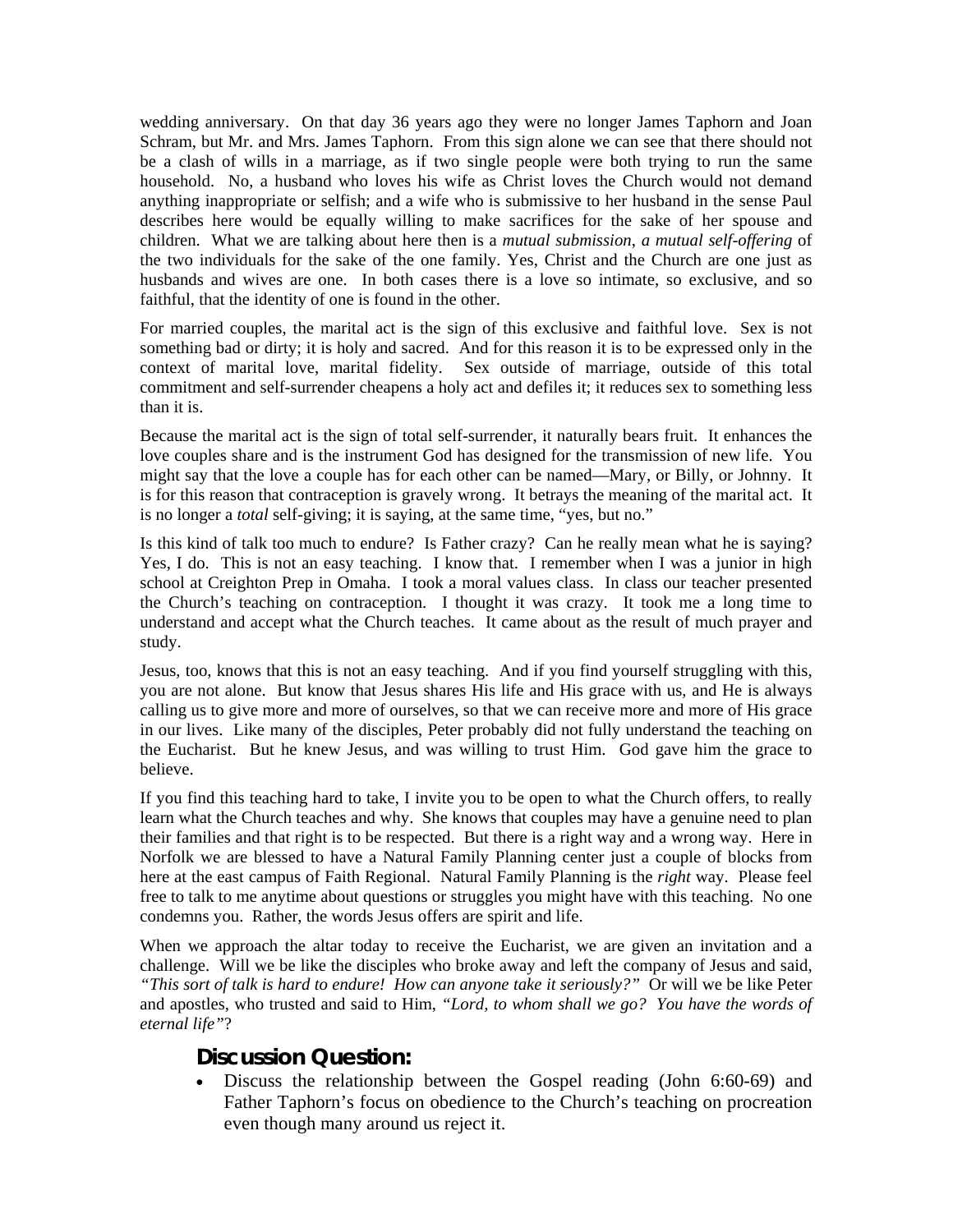wedding anniversary. On that day 36 years ago they were no longer James Taphorn and Joan Schram, but Mr. and Mrs. James Taphorn. From this sign alone we can see that there should not be a clash of wills in a marriage, as if two single people were both trying to run the same household. No, a husband who loves his wife as Christ loves the Church would not demand anything inappropriate or selfish; and a wife who is submissive to her husband in the sense Paul describes here would be equally willing to make sacrifices for the sake of her spouse and children. What we are talking about here then is a *mutual submission, a mutual self-offering* of the two individuals for the sake of the one family. Yes, Christ and the Church are one just as husbands and wives are one. In both cases there is a love so intimate, so exclusive, and so faithful, that the identity of one is found in the other.

For married couples, the marital act is the sign of this exclusive and faithful love. Sex is not something bad or dirty; it is holy and sacred. And for this reason it is to be expressed only in the context of marital love, marital fidelity. Sex outside of marriage, outside of this total commitment and self-surrender cheapens a holy act and defiles it; it reduces sex to something less than it is.

Because the marital act is the sign of total self-surrender, it naturally bears fruit. It enhances the love couples share and is the instrument God has designed for the transmission of new life. You might say that the love a couple has for each other can be named—Mary, or Billy, or Johnny. It is for this reason that contraception is gravely wrong. It betrays the meaning of the marital act. It is no longer a *total* self-giving; it is saying, at the same time, "yes, but no."

Is this kind of talk too much to endure? Is Father crazy? Can he really mean what he is saying? Yes, I do. This is not an easy teaching. I know that. I remember when I was a junior in high school at Creighton Prep in Omaha. I took a moral values class. In class our teacher presented the Church's teaching on contraception. I thought it was crazy. It took me a long time to understand and accept what the Church teaches. It came about as the result of much prayer and study.

Jesus, too, knows that this is not an easy teaching. And if you find yourself struggling with this, you are not alone. But know that Jesus shares His life and His grace with us, and He is always calling us to give more and more of ourselves, so that we can receive more and more of His grace in our lives. Like many of the disciples, Peter probably did not fully understand the teaching on the Eucharist. But he knew Jesus, and was willing to trust Him. God gave him the grace to believe.

If you find this teaching hard to take, I invite you to be open to what the Church offers, to really learn what the Church teaches and why. She knows that couples may have a genuine need to plan their families and that right is to be respected. But there is a right way and a wrong way. Here in Norfolk we are blessed to have a Natural Family Planning center just a couple of blocks from here at the east campus of Faith Regional. Natural Family Planning is the *right* way. Please feel free to talk to me anytime about questions or struggles you might have with this teaching. No one condemns you. Rather, the words Jesus offers are spirit and life.

When we approach the altar today to receive the Eucharist, we are given an invitation and a challenge. Will we be like the disciples who broke away and left the company of Jesus and said, *"This sort of talk is hard to endure! How can anyone take it seriously?"* Or will we be like Peter and apostles, who trusted and said to Him, *"Lord, to whom shall we go? You have the words of eternal life"*?

## Discussion Question:

- Discuss the relationship between the Gospel reading (John 6:60-69) and Father Taphorn's focus on obedience to the Church's teaching on procreation even though many around us reject it.